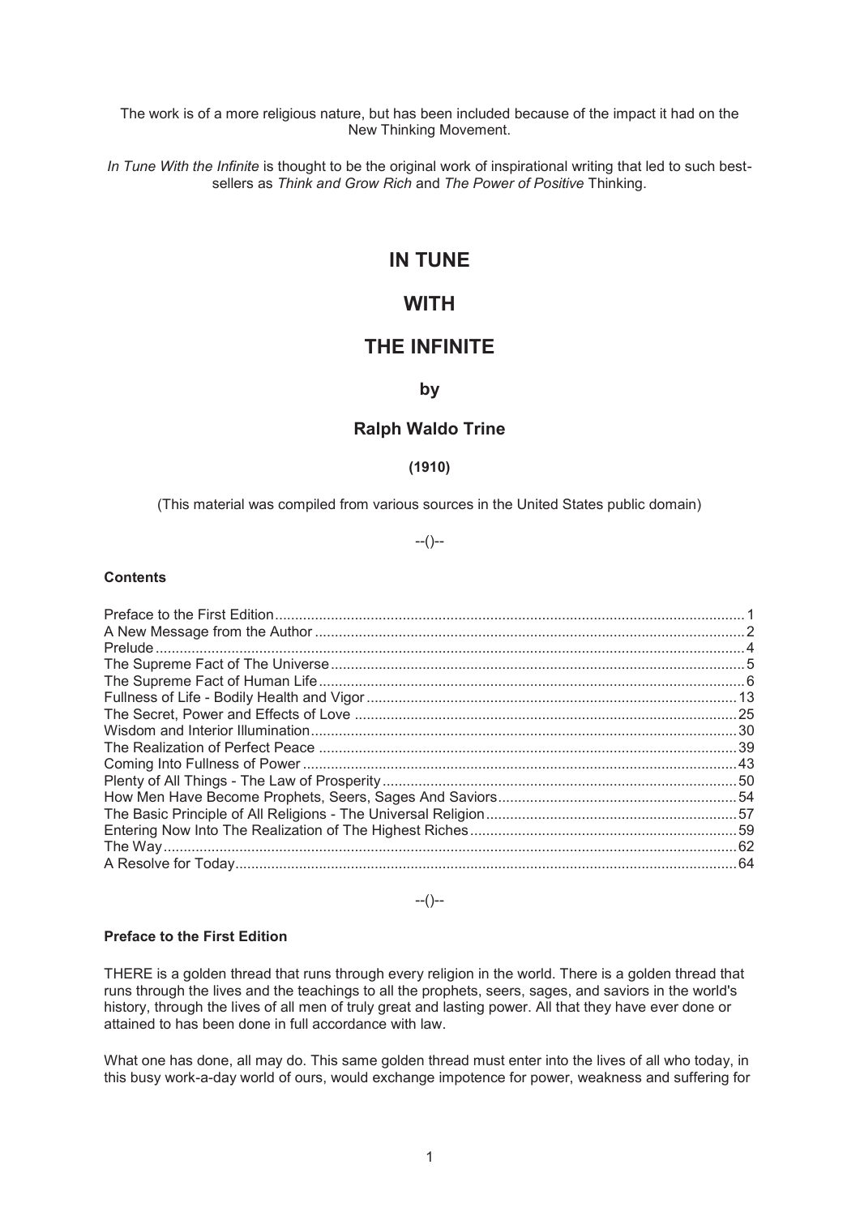The work is of a more religious nature, but has been included because of the impact it had on the New Thinking Movement.

*In Tune With the Infinite* is thought to be the original work of inspirational writing that led to such best-sellers as *Think and Grow Rich* and *The Power of Positive* Thinking.

# IN TUNE

# WITH

# THE INFINITE

### by

### Ralph Waldo Trine

**(1910)**

(This material was compiled from various sources in the United States public domain)

--()--

**Contents**

Preface to the First Edition ..... 1
A New Message from the Author ..... 2
Prelude ..... 4
The Supreme Fact of The Universe ..... 5
The Supreme Fact of Human Life ..... 6
Fullness of Life - Bodily Health and Vigor ..... 13
The Secret, Power and Effects of Love ..... 25
Wisdom and Interior Illumination ..... 30
The Realization of Perfect Peace ..... 39
Coming Into Fullness of Power ..... 43
Plenty of All Things - The Law of Prosperity ..... 50
How Men Have Become Prophets, Seers, Sages And Saviors ..... 54
The Basic Principle of All Religions - The Universal Religion ..... 57
Entering Now Into The Realization of The Highest Riches ..... 59
The Way ..... 62
A Resolve for Today ..... 64

--()--

**Preface to the First Edition**

THERE is a golden thread that runs through every religion in the world. There is a golden thread that runs through the lives and the teachings to all the prophets, seers, sages, and saviors in the world's history, through the lives of all men of truly great and lasting power. All that they have ever done or attained to has been done in full accordance with law.

What one has done, all may do. This same golden thread must enter into the lives of all who today, in this busy work-a-day world of ours, would exchange impotence for power, weakness and suffering for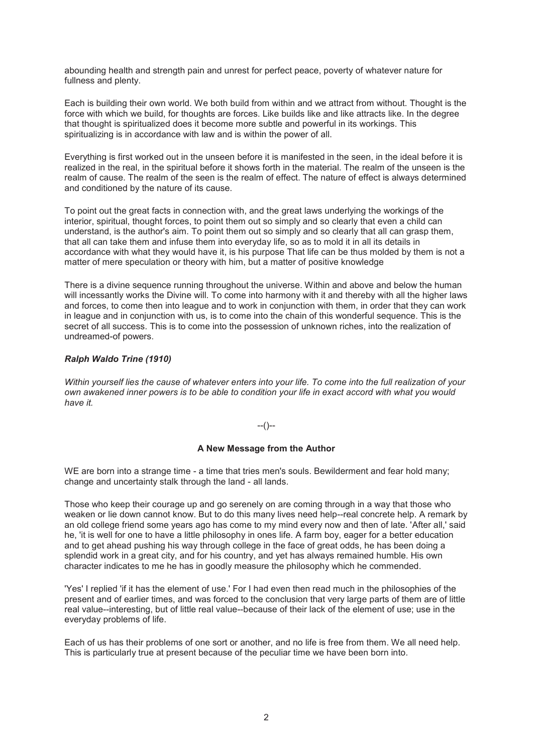abounding health and strength pain and unrest for perfect peace, poverty of whatever nature for fullness and plenty.

Each is building their own world. We both build from within and we attract from without. Thought is the force with which we build, for thoughts are forces. Like builds like and like attracts like. In the degree that thought is spiritualized does it become more subtle and powerful in its workings. This spiritualizing is in accordance with law and is within the power of all.

Everything is first worked out in the unseen before it is manifested in the seen, in the ideal before it is realized in the real, in the spiritual before it shows forth in the material. The realm of the unseen is the realm of cause. The realm of the seen is the realm of effect. The nature of effect is always determined and conditioned by the nature of its cause.

To point out the great facts in connection with, and the great laws underlying the workings of the interior, spiritual, thought forces, to point them out so simply and so clearly that even a child can understand, is the author's aim. To point them out so simply and so clearly that all can grasp them, that all can take them and infuse them into everyday life, so as to mold it in all its details in accordance with what they would have it, is his purpose That life can be thus molded by them is not a matter of mere speculation or theory with him, but a matter of positive knowledge

There is a divine sequence running throughout the universe. Within and above and below the human will incessantly works the Divine will. To come into harmony with it and thereby with all the higher laws and forces, to come then into league and to work in conjunction with them, in order that they can work in league and in conjunction with us, is to come into the chain of this wonderful sequence. This is the secret of all success. This is to come into the possession of unknown riches, into the realization of undreamed-of powers.

***Ralph Waldo Trine (1910)***

*Within yourself lies the cause of whatever enters into your life. To come into the full realization of your own awakened inner powers is to be able to condition your life in exact accord with what you would have it.*

--()--

**A New Message from the Author**

WE are born into a strange time - a time that tries men's souls. Bewilderment and fear hold many; change and uncertainty stalk through the land - all lands.

Those who keep their courage up and go serenely on are coming through in a way that those who weaken or lie down cannot know. But to do this many lives need help--real concrete help. A remark by an old college friend some years ago has come to my mind every now and then of late. 'After all,' said he, 'it is well for one to have a little philosophy in ones life. A farm boy, eager for a better education and to get ahead pushing his way through college in the face of great odds, he has been doing a splendid work in a great city, and for his country, and yet has always remained humble. His own character indicates to me he has in goodly measure the philosophy which he commended.

'Yes' I replied 'if it has the element of use.' For I had even then read much in the philosophies of the present and of earlier times, and was forced to the conclusion that very large parts of them are of little real value--interesting, but of little real value--because of their lack of the element of use; use in the everyday problems of life.

Each of us has their problems of one sort or another, and no life is free from them. We all need help. This is particularly true at present because of the peculiar time we have been born into.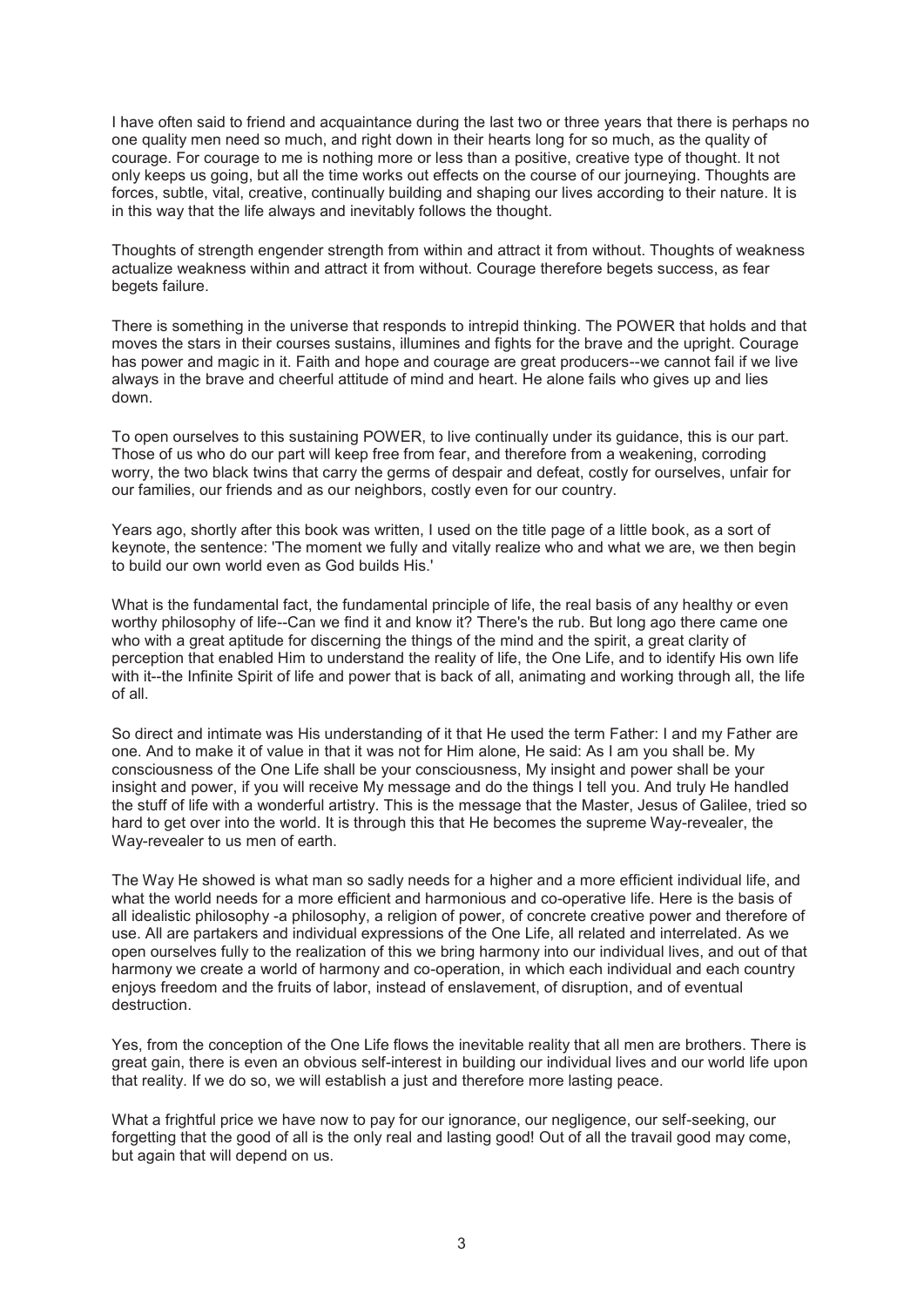I have often said to friend and acquaintance during the last two or three years that there is perhaps no one quality men need so much, and right down in their hearts long for so much, as the quality of courage. For courage to me is nothing more or less than a positive, creative type of thought. It not only keeps us going, but all the time works out effects on the course of our journeying. Thoughts are forces, subtle, vital, creative, continually building and shaping our lives according to their nature. It is in this way that the life always and inevitably follows the thought.

Thoughts of strength engender strength from within and attract it from without. Thoughts of weakness actualize weakness within and attract it from without. Courage therefore begets success, as fear begets failure.

There is something in the universe that responds to intrepid thinking. The POWER that holds and that moves the stars in their courses sustains, illumines and fights for the brave and the upright. Courage has power and magic in it. Faith and hope and courage are great producers--we cannot fail if we live always in the brave and cheerful attitude of mind and heart. He alone fails who gives up and lies down.

To open ourselves to this sustaining POWER, to live continually under its guidance, this is our part. Those of us who do our part will keep free from fear, and therefore from a weakening, corroding worry, the two black twins that carry the germs of despair and defeat, costly for ourselves, unfair for our families, our friends and as our neighbors, costly even for our country.

Years ago, shortly after this book was written, I used on the title page of a little book, as a sort of keynote, the sentence: 'The moment we fully and vitally realize who and what we are, we then begin to build our own world even as God builds His.'

What is the fundamental fact, the fundamental principle of life, the real basis of any healthy or even worthy philosophy of life--Can we find it and know it? There's the rub. But long ago there came one who with a great aptitude for discerning the things of the mind and the spirit, a great clarity of perception that enabled Him to understand the reality of life, the One Life, and to identify His own life with it--the Infinite Spirit of life and power that is back of all, animating and working through all, the life of all.

So direct and intimate was His understanding of it that He used the term Father: I and my Father are one. And to make it of value in that it was not for Him alone, He said: As I am you shall be. My consciousness of the One Life shall be your consciousness, My insight and power shall be your insight and power, if you will receive My message and do the things I tell you. And truly He handled the stuff of life with a wonderful artistry. This is the message that the Master, Jesus of Galilee, tried so hard to get over into the world. It is through this that He becomes the supreme Way-revealer, the Way-revealer to us men of earth.

The Way He showed is what man so sadly needs for a higher and a more efficient individual life, and what the world needs for a more efficient and harmonious and co-operative life. Here is the basis of all idealistic philosophy -a philosophy, a religion of power, of concrete creative power and therefore of use. All are partakers and individual expressions of the One Life, all related and interrelated. As we open ourselves fully to the realization of this we bring harmony into our individual lives, and out of that harmony we create a world of harmony and co-operation, in which each individual and each country enjoys freedom and the fruits of labor, instead of enslavement, of disruption, and of eventual destruction.

Yes, from the conception of the One Life flows the inevitable reality that all men are brothers. There is great gain, there is even an obvious self-interest in building our individual lives and our world life upon that reality. If we do so, we will establish a just and therefore more lasting peace.

What a frightful price we have now to pay for our ignorance, our negligence, our self-seeking, our forgetting that the good of all is the only real and lasting good! Out of all the travail good may come, but again that will depend on us.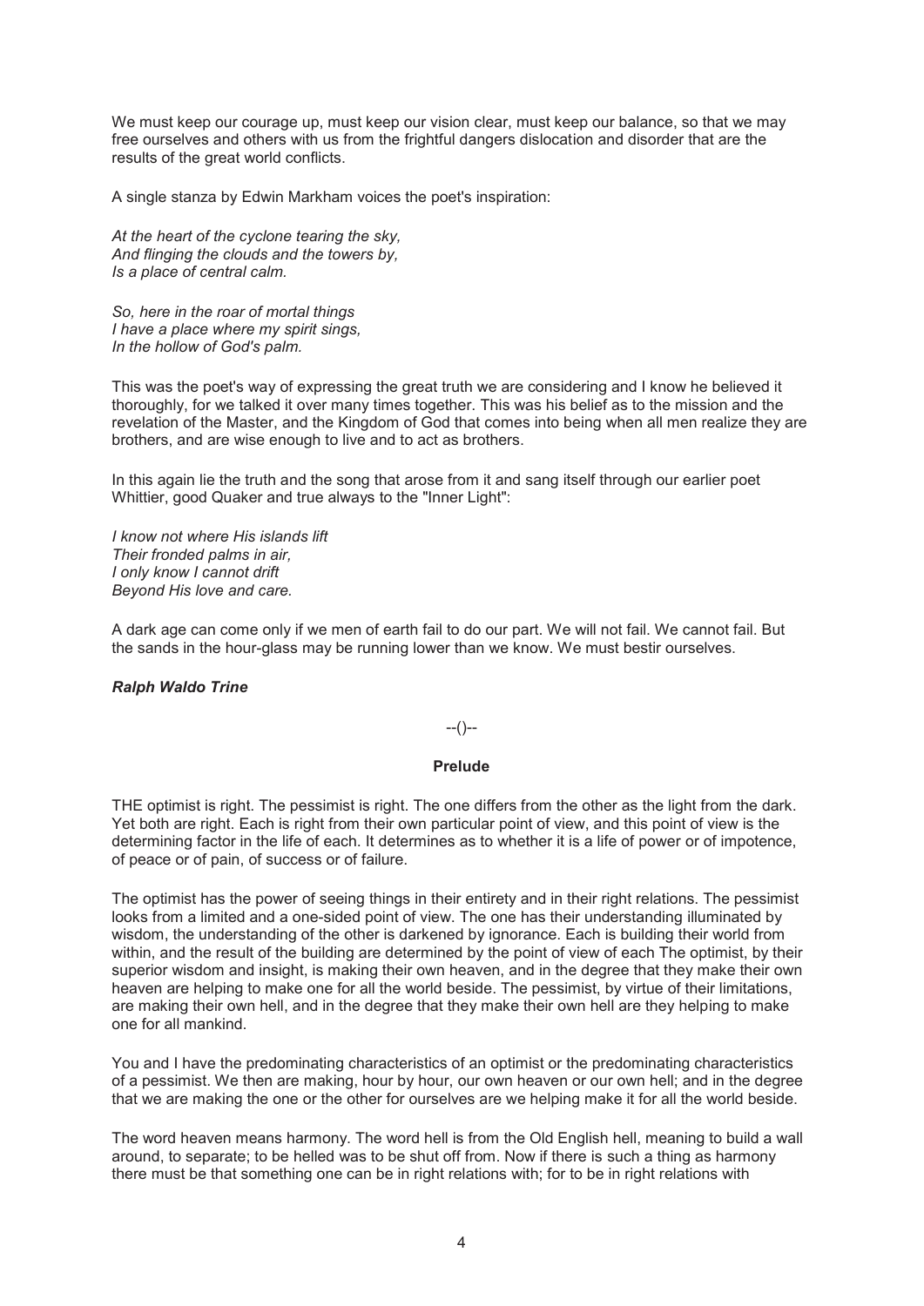We must keep our courage up, must keep our vision clear, must keep our balance, so that we may free ourselves and others with us from the frightful dangers dislocation and disorder that are the results of the great world conflicts.

A single stanza by Edwin Markham voices the poet's inspiration:

*At the heart of the cyclone tearing the sky,*
*And flinging the clouds and the towers by,*
*Is a place of central calm.*

*So, here in the roar of mortal things*
*I have a place where my spirit sings,*
*In the hollow of God's palm.*

This was the poet's way of expressing the great truth we are considering and I know he believed it thoroughly, for we talked it over many times together. This was his belief as to the mission and the revelation of the Master, and the Kingdom of God that comes into being when all men realize they are brothers, and are wise enough to live and to act as brothers.

In this again lie the truth and the song that arose from it and sang itself through our earlier poet Whittier, good Quaker and true always to the "Inner Light":

*I know not where His islands lift*
*Their fronded palms in air,*
*I only know I cannot drift*
*Beyond His love and care.*

A dark age can come only if we men of earth fail to do our part. We will not fail. We cannot fail. But the sands in the hour-glass may be running lower than we know. We must bestir ourselves.

***Ralph Waldo Trine***

--()--

## Prelude

THE optimist is right. The pessimist is right. The one differs from the other as the light from the dark. Yet both are right. Each is right from their own particular point of view, and this point of view is the determining factor in the life of each. It determines as to whether it is a life of power or of impotence, of peace or of pain, of success or of failure.

The optimist has the power of seeing things in their entirety and in their right relations. The pessimist looks from a limited and a one-sided point of view. The one has their understanding illuminated by wisdom, the understanding of the other is darkened by ignorance. Each is building their world from within, and the result of the building are determined by the point of view of each The optimist, by their superior wisdom and insight, is making their own heaven, and in the degree that they make their own heaven are helping to make one for all the world beside. The pessimist, by virtue of their limitations, are making their own hell, and in the degree that they make their own hell are they helping to make one for all mankind.

You and I have the predominating characteristics of an optimist or the predominating characteristics of a pessimist. We then are making, hour by hour, our own heaven or our own hell; and in the degree that we are making the one or the other for ourselves are we helping make it for all the world beside.

The word heaven means harmony. The word hell is from the Old English hell, meaning to build a wall around, to separate; to be helled was to be shut off from. Now if there is such a thing as harmony there must be that something one can be in right relations with; for to be in right relations with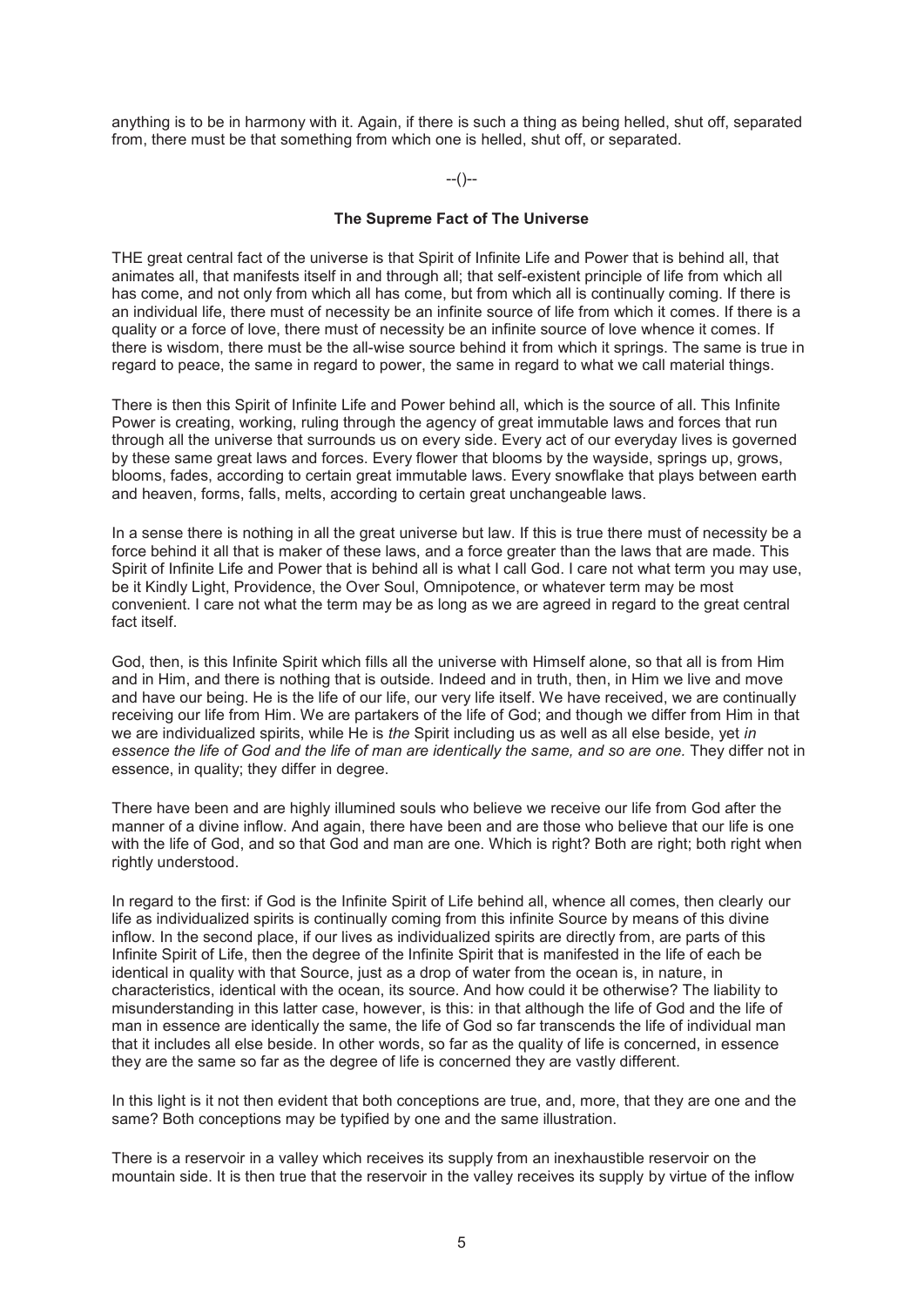anything is to be in harmony with it. Again, if there is such a thing as being helled, shut off, separated from, there must be that something from which one is helled, shut off, or separated.

--()--

### The Supreme Fact of The Universe

THE great central fact of the universe is that Spirit of Infinite Life and Power that is behind all, that animates all, that manifests itself in and through all; that self-existent principle of life from which all has come, and not only from which all has come, but from which all is continually coming. If there is an individual life, there must of necessity be an infinite source of life from which it comes. If there is a quality or a force of love, there must of necessity be an infinite source of love whence it comes. If there is wisdom, there must be the all-wise source behind it from which it springs. The same is true in regard to peace, the same in regard to power, the same in regard to what we call material things.

There is then this Spirit of Infinite Life and Power behind all, which is the source of all. This Infinite Power is creating, working, ruling through the agency of great immutable laws and forces that run through all the universe that surrounds us on every side. Every act of our everyday lives is governed by these same great laws and forces. Every flower that blooms by the wayside, springs up, grows, blooms, fades, according to certain great immutable laws. Every snowflake that plays between earth and heaven, forms, falls, melts, according to certain great unchangeable laws.

In a sense there is nothing in all the great universe but law. If this is true there must of necessity be a force behind it all that is maker of these laws, and a force greater than the laws that are made. This Spirit of Infinite Life and Power that is behind all is what I call God. I care not what term you may use, be it Kindly Light, Providence, the Over Soul, Omnipotence, or whatever term may be most convenient. I care not what the term may be as long as we are agreed in regard to the great central fact itself.

God, then, is this Infinite Spirit which fills all the universe with Himself alone, so that all is from Him and in Him, and there is nothing that is outside. Indeed and in truth, then, in Him we live and move and have our being. He is the life of our life, our very life itself. We have received, we are continually receiving our life from Him. We are partakers of the life of God; and though we differ from Him in that we are individualized spirits, while He is *the* Spirit including us as well as all else beside, yet *in essence the life of God and the life of man are identically the same, and so are one.* They differ not in essence, in quality; they differ in degree.

There have been and are highly illumined souls who believe we receive our life from God after the manner of a divine inflow. And again, there have been and are those who believe that our life is one with the life of God, and so that God and man are one. Which is right? Both are right; both right when rightly understood.

In regard to the first: if God is the Infinite Spirit of Life behind all, whence all comes, then clearly our life as individualized spirits is continually coming from this infinite Source by means of this divine inflow. In the second place, if our lives as individualized spirits are directly from, are parts of this Infinite Spirit of Life, then the degree of the Infinite Spirit that is manifested in the life of each be identical in quality with that Source, just as a drop of water from the ocean is, in nature, in characteristics, identical with the ocean, its source. And how could it be otherwise? The liability to misunderstanding in this latter case, however, is this: in that although the life of God and the life of man in essence are identically the same, the life of God so far transcends the life of individual man that it includes all else beside. In other words, so far as the quality of life is concerned, in essence they are the same so far as the degree of life is concerned they are vastly different.

In this light is it not then evident that both conceptions are true, and, more, that they are one and the same? Both conceptions may be typified by one and the same illustration.

There is a reservoir in a valley which receives its supply from an inexhaustible reservoir on the mountain side. It is then true that the reservoir in the valley receives its supply by virtue of the inflow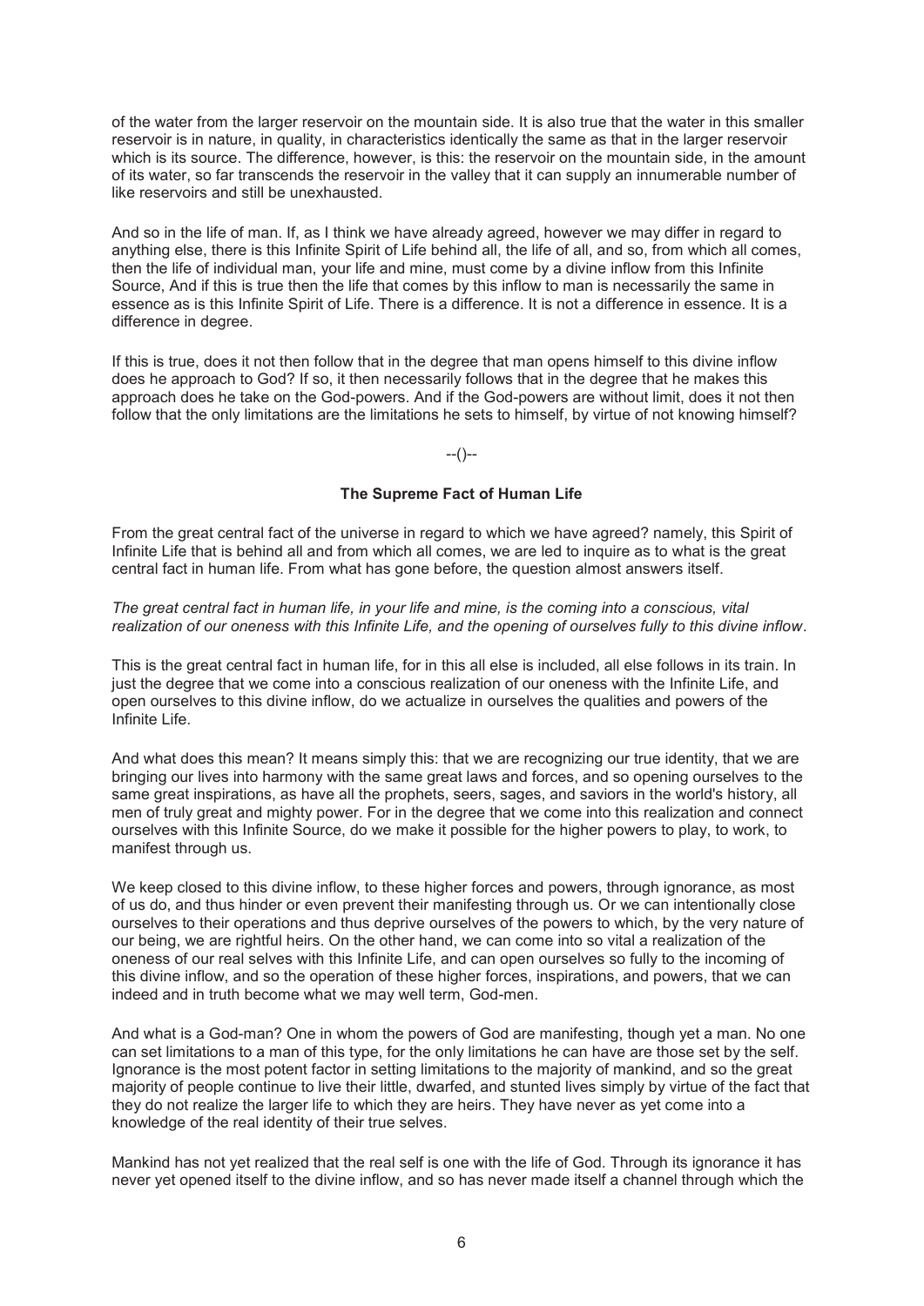of the water from the larger reservoir on the mountain side. It is also true that the water in this smaller reservoir is in nature, in quality, in characteristics identically the same as that in the larger reservoir which is its source. The difference, however, is this: the reservoir on the mountain side, in the amount of its water, so far transcends the reservoir in the valley that it can supply an innumerable number of like reservoirs and still be unexhausted.

And so in the life of man. If, as I think we have already agreed, however we may differ in regard to anything else, there is this Infinite Spirit of Life behind all, the life of all, and so, from which all comes, then the life of individual man, your life and mine, must come by a divine inflow from this Infinite Source, And if this is true then the life that comes by this inflow to man is necessarily the same in essence as is this Infinite Spirit of Life. There is a difference. It is not a difference in essence. It is a difference in degree.

If this is true, does it not then follow that in the degree that man opens himself to this divine inflow does he approach to God? If so, it then necessarily follows that in the degree that he makes this approach does he take on the God-powers. And if the God-powers are without limit, does it not then follow that the only limitations are the limitations he sets to himself, by virtue of not knowing himself?

--()--

## The Supreme Fact of Human Life

From the great central fact of the universe in regard to which we have agreed? namely, this Spirit of Infinite Life that is behind all and from which all comes, we are led to inquire as to what is the great central fact in human life. From what has gone before, the question almost answers itself.

*The great central fact in human life, in your life and mine, is the coming into a conscious, vital realization of our oneness with this Infinite Life, and the opening of ourselves fully to this divine inflow*.

This is the great central fact in human life, for in this all else is included, all else follows in its train. In just the degree that we come into a conscious realization of our oneness with the Infinite Life, and open ourselves to this divine inflow, do we actualize in ourselves the qualities and powers of the Infinite Life.

And what does this mean? It means simply this: that we are recognizing our true identity, that we are bringing our lives into harmony with the same great laws and forces, and so opening ourselves to the same great inspirations, as have all the prophets, seers, sages, and saviors in the world's history, all men of truly great and mighty power. For in the degree that we come into this realization and connect ourselves with this Infinite Source, do we make it possible for the higher powers to play, to work, to manifest through us.

We keep closed to this divine inflow, to these higher forces and powers, through ignorance, as most of us do, and thus hinder or even prevent their manifesting through us. Or we can intentionally close ourselves to their operations and thus deprive ourselves of the powers to which, by the very nature of our being, we are rightful heirs. On the other hand, we can come into so vital a realization of the oneness of our real selves with this Infinite Life, and can open ourselves so fully to the incoming of this divine inflow, and so the operation of these higher forces, inspirations, and powers, that we can indeed and in truth become what we may well term, God-men.

And what is a God-man? One in whom the powers of God are manifesting, though yet a man. No one can set limitations to a man of this type, for the only limitations he can have are those set by the self. Ignorance is the most potent factor in setting limitations to the majority of mankind, and so the great majority of people continue to live their little, dwarfed, and stunted lives simply by virtue of the fact that they do not realize the larger life to which they are heirs. They have never as yet come into a knowledge of the real identity of their true selves.

Mankind has not yet realized that the real self is one with the life of God. Through its ignorance it has never yet opened itself to the divine inflow, and so has never made itself a channel through which the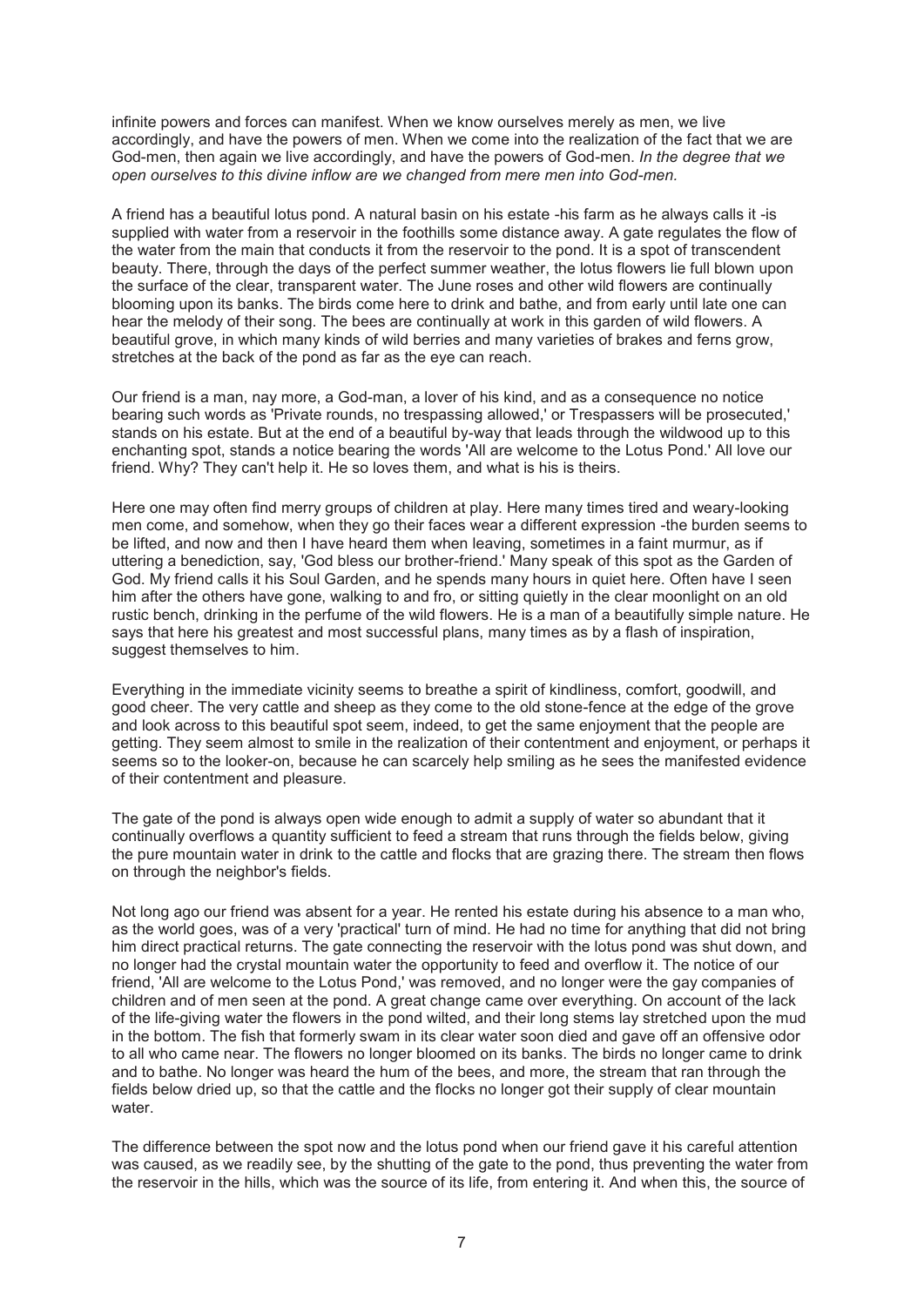infinite powers and forces can manifest. When we know ourselves merely as men, we live accordingly, and have the powers of men. When we come into the realization of the fact that we are God-men, then again we live accordingly, and have the powers of God-men. *In the degree that we open ourselves to this divine inflow are we changed from mere men into God-men.*

A friend has a beautiful lotus pond. A natural basin on his estate -his farm as he always calls it -is supplied with water from a reservoir in the foothills some distance away. A gate regulates the flow of the water from the main that conducts it from the reservoir to the pond. It is a spot of transcendent beauty. There, through the days of the perfect summer weather, the lotus flowers lie full blown upon the surface of the clear, transparent water. The June roses and other wild flowers are continually blooming upon its banks. The birds come here to drink and bathe, and from early until late one can hear the melody of their song. The bees are continually at work in this garden of wild flowers. A beautiful grove, in which many kinds of wild berries and many varieties of brakes and ferns grow, stretches at the back of the pond as far as the eye can reach.

Our friend is a man, nay more, a God-man, a lover of his kind, and as a consequence no notice bearing such words as 'Private rounds, no trespassing allowed,' or Trespassers will be prosecuted,' stands on his estate. But at the end of a beautiful by-way that leads through the wildwood up to this enchanting spot, stands a notice bearing the words 'All are welcome to the Lotus Pond.' All love our friend. Why? They can't help it. He so loves them, and what is his is theirs.

Here one may often find merry groups of children at play. Here many times tired and weary-looking men come, and somehow, when they go their faces wear a different expression -the burden seems to be lifted, and now and then I have heard them when leaving, sometimes in a faint murmur, as if uttering a benediction, say, 'God bless our brother-friend.' Many speak of this spot as the Garden of God. My friend calls it his Soul Garden, and he spends many hours in quiet here. Often have I seen him after the others have gone, walking to and fro, or sitting quietly in the clear moonlight on an old rustic bench, drinking in the perfume of the wild flowers. He is a man of a beautifully simple nature. He says that here his greatest and most successful plans, many times as by a flash of inspiration, suggest themselves to him.

Everything in the immediate vicinity seems to breathe a spirit of kindliness, comfort, goodwill, and good cheer. The very cattle and sheep as they come to the old stone-fence at the edge of the grove and look across to this beautiful spot seem, indeed, to get the same enjoyment that the people are getting. They seem almost to smile in the realization of their contentment and enjoyment, or perhaps it seems so to the looker-on, because he can scarcely help smiling as he sees the manifested evidence of their contentment and pleasure.

The gate of the pond is always open wide enough to admit a supply of water so abundant that it continually overflows a quantity sufficient to feed a stream that runs through the fields below, giving the pure mountain water in drink to the cattle and flocks that are grazing there. The stream then flows on through the neighbor's fields.

Not long ago our friend was absent for a year. He rented his estate during his absence to a man who, as the world goes, was of a very 'practical' turn of mind. He had no time for anything that did not bring him direct practical returns. The gate connecting the reservoir with the lotus pond was shut down, and no longer had the crystal mountain water the opportunity to feed and overflow it. The notice of our friend, 'All are welcome to the Lotus Pond,' was removed, and no longer were the gay companies of children and of men seen at the pond. A great change came over everything. On account of the lack of the life-giving water the flowers in the pond wilted, and their long stems lay stretched upon the mud in the bottom. The fish that formerly swam in its clear water soon died and gave off an offensive odor to all who came near. The flowers no longer bloomed on its banks. The birds no longer came to drink and to bathe. No longer was heard the hum of the bees, and more, the stream that ran through the fields below dried up, so that the cattle and the flocks no longer got their supply of clear mountain water.

The difference between the spot now and the lotus pond when our friend gave it his careful attention was caused, as we readily see, by the shutting of the gate to the pond, thus preventing the water from the reservoir in the hills, which was the source of its life, from entering it. And when this, the source of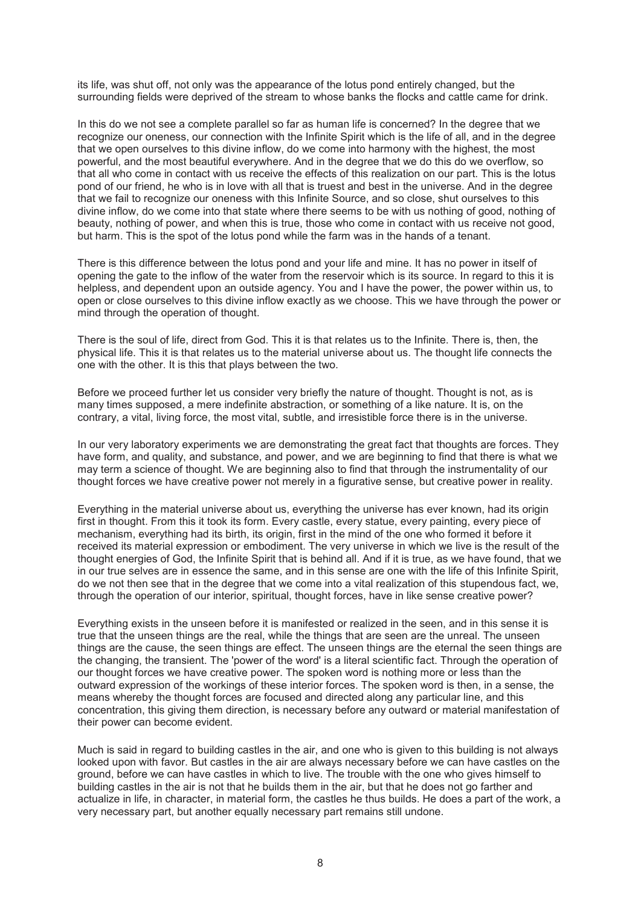its life, was shut off, not only was the appearance of the lotus pond entirely changed, but the surrounding fields were deprived of the stream to whose banks the flocks and cattle came for drink.

In this do we not see a complete parallel so far as human life is concerned? In the degree that we recognize our oneness, our connection with the Infinite Spirit which is the life of all, and in the degree that we open ourselves to this divine inflow, do we come into harmony with the highest, the most powerful, and the most beautiful everywhere. And in the degree that we do this do we overflow, so that all who come in contact with us receive the effects of this realization on our part. This is the lotus pond of our friend, he who is in love with all that is truest and best in the universe. And in the degree that we fail to recognize our oneness with this Infinite Source, and so close, shut ourselves to this divine inflow, do we come into that state where there seems to be with us nothing of good, nothing of beauty, nothing of power, and when this is true, those who come in contact with us receive not good, but harm. This is the spot of the lotus pond while the farm was in the hands of a tenant.

There is this difference between the lotus pond and your life and mine. It has no power in itself of opening the gate to the inflow of the water from the reservoir which is its source. In regard to this it is helpless, and dependent upon an outside agency. You and I have the power, the power within us, to open or close ourselves to this divine inflow exactly as we choose. This we have through the power or mind through the operation of thought.

There is the soul of life, direct from God. This it is that relates us to the Infinite. There is, then, the physical life. This it is that relates us to the material universe about us. The thought life connects the one with the other. It is this that plays between the two.

Before we proceed further let us consider very briefly the nature of thought. Thought is not, as is many times supposed, a mere indefinite abstraction, or something of a like nature. It is, on the contrary, a vital, living force, the most vital, subtle, and irresistible force there is in the universe.

In our very laboratory experiments we are demonstrating the great fact that thoughts are forces. They have form, and quality, and substance, and power, and we are beginning to find that there is what we may term a science of thought. We are beginning also to find that through the instrumentality of our thought forces we have creative power not merely in a figurative sense, but creative power in reality.

Everything in the material universe about us, everything the universe has ever known, had its origin first in thought. From this it took its form. Every castle, every statue, every painting, every piece of mechanism, everything had its birth, its origin, first in the mind of the one who formed it before it received its material expression or embodiment. The very universe in which we live is the result of the thought energies of God, the Infinite Spirit that is behind all. And if it is true, as we have found, that we in our true selves are in essence the same, and in this sense are one with the life of this Infinite Spirit, do we not then see that in the degree that we come into a vital realization of this stupendous fact, we, through the operation of our interior, spiritual, thought forces, have in like sense creative power?

Everything exists in the unseen before it is manifested or realized in the seen, and in this sense it is true that the unseen things are the real, while the things that are seen are the unreal. The unseen things are the cause, the seen things are effect. The unseen things are the eternal the seen things are the changing, the transient. The 'power of the word' is a literal scientific fact. Through the operation of our thought forces we have creative power. The spoken word is nothing more or less than the outward expression of the workings of these interior forces. The spoken word is then, in a sense, the means whereby the thought forces are focused and directed along any particular line, and this concentration, this giving them direction, is necessary before any outward or material manifestation of their power can become evident.

Much is said in regard to building castles in the air, and one who is given to this building is not always looked upon with favor. But castles in the air are always necessary before we can have castles on the ground, before we can have castles in which to live. The trouble with the one who gives himself to building castles in the air is not that he builds them in the air, but that he does not go farther and actualize in life, in character, in material form, the castles he thus builds. He does a part of the work, a very necessary part, but another equally necessary part remains still undone.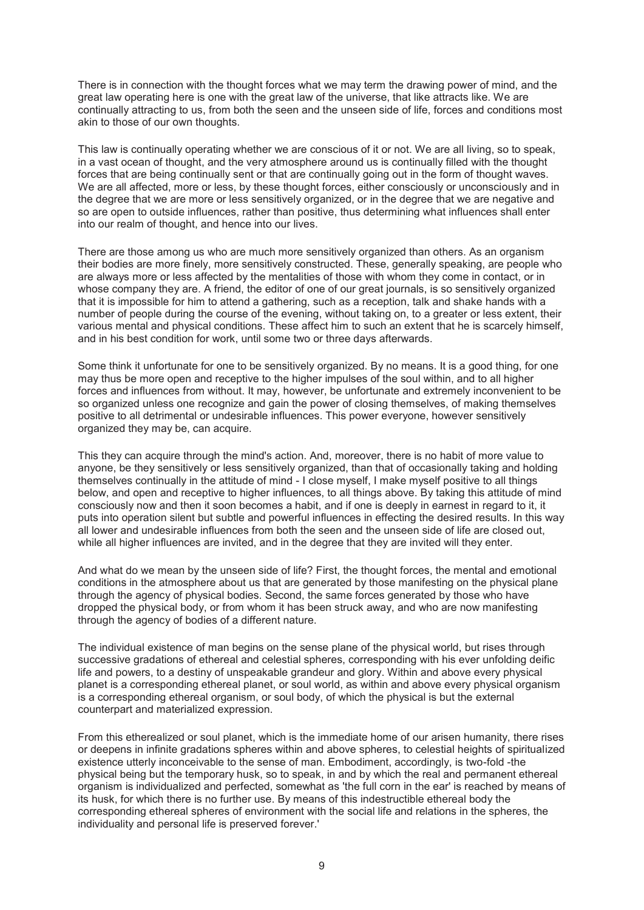There is in connection with the thought forces what we may term the drawing power of mind, and the great law operating here is one with the great law of the universe, that like attracts like. We are continually attracting to us, from both the seen and the unseen side of life, forces and conditions most akin to those of our own thoughts.

This law is continually operating whether we are conscious of it or not. We are all living, so to speak, in a vast ocean of thought, and the very atmosphere around us is continually filled with the thought forces that are being continually sent or that are continually going out in the form of thought waves. We are all affected, more or less, by these thought forces, either consciously or unconsciously and in the degree that we are more or less sensitively organized, or in the degree that we are negative and so are open to outside influences, rather than positive, thus determining what influences shall enter into our realm of thought, and hence into our lives.

There are those among us who are much more sensitively organized than others. As an organism their bodies are more finely, more sensitively constructed. These, generally speaking, are people who are always more or less affected by the mentalities of those with whom they come in contact, or in whose company they are. A friend, the editor of one of our great journals, is so sensitively organized that it is impossible for him to attend a gathering, such as a reception, talk and shake hands with a number of people during the course of the evening, without taking on, to a greater or less extent, their various mental and physical conditions. These affect him to such an extent that he is scarcely himself, and in his best condition for work, until some two or three days afterwards.

Some think it unfortunate for one to be sensitively organized. By no means. It is a good thing, for one may thus be more open and receptive to the higher impulses of the soul within, and to all higher forces and influences from without. It may, however, be unfortunate and extremely inconvenient to be so organized unless one recognize and gain the power of closing themselves, of making themselves positive to all detrimental or undesirable influences. This power everyone, however sensitively organized they may be, can acquire.

This they can acquire through the mind's action. And, moreover, there is no habit of more value to anyone, be they sensitively or less sensitively organized, than that of occasionally taking and holding themselves continually in the attitude of mind - I close myself, I make myself positive to all things below, and open and receptive to higher influences, to all things above. By taking this attitude of mind consciously now and then it soon becomes a habit, and if one is deeply in earnest in regard to it, it puts into operation silent but subtle and powerful influences in effecting the desired results. In this way all lower and undesirable influences from both the seen and the unseen side of life are closed out, while all higher influences are invited, and in the degree that they are invited will they enter.

And what do we mean by the unseen side of life? First, the thought forces, the mental and emotional conditions in the atmosphere about us that are generated by those manifesting on the physical plane through the agency of physical bodies. Second, the same forces generated by those who have dropped the physical body, or from whom it has been struck away, and who are now manifesting through the agency of bodies of a different nature.

The individual existence of man begins on the sense plane of the physical world, but rises through successive gradations of ethereal and celestial spheres, corresponding with his ever unfolding deific life and powers, to a destiny of unspeakable grandeur and glory. Within and above every physical planet is a corresponding ethereal planet, or soul world, as within and above every physical organism is a corresponding ethereal organism, or soul body, of which the physical is but the external counterpart and materialized expression.

From this etherealized or soul planet, which is the immediate home of our arisen humanity, there rises or deepens in infinite gradations spheres within and above spheres, to celestial heights of spiritualized existence utterly inconceivable to the sense of man. Embodiment, accordingly, is two-fold -the physical being but the temporary husk, so to speak, in and by which the real and permanent ethereal organism is individualized and perfected, somewhat as 'the full corn in the ear' is reached by means of its husk, for which there is no further use. By means of this indestructible ethereal body the corresponding ethereal spheres of environment with the social life and relations in the spheres, the individuality and personal life is preserved forever.'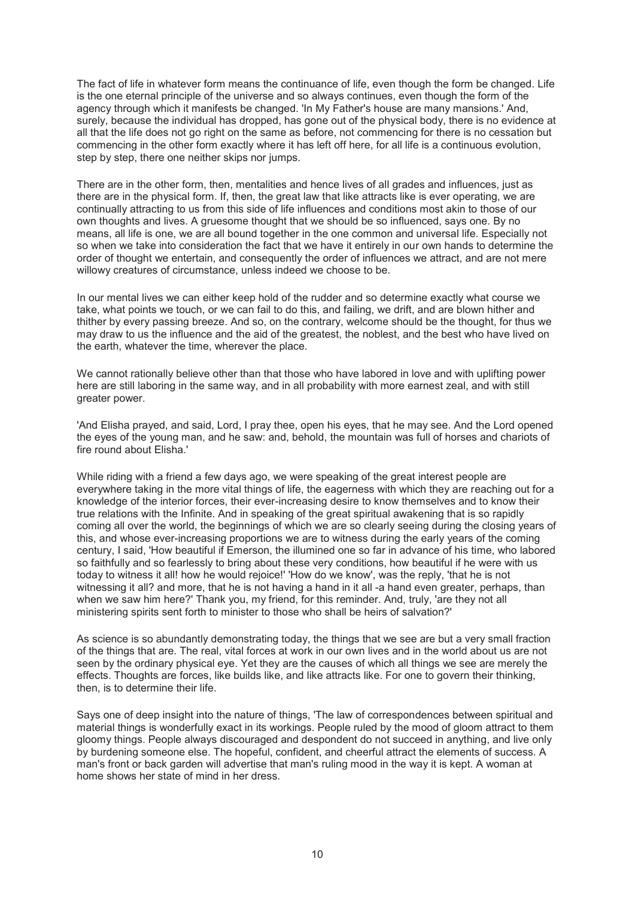The fact of life in whatever form means the continuance of life, even though the form be changed. Life is the one eternal principle of the universe and so always continues, even though the form of the agency through which it manifests be changed. 'In My Father's house are many mansions.' And, surely, because the individual has dropped, has gone out of the physical body, there is no evidence at all that the life does not go right on the same as before, not commencing for there is no cessation but commencing in the other form exactly where it has left off here, for all life is a continuous evolution, step by step, there one neither skips nor jumps.

There are in the other form, then, mentalities and hence lives of all grades and influences, just as there are in the physical form. If, then, the great law that like attracts like is ever operating, we are continually attracting to us from this side of life influences and conditions most akin to those of our own thoughts and lives. A gruesome thought that we should be so influenced, says one. By no means, all life is one, we are all bound together in the one common and universal life. Especially not so when we take into consideration the fact that we have it entirely in our own hands to determine the order of thought we entertain, and consequently the order of influences we attract, and are not mere willowy creatures of circumstance, unless indeed we choose to be.

In our mental lives we can either keep hold of the rudder and so determine exactly what course we take, what points we touch, or we can fail to do this, and failing, we drift, and are blown hither and thither by every passing breeze. And so, on the contrary, welcome should be the thought, for thus we may draw to us the influence and the aid of the greatest, the noblest, and the best who have lived on the earth, whatever the time, wherever the place.

We cannot rationally believe other than that those who have labored in love and with uplifting power here are still laboring in the same way, and in all probability with more earnest zeal, and with still greater power.

'And Elisha prayed, and said, Lord, I pray thee, open his eyes, that he may see. And the Lord opened the eyes of the young man, and he saw: and, behold, the mountain was full of horses and chariots of fire round about Elisha.'

While riding with a friend a few days ago, we were speaking of the great interest people are everywhere taking in the more vital things of life, the eagerness with which they are reaching out for a knowledge of the interior forces, their ever-increasing desire to know themselves and to know their true relations with the Infinite. And in speaking of the great spiritual awakening that is so rapidly coming all over the world, the beginnings of which we are so clearly seeing during the closing years of this, and whose ever-increasing proportions we are to witness during the early years of the coming century, I said, 'How beautiful if Emerson, the illumined one so far in advance of his time, who labored so faithfully and so fearlessly to bring about these very conditions, how beautiful if he were with us today to witness it all! how he would rejoice!' 'How do we know', was the reply, 'that he is not witnessing it all? and more, that he is not having a hand in it all -a hand even greater, perhaps, than when we saw him here?' Thank you, my friend, for this reminder. And, truly, 'are they not all ministering spirits sent forth to minister to those who shall be heirs of salvation?'

As science is so abundantly demonstrating today, the things that we see are but a very small fraction of the things that are. The real, vital forces at work in our own lives and in the world about us are not seen by the ordinary physical eye. Yet they are the causes of which all things we see are merely the effects. Thoughts are forces, like builds like, and like attracts like. For one to govern their thinking, then, is to determine their life.

Says one of deep insight into the nature of things, 'The law of correspondences between spiritual and material things is wonderfully exact in its workings. People ruled by the mood of gloom attract to them gloomy things. People always discouraged and despondent do not succeed in anything, and live only by burdening someone else. The hopeful, confident, and cheerful attract the elements of success. A man's front or back garden will advertise that man's ruling mood in the way it is kept. A woman at home shows her state of mind in her dress.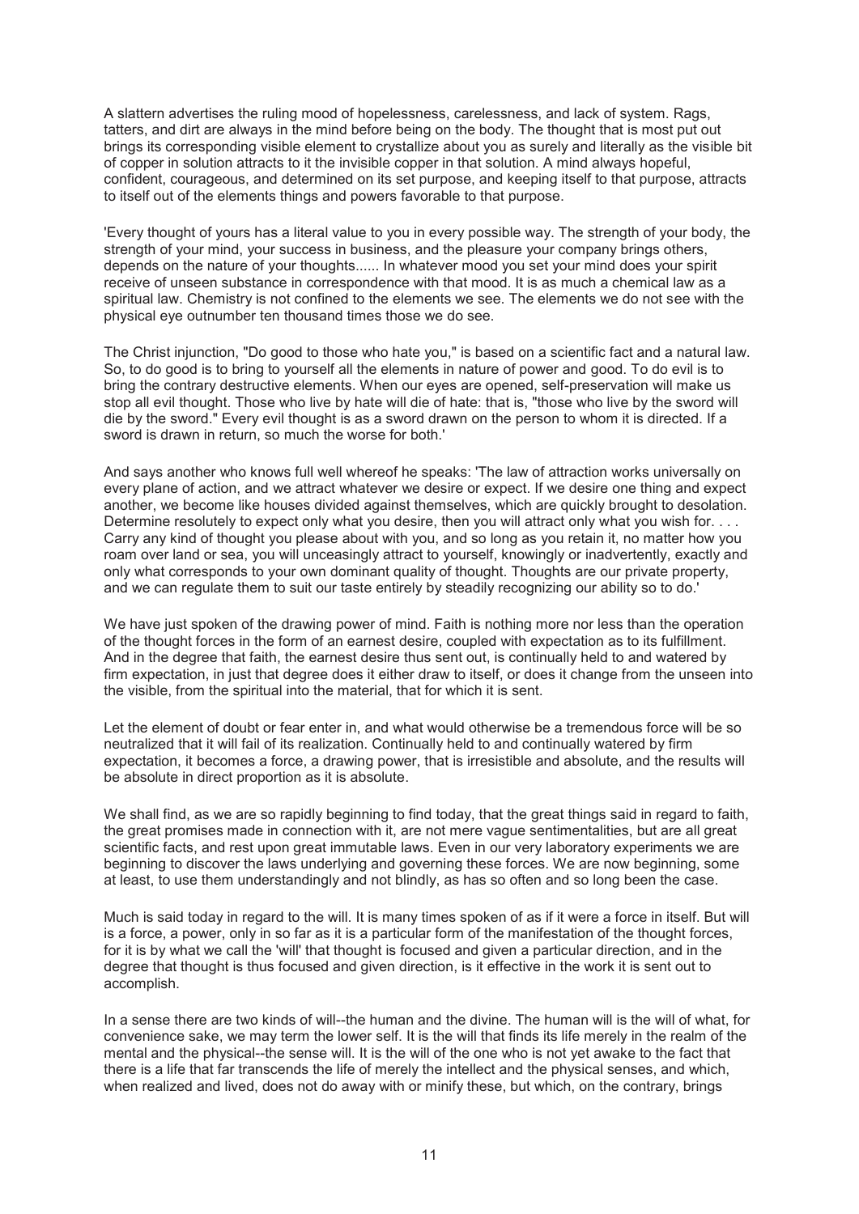A slattern advertises the ruling mood of hopelessness, carelessness, and lack of system. Rags, tatters, and dirt are always in the mind before being on the body. The thought that is most put out brings its corresponding visible element to crystallize about you as surely and literally as the visible bit of copper in solution attracts to it the invisible copper in that solution. A mind always hopeful, confident, courageous, and determined on its set purpose, and keeping itself to that purpose, attracts to itself out of the elements things and powers favorable to that purpose.

'Every thought of yours has a literal value to you in every possible way. The strength of your body, the strength of your mind, your success in business, and the pleasure your company brings others, depends on the nature of your thoughts...... In whatever mood you set your mind does your spirit receive of unseen substance in correspondence with that mood. It is as much a chemical law as a spiritual law. Chemistry is not confined to the elements we see. The elements we do not see with the physical eye outnumber ten thousand times those we do see.

The Christ injunction, "Do good to those who hate you," is based on a scientific fact and a natural law. So, to do good is to bring to yourself all the elements in nature of power and good. To do evil is to bring the contrary destructive elements. When our eyes are opened, self-preservation will make us stop all evil thought. Those who live by hate will die of hate: that is, "those who live by the sword will die by the sword." Every evil thought is as a sword drawn on the person to whom it is directed. If a sword is drawn in return, so much the worse for both.'

And says another who knows full well whereof he speaks: 'The law of attraction works universally on every plane of action, and we attract whatever we desire or expect. If we desire one thing and expect another, we become like houses divided against themselves, which are quickly brought to desolation. Determine resolutely to expect only what you desire, then you will attract only what you wish for. . . . Carry any kind of thought you please about with you, and so long as you retain it, no matter how you roam over land or sea, you will unceasingly attract to yourself, knowingly or inadvertently, exactly and only what corresponds to your own dominant quality of thought. Thoughts are our private property, and we can regulate them to suit our taste entirely by steadily recognizing our ability so to do.'

We have just spoken of the drawing power of mind. Faith is nothing more nor less than the operation of the thought forces in the form of an earnest desire, coupled with expectation as to its fulfillment. And in the degree that faith, the earnest desire thus sent out, is continually held to and watered by firm expectation, in just that degree does it either draw to itself, or does it change from the unseen into the visible, from the spiritual into the material, that for which it is sent.

Let the element of doubt or fear enter in, and what would otherwise be a tremendous force will be so neutralized that it will fail of its realization. Continually held to and continually watered by firm expectation, it becomes a force, a drawing power, that is irresistible and absolute, and the results will be absolute in direct proportion as it is absolute.

We shall find, as we are so rapidly beginning to find today, that the great things said in regard to faith, the great promises made in connection with it, are not mere vague sentimentalities, but are all great scientific facts, and rest upon great immutable laws. Even in our very laboratory experiments we are beginning to discover the laws underlying and governing these forces. We are now beginning, some at least, to use them understandingly and not blindly, as has so often and so long been the case.

Much is said today in regard to the will. It is many times spoken of as if it were a force in itself. But will is a force, a power, only in so far as it is a particular form of the manifestation of the thought forces, for it is by what we call the 'will' that thought is focused and given a particular direction, and in the degree that thought is thus focused and given direction, is it effective in the work it is sent out to accomplish.

In a sense there are two kinds of will--the human and the divine. The human will is the will of what, for convenience sake, we may term the lower self. It is the will that finds its life merely in the realm of the mental and the physical--the sense will. It is the will of the one who is not yet awake to the fact that there is a life that far transcends the life of merely the intellect and the physical senses, and which, when realized and lived, does not do away with or minify these, but which, on the contrary, brings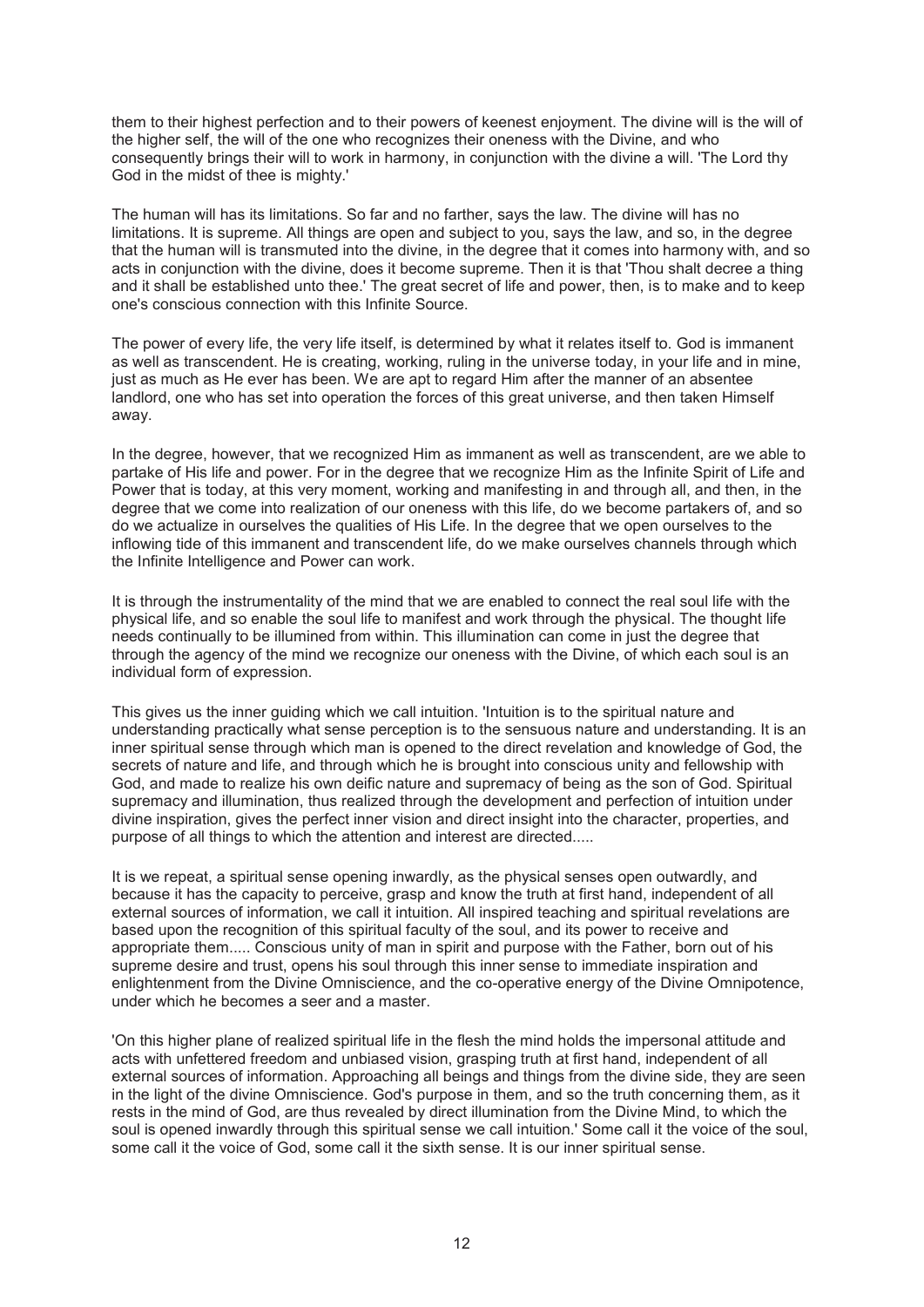them to their highest perfection and to their powers of keenest enjoyment. The divine will is the will of the higher self, the will of the one who recognizes their oneness with the Divine, and who consequently brings their will to work in harmony, in conjunction with the divine a will. 'The Lord thy God in the midst of thee is mighty.'

The human will has its limitations. So far and no farther, says the law. The divine will has no limitations. It is supreme. All things are open and subject to you, says the law, and so, in the degree that the human will is transmuted into the divine, in the degree that it comes into harmony with, and so acts in conjunction with the divine, does it become supreme. Then it is that 'Thou shalt decree a thing and it shall be established unto thee.' The great secret of life and power, then, is to make and to keep one's conscious connection with this Infinite Source.

The power of every life, the very life itself, is determined by what it relates itself to. God is immanent as well as transcendent. He is creating, working, ruling in the universe today, in your life and in mine, just as much as He ever has been. We are apt to regard Him after the manner of an absentee landlord, one who has set into operation the forces of this great universe, and then taken Himself away.

In the degree, however, that we recognized Him as immanent as well as transcendent, are we able to partake of His life and power. For in the degree that we recognize Him as the Infinite Spirit of Life and Power that is today, at this very moment, working and manifesting in and through all, and then, in the degree that we come into realization of our oneness with this life, do we become partakers of, and so do we actualize in ourselves the qualities of His Life. In the degree that we open ourselves to the inflowing tide of this immanent and transcendent life, do we make ourselves channels through which the Infinite Intelligence and Power can work.

It is through the instrumentality of the mind that we are enabled to connect the real soul life with the physical life, and so enable the soul life to manifest and work through the physical. The thought life needs continually to be illumined from within. This illumination can come in just the degree that through the agency of the mind we recognize our oneness with the Divine, of which each soul is an individual form of expression.

This gives us the inner guiding which we call intuition. 'Intuition is to the spiritual nature and understanding practically what sense perception is to the sensuous nature and understanding. It is an inner spiritual sense through which man is opened to the direct revelation and knowledge of God, the secrets of nature and life, and through which he is brought into conscious unity and fellowship with God, and made to realize his own deific nature and supremacy of being as the son of God. Spiritual supremacy and illumination, thus realized through the development and perfection of intuition under divine inspiration, gives the perfect inner vision and direct insight into the character, properties, and purpose of all things to which the attention and interest are directed.....

It is we repeat, a spiritual sense opening inwardly, as the physical senses open outwardly, and because it has the capacity to perceive, grasp and know the truth at first hand, independent of all external sources of information, we call it intuition. All inspired teaching and spiritual revelations are based upon the recognition of this spiritual faculty of the soul, and its power to receive and appropriate them..... Conscious unity of man in spirit and purpose with the Father, born out of his supreme desire and trust, opens his soul through this inner sense to immediate inspiration and enlightenment from the Divine Omniscience, and the co-operative energy of the Divine Omnipotence, under which he becomes a seer and a master.

'On this higher plane of realized spiritual life in the flesh the mind holds the impersonal attitude and acts with unfettered freedom and unbiased vision, grasping truth at first hand, independent of all external sources of information. Approaching all beings and things from the divine side, they are seen in the light of the divine Omniscience. God's purpose in them, and so the truth concerning them, as it rests in the mind of God, are thus revealed by direct illumination from the Divine Mind, to which the soul is opened inwardly through this spiritual sense we call intuition.' Some call it the voice of the soul, some call it the voice of God, some call it the sixth sense. It is our inner spiritual sense.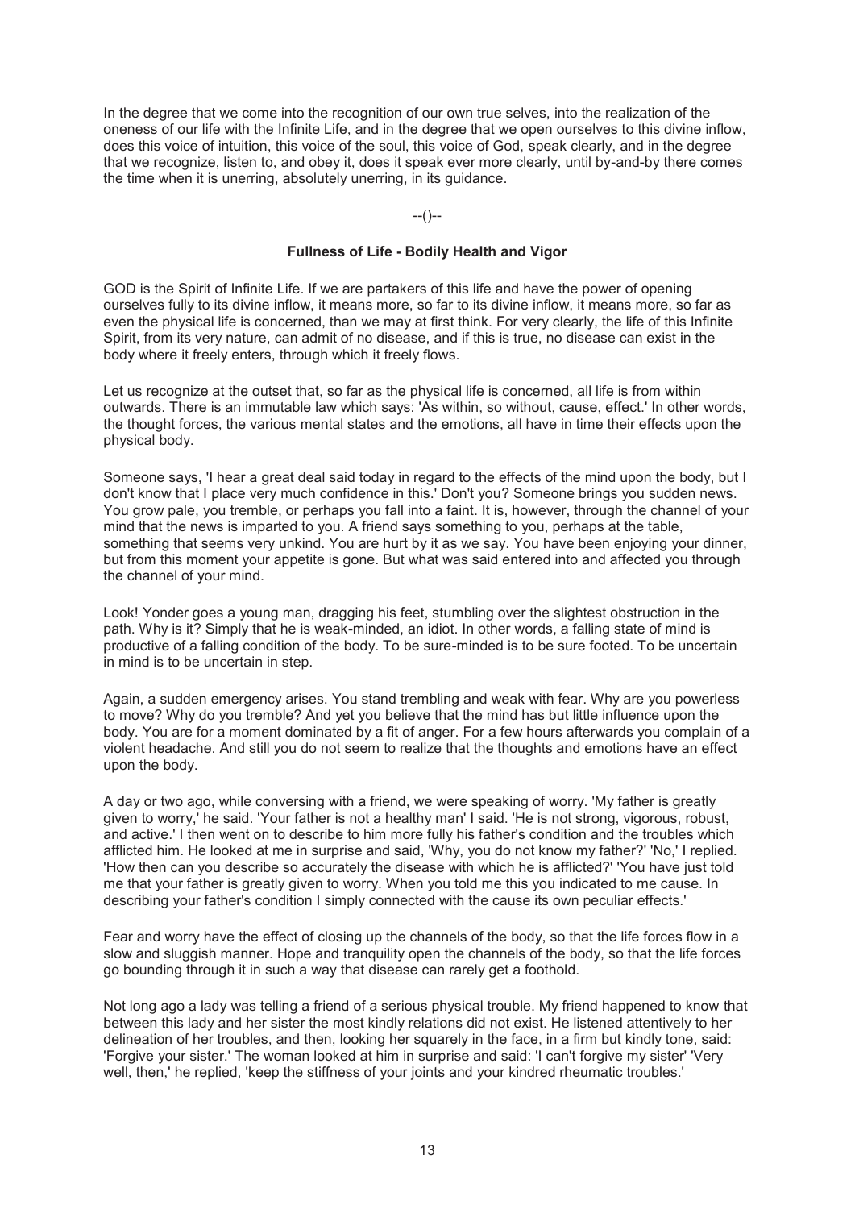In the degree that we come into the recognition of our own true selves, into the realization of the oneness of our life with the Infinite Life, and in the degree that we open ourselves to this divine inflow, does this voice of intuition, this voice of the soul, this voice of God, speak clearly, and in the degree that we recognize, listen to, and obey it, does it speak ever more clearly, until by-and-by there comes the time when it is unerring, absolutely unerring, in its guidance.

--()--

## Fullness of Life - Bodily Health and Vigor

GOD is the Spirit of Infinite Life. If we are partakers of this life and have the power of opening ourselves fully to its divine inflow, it means more, so far to its divine inflow, it means more, so far as even the physical life is concerned, than we may at first think. For very clearly, the life of this Infinite Spirit, from its very nature, can admit of no disease, and if this is true, no disease can exist in the body where it freely enters, through which it freely flows.

Let us recognize at the outset that, so far as the physical life is concerned, all life is from within outwards. There is an immutable law which says: 'As within, so without, cause, effect.' In other words, the thought forces, the various mental states and the emotions, all have in time their effects upon the physical body.

Someone says, 'I hear a great deal said today in regard to the effects of the mind upon the body, but I don't know that I place very much confidence in this.' Don't you? Someone brings you sudden news. You grow pale, you tremble, or perhaps you fall into a faint. It is, however, through the channel of your mind that the news is imparted to you. A friend says something to you, perhaps at the table, something that seems very unkind. You are hurt by it as we say. You have been enjoying your dinner, but from this moment your appetite is gone. But what was said entered into and affected you through the channel of your mind.

Look! Yonder goes a young man, dragging his feet, stumbling over the slightest obstruction in the path. Why is it? Simply that he is weak-minded, an idiot. In other words, a falling state of mind is productive of a falling condition of the body. To be sure-minded is to be sure footed. To be uncertain in mind is to be uncertain in step.

Again, a sudden emergency arises. You stand trembling and weak with fear. Why are you powerless to move? Why do you tremble? And yet you believe that the mind has but little influence upon the body. You are for a moment dominated by a fit of anger. For a few hours afterwards you complain of a violent headache. And still you do not seem to realize that the thoughts and emotions have an effect upon the body.

A day or two ago, while conversing with a friend, we were speaking of worry. 'My father is greatly given to worry,' he said. 'Your father is not a healthy man' I said. 'He is not strong, vigorous, robust, and active.' I then went on to describe to him more fully his father's condition and the troubles which afflicted him. He looked at me in surprise and said, 'Why, you do not know my father?' 'No,' I replied. 'How then can you describe so accurately the disease with which he is afflicted?' 'You have just told me that your father is greatly given to worry. When you told me this you indicated to me cause. In describing your father's condition I simply connected with the cause its own peculiar effects.'

Fear and worry have the effect of closing up the channels of the body, so that the life forces flow in a slow and sluggish manner. Hope and tranquility open the channels of the body, so that the life forces go bounding through it in such a way that disease can rarely get a foothold.

Not long ago a lady was telling a friend of a serious physical trouble. My friend happened to know that between this lady and her sister the most kindly relations did not exist. He listened attentively to her delineation of her troubles, and then, looking her squarely in the face, in a firm but kindly tone, said: 'Forgive your sister.' The woman looked at him in surprise and said: 'I can't forgive my sister' 'Very well, then,' he replied, 'keep the stiffness of your joints and your kindred rheumatic troubles.'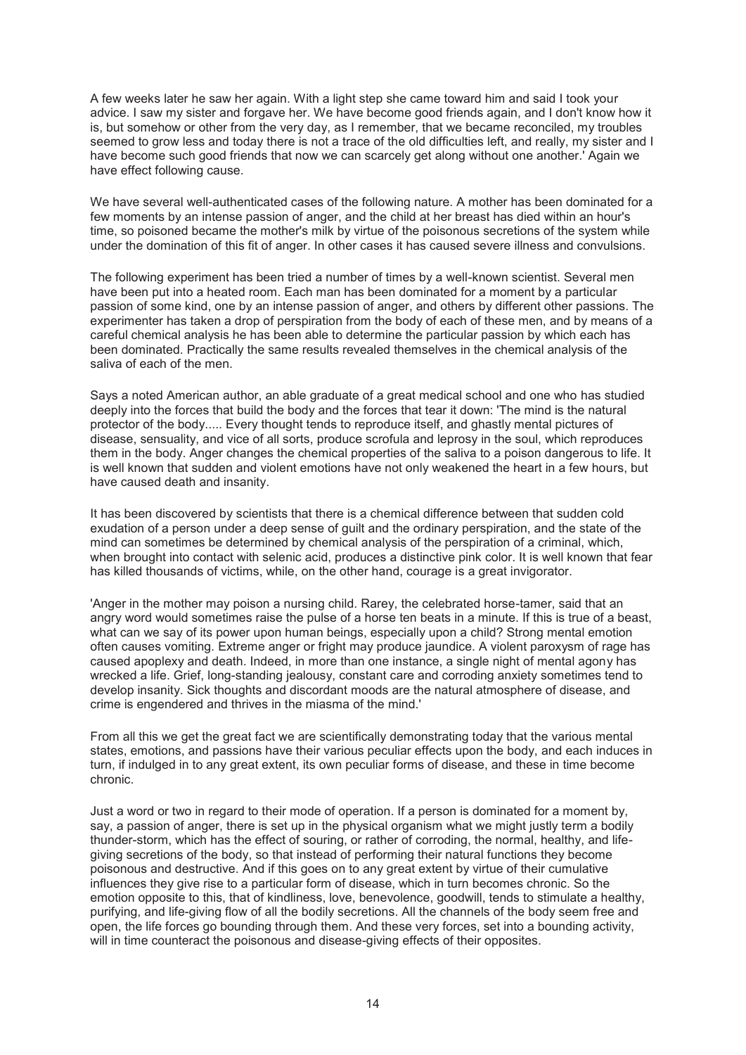A few weeks later he saw her again. With a light step she came toward him and said I took your advice. I saw my sister and forgave her. We have become good friends again, and I don't know how it is, but somehow or other from the very day, as I remember, that we became reconciled, my troubles seemed to grow less and today there is not a trace of the old difficulties left, and really, my sister and I have become such good friends that now we can scarcely get along without one another.' Again we have effect following cause.

We have several well-authenticated cases of the following nature. A mother has been dominated for a few moments by an intense passion of anger, and the child at her breast has died within an hour's time, so poisoned became the mother's milk by virtue of the poisonous secretions of the system while under the domination of this fit of anger. In other cases it has caused severe illness and convulsions.

The following experiment has been tried a number of times by a well-known scientist. Several men have been put into a heated room. Each man has been dominated for a moment by a particular passion of some kind, one by an intense passion of anger, and others by different other passions. The experimenter has taken a drop of perspiration from the body of each of these men, and by means of a careful chemical analysis he has been able to determine the particular passion by which each has been dominated. Practically the same results revealed themselves in the chemical analysis of the saliva of each of the men.

Says a noted American author, an able graduate of a great medical school and one who has studied deeply into the forces that build the body and the forces that tear it down: 'The mind is the natural protector of the body..... Every thought tends to reproduce itself, and ghastly mental pictures of disease, sensuality, and vice of all sorts, produce scrofula and leprosy in the soul, which reproduces them in the body. Anger changes the chemical properties of the saliva to a poison dangerous to life. It is well known that sudden and violent emotions have not only weakened the heart in a few hours, but have caused death and insanity.

It has been discovered by scientists that there is a chemical difference between that sudden cold exudation of a person under a deep sense of guilt and the ordinary perspiration, and the state of the mind can sometimes be determined by chemical analysis of the perspiration of a criminal, which, when brought into contact with selenic acid, produces a distinctive pink color. It is well known that fear has killed thousands of victims, while, on the other hand, courage is a great invigorator.

'Anger in the mother may poison a nursing child. Rarey, the celebrated horse-tamer, said that an angry word would sometimes raise the pulse of a horse ten beats in a minute. If this is true of a beast, what can we say of its power upon human beings, especially upon a child? Strong mental emotion often causes vomiting. Extreme anger or fright may produce jaundice. A violent paroxysm of rage has caused apoplexy and death. Indeed, in more than one instance, a single night of mental agony has wrecked a life. Grief, long-standing jealousy, constant care and corroding anxiety sometimes tend to develop insanity. Sick thoughts and discordant moods are the natural atmosphere of disease, and crime is engendered and thrives in the miasma of the mind.'

From all this we get the great fact we are scientifically demonstrating today that the various mental states, emotions, and passions have their various peculiar effects upon the body, and each induces in turn, if indulged in to any great extent, its own peculiar forms of disease, and these in time become chronic.

Just a word or two in regard to their mode of operation. If a person is dominated for a moment by, say, a passion of anger, there is set up in the physical organism what we might justly term a bodily thunder-storm, which has the effect of souring, or rather of corroding, the normal, healthy, and life-giving secretions of the body, so that instead of performing their natural functions they become poisonous and destructive. And if this goes on to any great extent by virtue of their cumulative influences they give rise to a particular form of disease, which in turn becomes chronic. So the emotion opposite to this, that of kindliness, love, benevolence, goodwill, tends to stimulate a healthy, purifying, and life-giving flow of all the bodily secretions. All the channels of the body seem free and open, the life forces go bounding through them. And these very forces, set into a bounding activity, will in time counteract the poisonous and disease-giving effects of their opposites.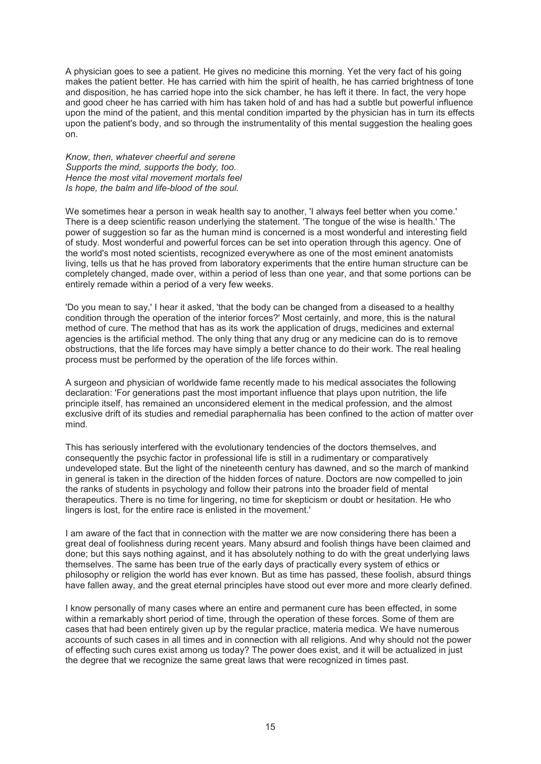A physician goes to see a patient. He gives no medicine this morning. Yet the very fact of his going makes the patient better. He has carried with him the spirit of health, he has carried brightness of tone and disposition, he has carried hope into the sick chamber, he has left it there. In fact, the very hope and good cheer he has carried with him has taken hold of and has had a subtle but powerful influence upon the mind of the patient, and this mental condition imparted by the physician has in turn its effects upon the patient's body, and so through the instrumentality of this mental suggestion the healing goes on.

*Know, then, whatever cheerful and serene*
*Supports the mind, supports the body, too.*
*Hence the most vital movement mortals feel*
*Is hope, the balm and life-blood of the soul.*

We sometimes hear a person in weak health say to another, 'I always feel better when you come.' There is a deep scientific reason underlying the statement. 'The tongue of the wise is health.' The power of suggestion so far as the human mind is concerned is a most wonderful and interesting field of study. Most wonderful and powerful forces can be set into operation through this agency. One of the world's most noted scientists, recognized everywhere as one of the most eminent anatomists living, tells us that he has proved from laboratory experiments that the entire human structure can be completely changed, made over, within a period of less than one year, and that some portions can be entirely remade within a period of a very few weeks.

'Do you mean to say,' I hear it asked, 'that the body can be changed from a diseased to a healthy condition through the operation of the interior forces?' Most certainly, and more, this is the natural method of cure. The method that has as its work the application of drugs, medicines and external agencies is the artificial method. The only thing that any drug or any medicine can do is to remove obstructions, that the life forces may have simply a better chance to do their work. The real healing process must be performed by the operation of the life forces within.

A surgeon and physician of worldwide fame recently made to his medical associates the following declaration: 'For generations past the most important influence that plays upon nutrition, the life principle itself, has remained an unconsidered element in the medical profession, and the almost exclusive drift of its studies and remedial paraphernalia has been confined to the action of matter over mind.

This has seriously interfered with the evolutionary tendencies of the doctors themselves, and consequently the psychic factor in professional life is still in a rudimentary or comparatively undeveloped state. But the light of the nineteenth century has dawned, and so the march of mankind in general is taken in the direction of the hidden forces of nature. Doctors are now compelled to join the ranks of students in psychology and follow their patrons into the broader field of mental therapeutics. There is no time for lingering, no time for skepticism or doubt or hesitation. He who lingers is lost, for the entire race is enlisted in the movement.'

I am aware of the fact that in connection with the matter we are now considering there has been a great deal of foolishness during recent years. Many absurd and foolish things have been claimed and done; but this says nothing against, and it has absolutely nothing to do with the great underlying laws themselves. The same has been true of the early days of practically every system of ethics or philosophy or religion the world has ever known. But as time has passed, these foolish, absurd things have fallen away, and the great eternal principles have stood out ever more and more clearly defined.

I know personally of many cases where an entire and permanent cure has been effected, in some within a remarkably short period of time, through the operation of these forces. Some of them are cases that had been entirely given up by the regular practice, materia medica. We have numerous accounts of such cases in all times and in connection with all religions. And why should not the power of effecting such cures exist among us today? The power does exist, and it will be actualized in just the degree that we recognize the same great laws that were recognized in times past.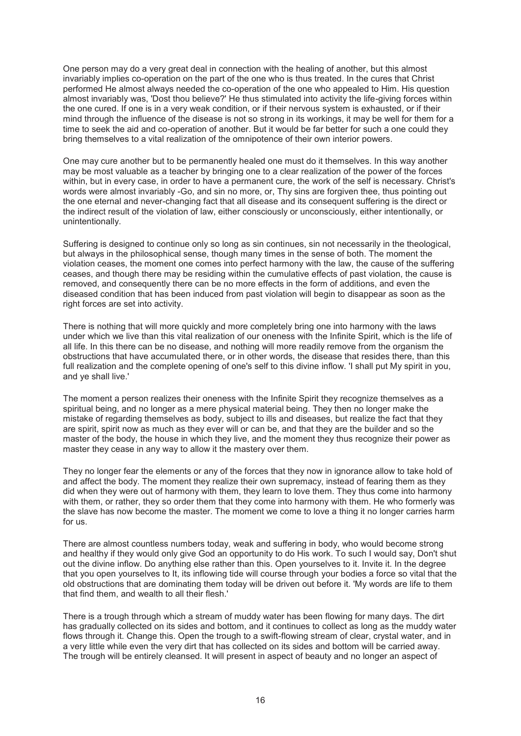One person may do a very great deal in connection with the healing of another, but this almost invariably implies co-operation on the part of the one who is thus treated. In the cures that Christ performed He almost always needed the co-operation of the one who appealed to Him. His question almost invariably was, 'Dost thou believe?' He thus stimulated into activity the life-giving forces within the one cured. If one is in a very weak condition, or if their nervous system is exhausted, or if their mind through the influence of the disease is not so strong in its workings, it may be well for them for a time to seek the aid and co-operation of another. But it would be far better for such a one could they bring themselves to a vital realization of the omnipotence of their own interior powers.

One may cure another but to be permanently healed one must do it themselves. In this way another may be most valuable as a teacher by bringing one to a clear realization of the power of the forces within, but in every case, in order to have a permanent cure, the work of the self is necessary. Christ's words were almost invariably -Go, and sin no more, or, Thy sins are forgiven thee, thus pointing out the one eternal and never-changing fact that all disease and its consequent suffering is the direct or the indirect result of the violation of law, either consciously or unconsciously, either intentionally, or unintentionally.

Suffering is designed to continue only so long as sin continues, sin not necessarily in the theological, but always in the philosophical sense, though many times in the sense of both. The moment the violation ceases, the moment one comes into perfect harmony with the law, the cause of the suffering ceases, and though there may be residing within the cumulative effects of past violation, the cause is removed, and consequently there can be no more effects in the form of additions, and even the diseased condition that has been induced from past violation will begin to disappear as soon as the right forces are set into activity.

There is nothing that will more quickly and more completely bring one into harmony with the laws under which we live than this vital realization of our oneness with the Infinite Spirit, which is the life of all life. In this there can be no disease, and nothing will more readily remove from the organism the obstructions that have accumulated there, or in other words, the disease that resides there, than this full realization and the complete opening of one's self to this divine inflow. 'I shall put My spirit in you, and ye shall live.'

The moment a person realizes their oneness with the Infinite Spirit they recognize themselves as a spiritual being, and no longer as a mere physical material being. They then no longer make the mistake of regarding themselves as body, subject to ills and diseases, but realize the fact that they are spirit, spirit now as much as they ever will or can be, and that they are the builder and so the master of the body, the house in which they live, and the moment they thus recognize their power as master they cease in any way to allow it the mastery over them.

They no longer fear the elements or any of the forces that they now in ignorance allow to take hold of and affect the body. The moment they realize their own supremacy, instead of fearing them as they did when they were out of harmony with them, they learn to love them. They thus come into harmony with them, or rather, they so order them that they come into harmony with them. He who formerly was the slave has now become the master. The moment we come to love a thing it no longer carries harm for us.

There are almost countless numbers today, weak and suffering in body, who would become strong and healthy if they would only give God an opportunity to do His work. To such I would say, Don't shut out the divine inflow. Do anything else rather than this. Open yourselves to it. Invite it. In the degree that you open yourselves to It, its inflowing tide will course through your bodies a force so vital that the old obstructions that are dominating them today will be driven out before it. 'My words are life to them that find them, and wealth to all their flesh.'

There is a trough through which a stream of muddy water has been flowing for many days. The dirt has gradually collected on its sides and bottom, and it continues to collect as long as the muddy water flows through it. Change this. Open the trough to a swift-flowing stream of clear, crystal water, and in a very little while even the very dirt that has collected on its sides and bottom will be carried away. The trough will be entirely cleansed. It will present in aspect of beauty and no longer an aspect of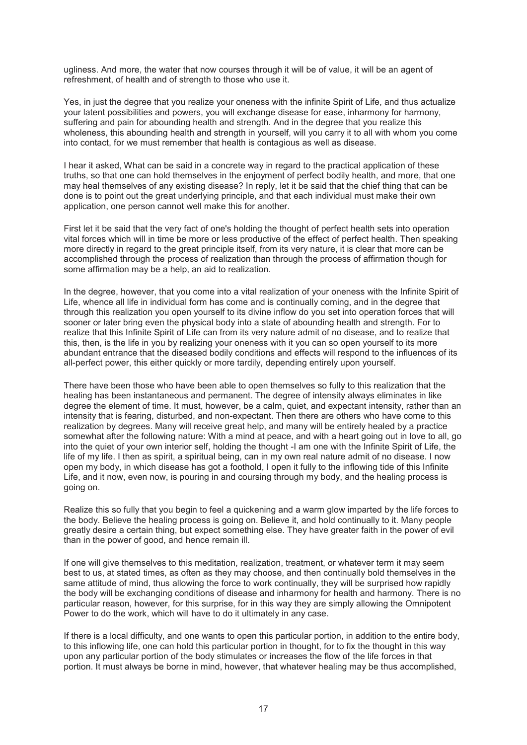ugliness. And more, the water that now courses through it will be of value, it will be an agent of refreshment, of health and of strength to those who use it.

Yes, in just the degree that you realize your oneness with the infinite Spirit of Life, and thus actualize your latent possibilities and powers, you will exchange disease for ease, inharmony for harmony, suffering and pain for abounding health and strength. And in the degree that you realize this wholeness, this abounding health and strength in yourself, will you carry it to all with whom you come into contact, for we must remember that health is contagious as well as disease.

I hear it asked, What can be said in a concrete way in regard to the practical application of these truths, so that one can hold themselves in the enjoyment of perfect bodily health, and more, that one may heal themselves of any existing disease? In reply, let it be said that the chief thing that can be done is to point out the great underlying principle, and that each individual must make their own application, one person cannot well make this for another.

First let it be said that the very fact of one's holding the thought of perfect health sets into operation vital forces which will in time be more or less productive of the effect of perfect health. Then speaking more directly in regard to the great principle itself, from its very nature, it is clear that more can be accomplished through the process of realization than through the process of affirmation though for some affirmation may be a help, an aid to realization.

In the degree, however, that you come into a vital realization of your oneness with the Infinite Spirit of Life, whence all life in individual form has come and is continually coming, and in the degree that through this realization you open yourself to its divine inflow do you set into operation forces that will sooner or later bring even the physical body into a state of abounding health and strength. For to realize that this Infinite Spirit of Life can from its very nature admit of no disease, and to realize that this, then, is the life in you by realizing your oneness with it you can so open yourself to its more abundant entrance that the diseased bodily conditions and effects will respond to the influences of its all-perfect power, this either quickly or more tardily, depending entirely upon yourself.

There have been those who have been able to open themselves so fully to this realization that the healing has been instantaneous and permanent. The degree of intensity always eliminates in like degree the element of time. It must, however, be a calm, quiet, and expectant intensity, rather than an intensity that is fearing, disturbed, and non-expectant. Then there are others who have come to this realization by degrees. Many will receive great help, and many will be entirely healed by a practice somewhat after the following nature: With a mind at peace, and with a heart going out in love to all, go into the quiet of your own interior self, holding the thought -I am one with the Infinite Spirit of Life, the life of my life. I then as spirit, a spiritual being, can in my own real nature admit of no disease. I now open my body, in which disease has got a foothold, I open it fully to the inflowing tide of this Infinite Life, and it now, even now, is pouring in and coursing through my body, and the healing process is going on.

Realize this so fully that you begin to feel a quickening and a warm glow imparted by the life forces to the body. Believe the healing process is going on. Believe it, and hold continually to it. Many people greatly desire a certain thing, but expect something else. They have greater faith in the power of evil than in the power of good, and hence remain ill.

If one will give themselves to this meditation, realization, treatment, or whatever term it may seem best to us, at stated times, as often as they may choose, and then continually bold themselves in the same attitude of mind, thus allowing the force to work continually, they will be surprised how rapidly the body will be exchanging conditions of disease and inharmony for health and harmony. There is no particular reason, however, for this surprise, for in this way they are simply allowing the Omnipotent Power to do the work, which will have to do it ultimately in any case.

If there is a local difficulty, and one wants to open this particular portion, in addition to the entire body, to this inflowing life, one can hold this particular portion in thought, for to fix the thought in this way upon any particular portion of the body stimulates or increases the flow of the life forces in that portion. It must always be borne in mind, however, that whatever healing may be thus accomplished,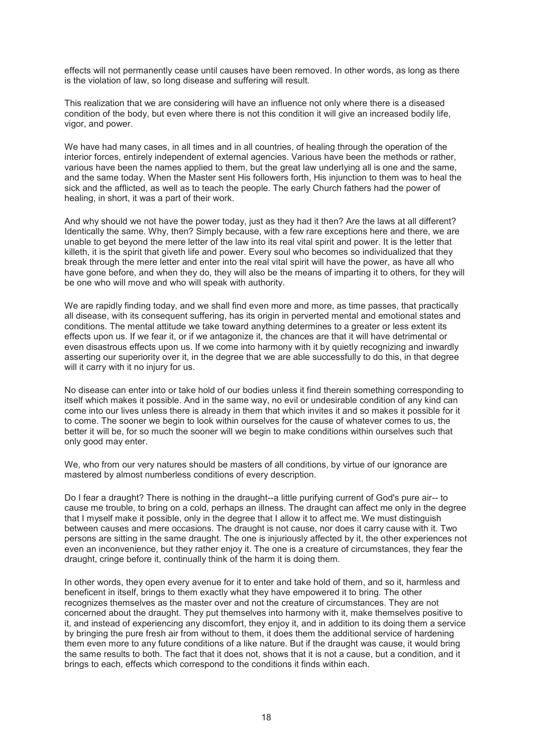effects will not permanently cease until causes have been removed. In other words, as long as there is the violation of law, so long disease and suffering will result.

This realization that we are considering will have an influence not only where there is a diseased condition of the body, but even where there is not this condition it will give an increased bodily life, vigor, and power.

We have had many cases, in all times and in all countries, of healing through the operation of the interior forces, entirely independent of external agencies. Various have been the methods or rather, various have been the names applied to them, but the great law underlying all is one and the same, and the same today. When the Master sent His followers forth, His injunction to them was to heal the sick and the afflicted, as well as to teach the people. The early Church fathers had the power of healing, in short, it was a part of their work.

And why should we not have the power today, just as they had it then? Are the laws at all different? Identically the same. Why, then? Simply because, with a few rare exceptions here and there, we are unable to get beyond the mere letter of the law into its real vital spirit and power. It is the letter that killeth, it is the spirit that giveth life and power. Every soul who becomes so individualized that they break through the mere letter and enter into the real vital spirit will have the power, as have all who have gone before, and when they do, they will also be the means of imparting it to others, for they will be one who will move and who will speak with authority.

We are rapidly finding today, and we shall find even more and more, as time passes, that practically all disease, with its consequent suffering, has its origin in perverted mental and emotional states and conditions. The mental attitude we take toward anything determines to a greater or less extent its effects upon us. If we fear it, or if we antagonize it, the chances are that it will have detrimental or even disastrous effects upon us. If we come into harmony with it by quietly recognizing and inwardly asserting our superiority over it, in the degree that we are able successfully to do this, in that degree will it carry with it no injury for us.

No disease can enter into or take hold of our bodies unless it find therein something corresponding to itself which makes it possible. And in the same way, no evil or undesirable condition of any kind can come into our lives unless there is already in them that which invites it and so makes it possible for it to come. The sooner we begin to look within ourselves for the cause of whatever comes to us, the better it will be, for so much the sooner will we begin to make conditions within ourselves such that only good may enter.

We, who from our very natures should be masters of all conditions, by virtue of our ignorance are mastered by almost numberless conditions of every description.

Do I fear a draught? There is nothing in the draught--a little purifying current of God's pure air-- to cause me trouble, to bring on a cold, perhaps an illness. The draught can affect me only in the degree that I myself make it possible, only in the degree that I allow it to affect me. We must distinguish between causes and mere occasions. The draught is not cause, nor does it carry cause with it. Two persons are sitting in the same draught. The one is injuriously affected by it, the other experiences not even an inconvenience, but they rather enjoy it. The one is a creature of circumstances, they fear the draught, cringe before it, continually think of the harm it is doing them.

In other words, they open every avenue for it to enter and take hold of them, and so it, harmless and beneficent in itself, brings to them exactly what they have empowered it to bring. The other recognizes themselves as the master over and not the creature of circumstances. They are not concerned about the draught. They put themselves into harmony with it, make themselves positive to it, and instead of experiencing any discomfort, they enjoy it, and in addition to its doing them a service by bringing the pure fresh air from without to them, it does them the additional service of hardening them even more to any future conditions of a like nature. But if the draught was cause, it would bring the same results to both. The fact that it does not, shows that it is not a cause, but a condition, and it brings to each, effects which correspond to the conditions it finds within each.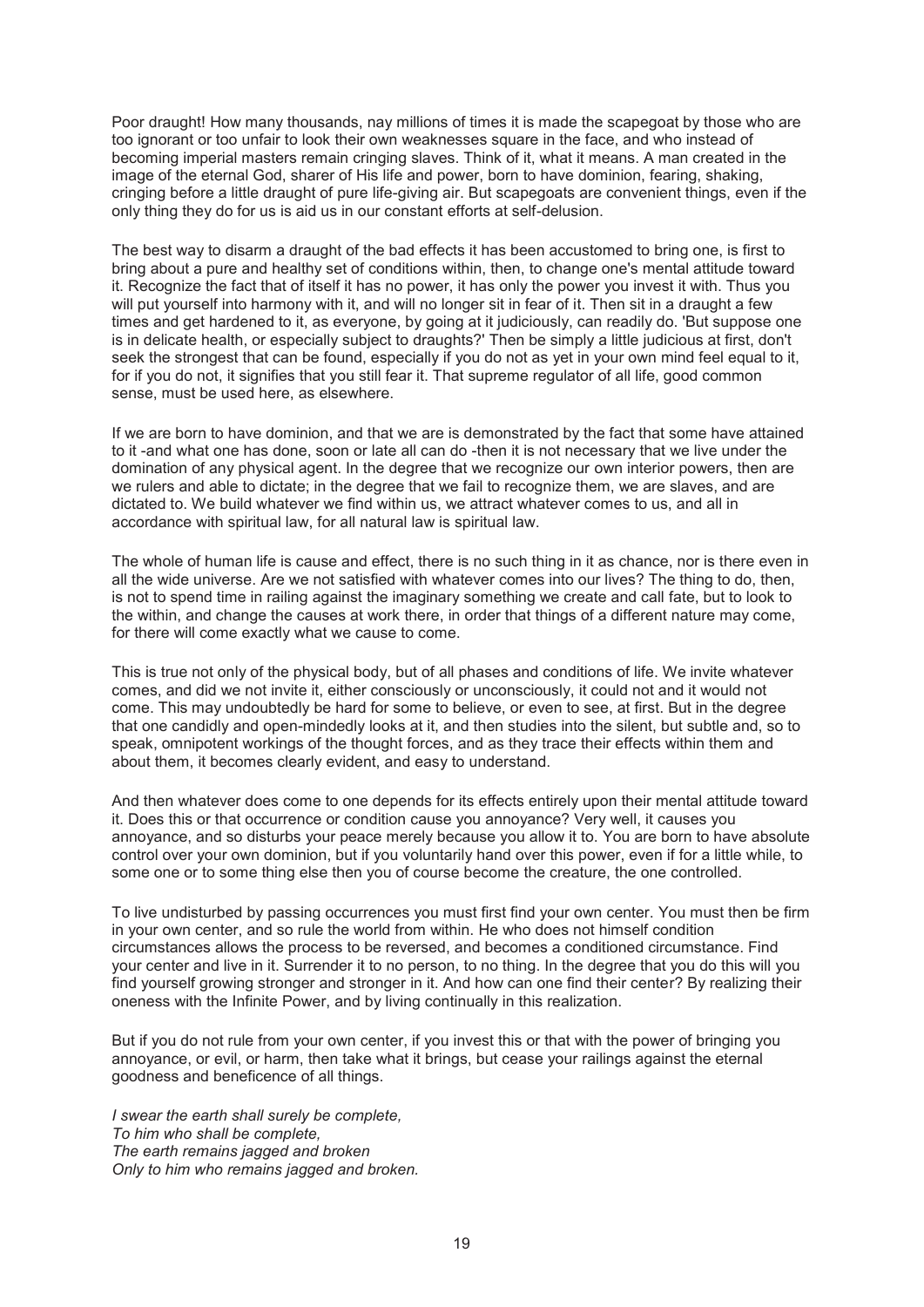Poor draught! How many thousands, nay millions of times it is made the scapegoat by those who are too ignorant or too unfair to look their own weaknesses square in the face, and who instead of becoming imperial masters remain cringing slaves. Think of it, what it means. A man created in the image of the eternal God, sharer of His life and power, born to have dominion, fearing, shaking, cringing before a little draught of pure life-giving air. But scapegoats are convenient things, even if the only thing they do for us is aid us in our constant efforts at self-delusion.

The best way to disarm a draught of the bad effects it has been accustomed to bring one, is first to bring about a pure and healthy set of conditions within, then, to change one's mental attitude toward it. Recognize the fact that of itself it has no power, it has only the power you invest it with. Thus you will put yourself into harmony with it, and will no longer sit in fear of it. Then sit in a draught a few times and get hardened to it, as everyone, by going at it judiciously, can readily do. 'But suppose one is in delicate health, or especially subject to draughts?' Then be simply a little judicious at first, don't seek the strongest that can be found, especially if you do not as yet in your own mind feel equal to it, for if you do not, it signifies that you still fear it. That supreme regulator of all life, good common sense, must be used here, as elsewhere.

If we are born to have dominion, and that we are is demonstrated by the fact that some have attained to it -and what one has done, soon or late all can do -then it is not necessary that we live under the domination of any physical agent. In the degree that we recognize our own interior powers, then are we rulers and able to dictate; in the degree that we fail to recognize them, we are slaves, and are dictated to. We build whatever we find within us, we attract whatever comes to us, and all in accordance with spiritual law, for all natural law is spiritual law.

The whole of human life is cause and effect, there is no such thing in it as chance, nor is there even in all the wide universe. Are we not satisfied with whatever comes into our lives? The thing to do, then, is not to spend time in railing against the imaginary something we create and call fate, but to look to the within, and change the causes at work there, in order that things of a different nature may come, for there will come exactly what we cause to come.

This is true not only of the physical body, but of all phases and conditions of life. We invite whatever comes, and did we not invite it, either consciously or unconsciously, it could not and it would not come. This may undoubtedly be hard for some to believe, or even to see, at first. But in the degree that one candidly and open-mindedly looks at it, and then studies into the silent, but subtle and, so to speak, omnipotent workings of the thought forces, and as they trace their effects within them and about them, it becomes clearly evident, and easy to understand.

And then whatever does come to one depends for its effects entirely upon their mental attitude toward it. Does this or that occurrence or condition cause you annoyance? Very well, it causes you annoyance, and so disturbs your peace merely because you allow it to. You are born to have absolute control over your own dominion, but if you voluntarily hand over this power, even if for a little while, to some one or to some thing else then you of course become the creature, the one controlled.

To live undisturbed by passing occurrences you must first find your own center. You must then be firm in your own center, and so rule the world from within. He who does not himself condition circumstances allows the process to be reversed, and becomes a conditioned circumstance. Find your center and live in it. Surrender it to no person, to no thing. In the degree that you do this will you find yourself growing stronger and stronger in it. And how can one find their center? By realizing their oneness with the Infinite Power, and by living continually in this realization.

But if you do not rule from your own center, if you invest this or that with the power of bringing you annoyance, or evil, or harm, then take what it brings, but cease your railings against the eternal goodness and beneficence of all things.

*I swear the earth shall surely be complete,*
*To him who shall be complete,*
*The earth remains jagged and broken*
*Only to him who remains jagged and broken.*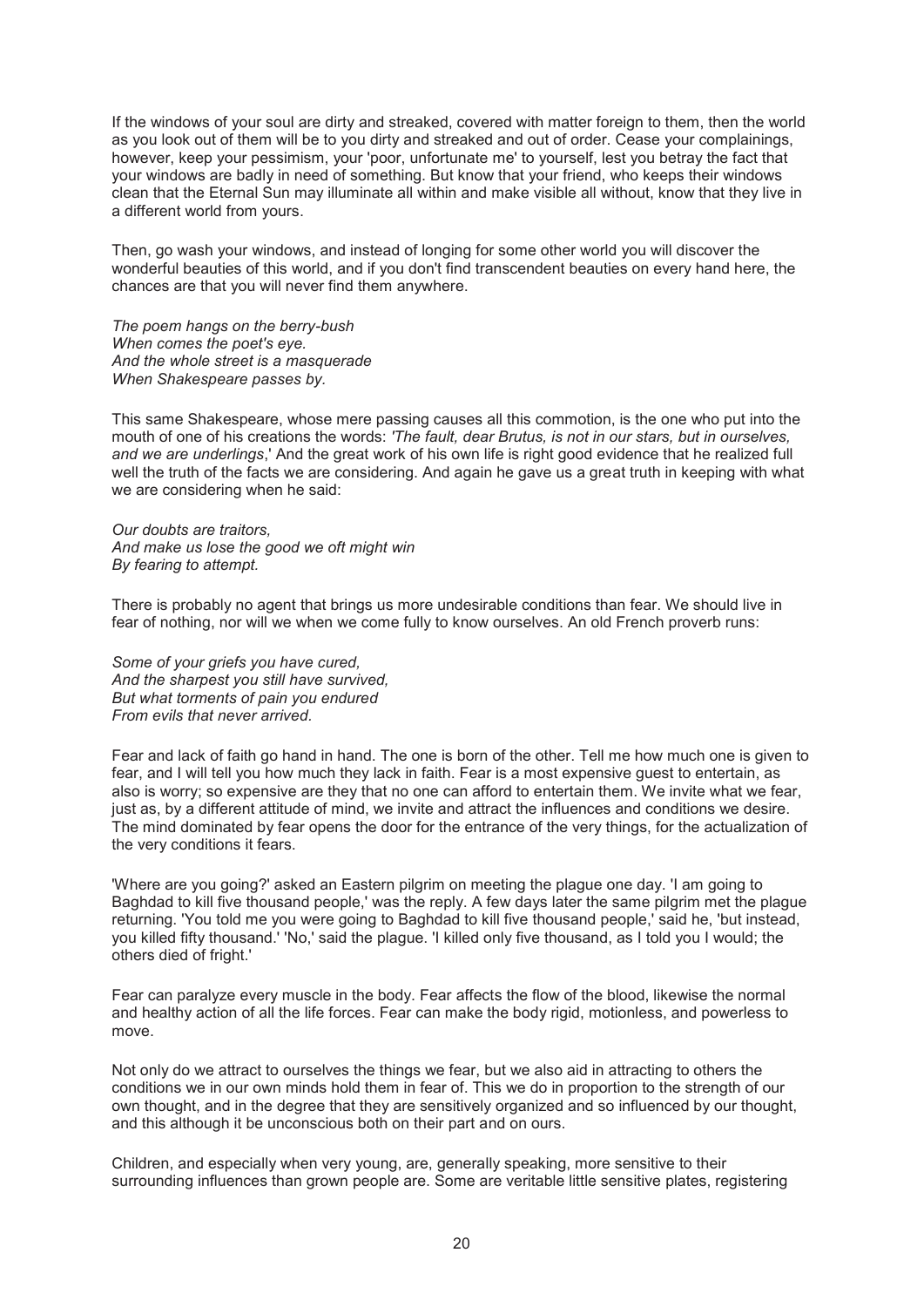If the windows of your soul are dirty and streaked, covered with matter foreign to them, then the world as you look out of them will be to you dirty and streaked and out of order. Cease your complainings, however, keep your pessimism, your 'poor, unfortunate me' to yourself, lest you betray the fact that your windows are badly in need of something. But know that your friend, who keeps their windows clean that the Eternal Sun may illuminate all within and make visible all without, know that they live in a different world from yours.

Then, go wash your windows, and instead of longing for some other world you will discover the wonderful beauties of this world, and if you don't find transcendent beauties on every hand here, the chances are that you will never find them anywhere.

*The poem hangs on the berry-bush*  
*When comes the poet's eye.*  
*And the whole street is a masquerade*  
*When Shakespeare passes by.*

This same Shakespeare, whose mere passing causes all this commotion, is the one who put into the mouth of one of his creations the words: *'The fault, dear Brutus, is not in our stars, but in ourselves, and we are underlings*,' And the great work of his own life is right good evidence that he realized full well the truth of the facts we are considering. And again he gave us a great truth in keeping with what we are considering when he said:

*Our doubts are traitors,*  
*And make us lose the good we oft might win*  
*By fearing to attempt.*

There is probably no agent that brings us more undesirable conditions than fear. We should live in fear of nothing, nor will we when we come fully to know ourselves. An old French proverb runs:

*Some of your griefs you have cured,*  
*And the sharpest you still have survived,*  
*But what torments of pain you endured*  
*From evils that never arrived.*

Fear and lack of faith go hand in hand. The one is born of the other. Tell me how much one is given to fear, and I will tell you how much they lack in faith. Fear is a most expensive guest to entertain, as also is worry; so expensive are they that no one can afford to entertain them. We invite what we fear, just as, by a different attitude of mind, we invite and attract the influences and conditions we desire. The mind dominated by fear opens the door for the entrance of the very things, for the actualization of the very conditions it fears.

'Where are you going?' asked an Eastern pilgrim on meeting the plague one day. 'I am going to Baghdad to kill five thousand people,' was the reply. A few days later the same pilgrim met the plague returning. 'You told me you were going to Baghdad to kill five thousand people,' said he, 'but instead, you killed fifty thousand.' 'No,' said the plague. 'I killed only five thousand, as I told you I would; the others died of fright.'

Fear can paralyze every muscle in the body. Fear affects the flow of the blood, likewise the normal and healthy action of all the life forces. Fear can make the body rigid, motionless, and powerless to move.

Not only do we attract to ourselves the things we fear, but we also aid in attracting to others the conditions we in our own minds hold them in fear of. This we do in proportion to the strength of our own thought, and in the degree that they are sensitively organized and so influenced by our thought, and this although it be unconscious both on their part and on ours.

Children, and especially when very young, are, generally speaking, more sensitive to their surrounding influences than grown people are. Some are veritable little sensitive plates, registering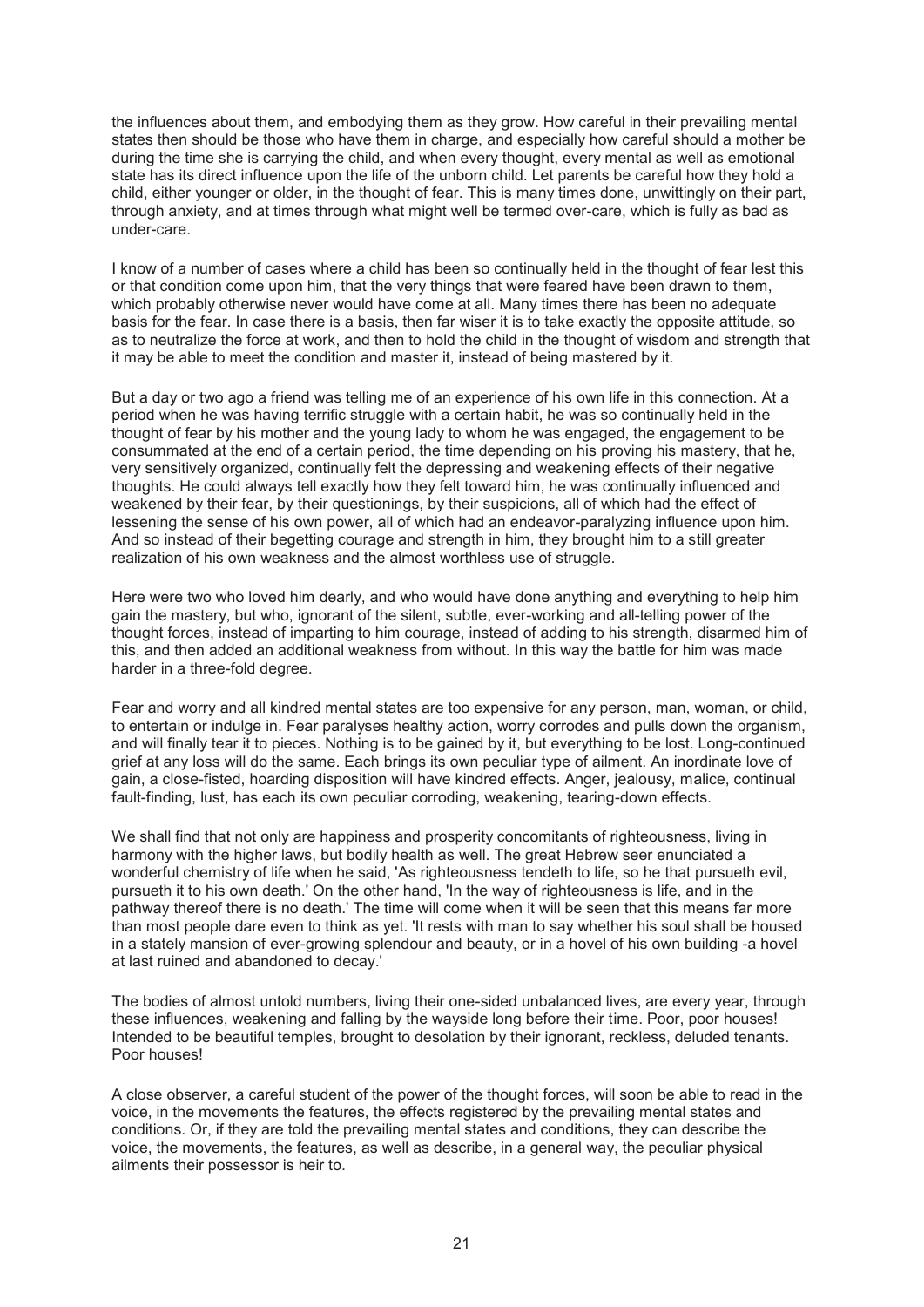the influences about them, and embodying them as they grow. How careful in their prevailing mental states then should be those who have them in charge, and especially how careful should a mother be during the time she is carrying the child, and when every thought, every mental as well as emotional state has its direct influence upon the life of the unborn child. Let parents be careful how they hold a child, either younger or older, in the thought of fear. This is many times done, unwittingly on their part, through anxiety, and at times through what might well be termed over-care, which is fully as bad as under-care.

I know of a number of cases where a child has been so continually held in the thought of fear lest this or that condition come upon him, that the very things that were feared have been drawn to them, which probably otherwise never would have come at all. Many times there has been no adequate basis for the fear. In case there is a basis, then far wiser it is to take exactly the opposite attitude, so as to neutralize the force at work, and then to hold the child in the thought of wisdom and strength that it may be able to meet the condition and master it, instead of being mastered by it.

But a day or two ago a friend was telling me of an experience of his own life in this connection. At a period when he was having terrific struggle with a certain habit, he was so continually held in the thought of fear by his mother and the young lady to whom he was engaged, the engagement to be consummated at the end of a certain period, the time depending on his proving his mastery, that he, very sensitively organized, continually felt the depressing and weakening effects of their negative thoughts. He could always tell exactly how they felt toward him, he was continually influenced and weakened by their fear, by their questionings, by their suspicions, all of which had the effect of lessening the sense of his own power, all of which had an endeavor-paralyzing influence upon him. And so instead of their begetting courage and strength in him, they brought him to a still greater realization of his own weakness and the almost worthless use of struggle.

Here were two who loved him dearly, and who would have done anything and everything to help him gain the mastery, but who, ignorant of the silent, subtle, ever-working and all-telling power of the thought forces, instead of imparting to him courage, instead of adding to his strength, disarmed him of this, and then added an additional weakness from without. In this way the battle for him was made harder in a three-fold degree.

Fear and worry and all kindred mental states are too expensive for any person, man, woman, or child, to entertain or indulge in. Fear paralyses healthy action, worry corrodes and pulls down the organism, and will finally tear it to pieces. Nothing is to be gained by it, but everything to be lost. Long-continued grief at any loss will do the same. Each brings its own peculiar type of ailment. An inordinate love of gain, a close-fisted, hoarding disposition will have kindred effects. Anger, jealousy, malice, continual fault-finding, lust, has each its own peculiar corroding, weakening, tearing-down effects.

We shall find that not only are happiness and prosperity concomitants of righteousness, living in harmony with the higher laws, but bodily health as well. The great Hebrew seer enunciated a wonderful chemistry of life when he said, 'As righteousness tendeth to life, so he that pursueth evil, pursueth it to his own death.' On the other hand, 'In the way of righteousness is life, and in the pathway thereof there is no death.' The time will come when it will be seen that this means far more than most people dare even to think as yet. 'It rests with man to say whether his soul shall be housed in a stately mansion of ever-growing splendour and beauty, or in a hovel of his own building -a hovel at last ruined and abandoned to decay.'

The bodies of almost untold numbers, living their one-sided unbalanced lives, are every year, through these influences, weakening and falling by the wayside long before their time. Poor, poor houses! Intended to be beautiful temples, brought to desolation by their ignorant, reckless, deluded tenants. Poor houses!

A close observer, a careful student of the power of the thought forces, will soon be able to read in the voice, in the movements the features, the effects registered by the prevailing mental states and conditions. Or, if they are told the prevailing mental states and conditions, they can describe the voice, the movements, the features, as well as describe, in a general way, the peculiar physical ailments their possessor is heir to.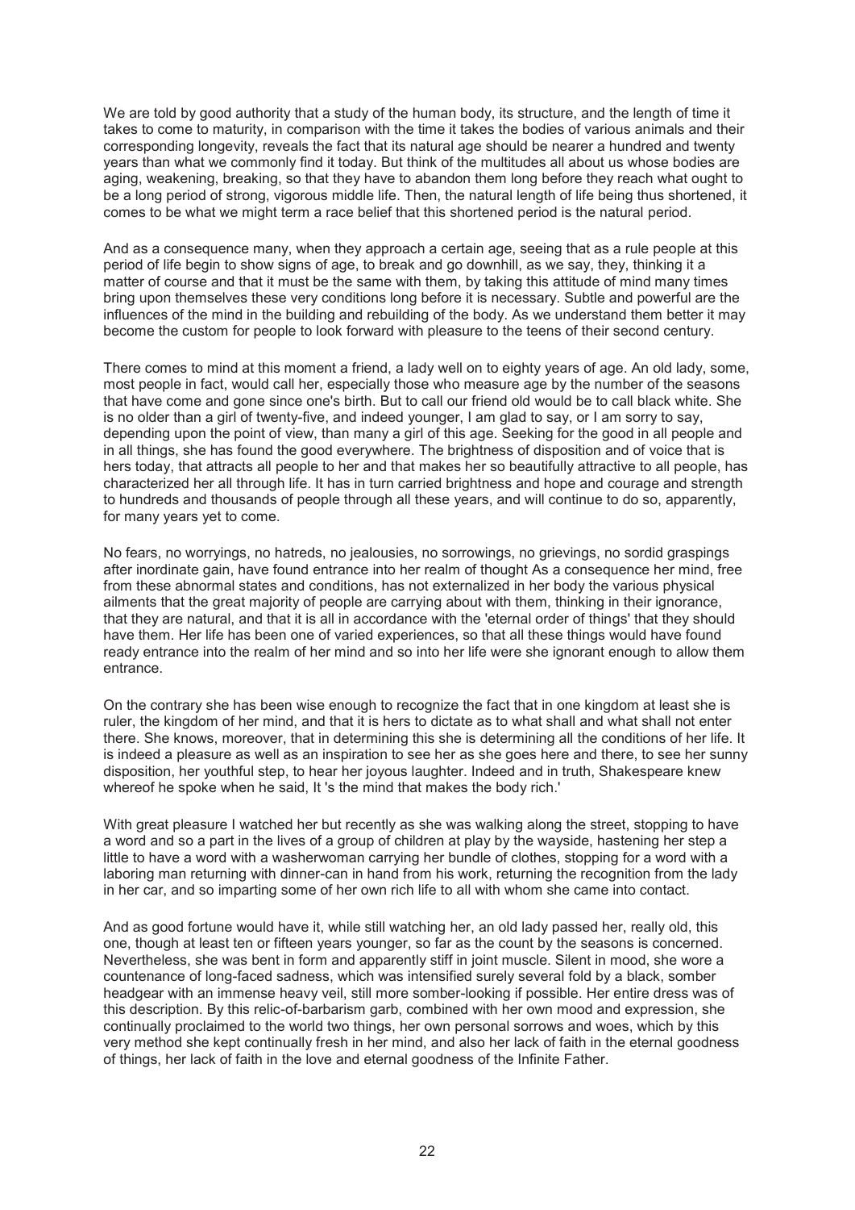We are told by good authority that a study of the human body, its structure, and the length of time it takes to come to maturity, in comparison with the time it takes the bodies of various animals and their corresponding longevity, reveals the fact that its natural age should be nearer a hundred and twenty years than what we commonly find it today. But think of the multitudes all about us whose bodies are aging, weakening, breaking, so that they have to abandon them long before they reach what ought to be a long period of strong, vigorous middle life. Then, the natural length of life being thus shortened, it comes to be what we might term a race belief that this shortened period is the natural period.

And as a consequence many, when they approach a certain age, seeing that as a rule people at this period of life begin to show signs of age, to break and go downhill, as we say, they, thinking it a matter of course and that it must be the same with them, by taking this attitude of mind many times bring upon themselves these very conditions long before it is necessary. Subtle and powerful are the influences of the mind in the building and rebuilding of the body. As we understand them better it may become the custom for people to look forward with pleasure to the teens of their second century.

There comes to mind at this moment a friend, a lady well on to eighty years of age. An old lady, some, most people in fact, would call her, especially those who measure age by the number of the seasons that have come and gone since one's birth. But to call our friend old would be to call black white. She is no older than a girl of twenty-five, and indeed younger, I am glad to say, or I am sorry to say, depending upon the point of view, than many a girl of this age. Seeking for the good in all people and in all things, she has found the good everywhere. The brightness of disposition and of voice that is hers today, that attracts all people to her and that makes her so beautifully attractive to all people, has characterized her all through life. It has in turn carried brightness and hope and courage and strength to hundreds and thousands of people through all these years, and will continue to do so, apparently, for many years yet to come.

No fears, no worryings, no hatreds, no jealousies, no sorrowings, no grievings, no sordid graspings after inordinate gain, have found entrance into her realm of thought As a consequence her mind, free from these abnormal states and conditions, has not externalized in her body the various physical ailments that the great majority of people are carrying about with them, thinking in their ignorance, that they are natural, and that it is all in accordance with the 'eternal order of things' that they should have them. Her life has been one of varied experiences, so that all these things would have found ready entrance into the realm of her mind and so into her life were she ignorant enough to allow them entrance.

On the contrary she has been wise enough to recognize the fact that in one kingdom at least she is ruler, the kingdom of her mind, and that it is hers to dictate as to what shall and what shall not enter there. She knows, moreover, that in determining this she is determining all the conditions of her life. It is indeed a pleasure as well as an inspiration to see her as she goes here and there, to see her sunny disposition, her youthful step, to hear her joyous laughter. Indeed and in truth, Shakespeare knew whereof he spoke when he said, It 's the mind that makes the body rich.'

With great pleasure I watched her but recently as she was walking along the street, stopping to have a word and so a part in the lives of a group of children at play by the wayside, hastening her step a little to have a word with a washerwoman carrying her bundle of clothes, stopping for a word with a laboring man returning with dinner-can in hand from his work, returning the recognition from the lady in her car, and so imparting some of her own rich life to all with whom she came into contact.

And as good fortune would have it, while still watching her, an old lady passed her, really old, this one, though at least ten or fifteen years younger, so far as the count by the seasons is concerned. Nevertheless, she was bent in form and apparently stiff in joint muscle. Silent in mood, she wore a countenance of long-faced sadness, which was intensified surely several fold by a black, somber headgear with an immense heavy veil, still more somber-looking if possible. Her entire dress was of this description. By this relic-of-barbarism garb, combined with her own mood and expression, she continually proclaimed to the world two things, her own personal sorrows and woes, which by this very method she kept continually fresh in her mind, and also her lack of faith in the eternal goodness of things, her lack of faith in the love and eternal goodness of the Infinite Father.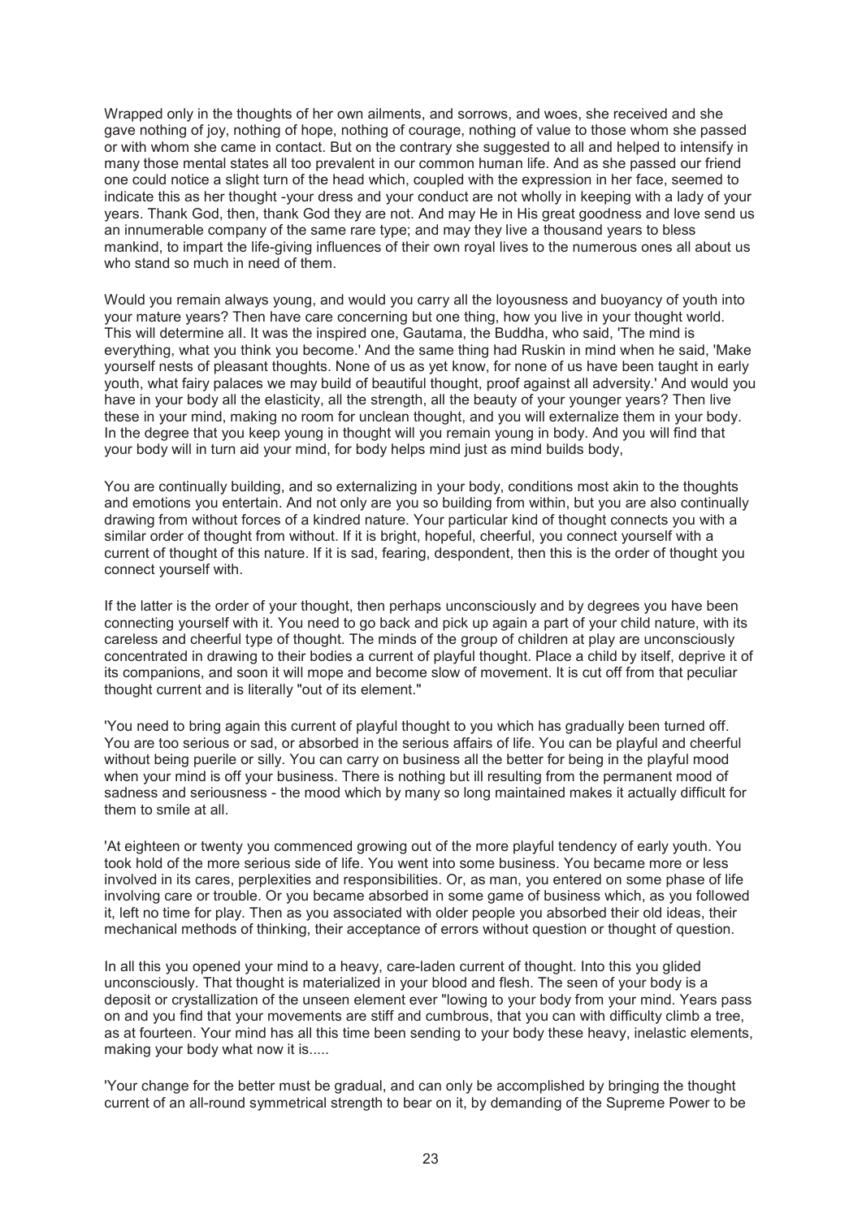Wrapped only in the thoughts of her own ailments, and sorrows, and woes, she received and she gave nothing of joy, nothing of hope, nothing of courage, nothing of value to those whom she passed or with whom she came in contact. But on the contrary she suggested to all and helped to intensify in many those mental states all too prevalent in our common human life. And as she passed our friend one could notice a slight turn of the head which, coupled with the expression in her face, seemed to indicate this as her thought -your dress and your conduct are not wholly in keeping with a lady of your years. Thank God, then, thank God they are not. And may He in His great goodness and love send us an innumerable company of the same rare type; and may they live a thousand years to bless mankind, to impart the life-giving influences of their own royal lives to the numerous ones all about us who stand so much in need of them.

Would you remain always young, and would you carry all the loyousness and buoyancy of youth into your mature years? Then have care concerning but one thing, how you live in your thought world. This will determine all. It was the inspired one, Gautama, the Buddha, who said, 'The mind is everything, what you think you become.' And the same thing had Ruskin in mind when he said, 'Make yourself nests of pleasant thoughts. None of us as yet know, for none of us have been taught in early youth, what fairy palaces we may build of beautiful thought, proof against all adversity.' And would you have in your body all the elasticity, all the strength, all the beauty of your younger years? Then live these in your mind, making no room for unclean thought, and you will externalize them in your body. In the degree that you keep young in thought will you remain young in body. And you will find that your body will in turn aid your mind, for body helps mind just as mind builds body,

You are continually building, and so externalizing in your body, conditions most akin to the thoughts and emotions you entertain. And not only are you so building from within, but you are also continually drawing from without forces of a kindred nature. Your particular kind of thought connects you with a similar order of thought from without. If it is bright, hopeful, cheerful, you connect yourself with a current of thought of this nature. If it is sad, fearing, despondent, then this is the order of thought you connect yourself with.

If the latter is the order of your thought, then perhaps unconsciously and by degrees you have been connecting yourself with it. You need to go back and pick up again a part of your child nature, with its careless and cheerful type of thought. The minds of the group of children at play are unconsciously concentrated in drawing to their bodies a current of playful thought. Place a child by itself, deprive it of its companions, and soon it will mope and become slow of movement. It is cut off from that peculiar thought current and is literally "out of its element."

'You need to bring again this current of playful thought to you which has gradually been turned off. You are too serious or sad, or absorbed in the serious affairs of life. You can be playful and cheerful without being puerile or silly. You can carry on business all the better for being in the playful mood when your mind is off your business. There is nothing but ill resulting from the permanent mood of sadness and seriousness - the mood which by many so long maintained makes it actually difficult for them to smile at all.

'At eighteen or twenty you commenced growing out of the more playful tendency of early youth. You took hold of the more serious side of life. You went into some business. You became more or less involved in its cares, perplexities and responsibilities. Or, as man, you entered on some phase of life involving care or trouble. Or you became absorbed in some game of business which, as you followed it, left no time for play. Then as you associated with older people you absorbed their old ideas, their mechanical methods of thinking, their acceptance of errors without question or thought of question.

In all this you opened your mind to a heavy, care-laden current of thought. Into this you glided unconsciously. That thought is materialized in your blood and flesh. The seen of your body is a deposit or crystallization of the unseen element ever "lowing to your body from your mind. Years pass on and you find that your movements are stiff and cumbrous, that you can with difficulty climb a tree, as at fourteen. Your mind has all this time been sending to your body these heavy, inelastic elements, making your body what now it is.....

'Your change for the better must be gradual, and can only be accomplished by bringing the thought current of an all-round symmetrical strength to bear on it, by demanding of the Supreme Power to be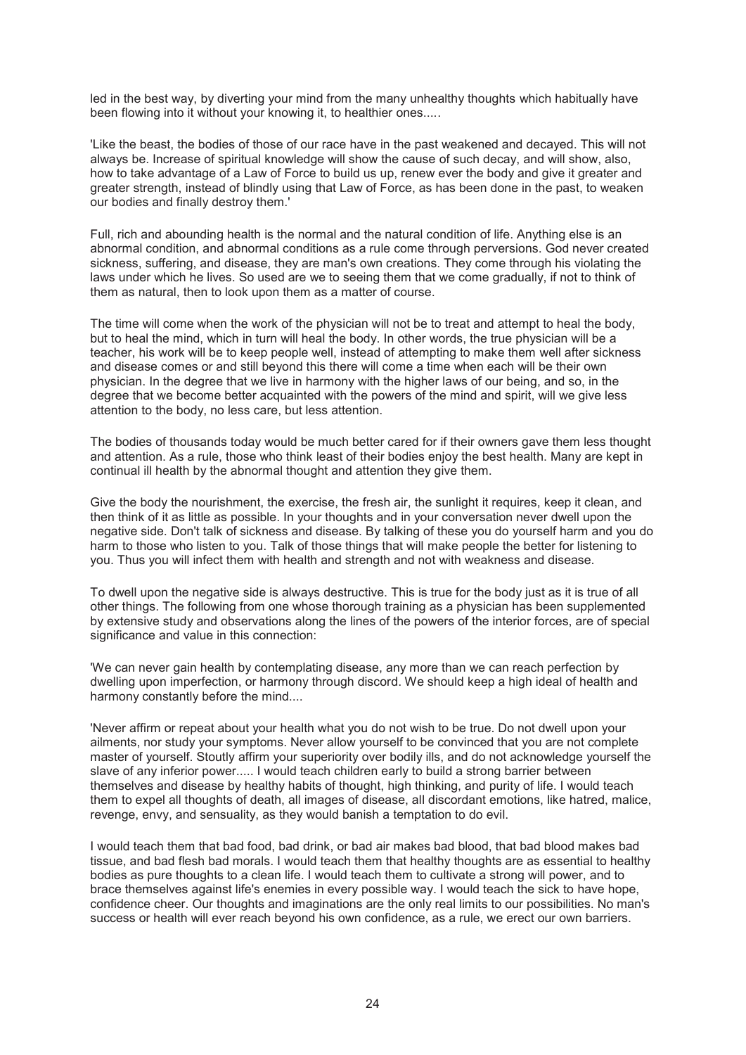led in the best way, by diverting your mind from the many unhealthy thoughts which habitually have been flowing into it without your knowing it, to healthier ones.....

'Like the beast, the bodies of those of our race have in the past weakened and decayed. This will not always be. Increase of spiritual knowledge will show the cause of such decay, and will show, also, how to take advantage of a Law of Force to build us up, renew ever the body and give it greater and greater strength, instead of blindly using that Law of Force, as has been done in the past, to weaken our bodies and finally destroy them.'

Full, rich and abounding health is the normal and the natural condition of life. Anything else is an abnormal condition, and abnormal conditions as a rule come through perversions. God never created sickness, suffering, and disease, they are man's own creations. They come through his violating the laws under which he lives. So used are we to seeing them that we come gradually, if not to think of them as natural, then to look upon them as a matter of course.

The time will come when the work of the physician will not be to treat and attempt to heal the body, but to heal the mind, which in turn will heal the body. In other words, the true physician will be a teacher, his work will be to keep people well, instead of attempting to make them well after sickness and disease comes or and still beyond this there will come a time when each will be their own physician. In the degree that we live in harmony with the higher laws of our being, and so, in the degree that we become better acquainted with the powers of the mind and spirit, will we give less attention to the body, no less care, but less attention.

The bodies of thousands today would be much better cared for if their owners gave them less thought and attention. As a rule, those who think least of their bodies enjoy the best health. Many are kept in continual ill health by the abnormal thought and attention they give them.

Give the body the nourishment, the exercise, the fresh air, the sunlight it requires, keep it clean, and then think of it as little as possible. In your thoughts and in your conversation never dwell upon the negative side. Don't talk of sickness and disease. By talking of these you do yourself harm and you do harm to those who listen to you. Talk of those things that will make people the better for listening to you. Thus you will infect them with health and strength and not with weakness and disease.

To dwell upon the negative side is always destructive. This is true for the body just as it is true of all other things. The following from one whose thorough training as a physician has been supplemented by extensive study and observations along the lines of the powers of the interior forces, are of special significance and value in this connection:

'We can never gain health by contemplating disease, any more than we can reach perfection by dwelling upon imperfection, or harmony through discord. We should keep a high ideal of health and harmony constantly before the mind....

'Never affirm or repeat about your health what you do not wish to be true. Do not dwell upon your ailments, nor study your symptoms. Never allow yourself to be convinced that you are not complete master of yourself. Stoutly affirm your superiority over bodily ills, and do not acknowledge yourself the slave of any inferior power..... I would teach children early to build a strong barrier between themselves and disease by healthy habits of thought, high thinking, and purity of life. I would teach them to expel all thoughts of death, all images of disease, all discordant emotions, like hatred, malice, revenge, envy, and sensuality, as they would banish a temptation to do evil.

I would teach them that bad food, bad drink, or bad air makes bad blood, that bad blood makes bad tissue, and bad flesh bad morals. I would teach them that healthy thoughts are as essential to healthy bodies as pure thoughts to a clean life. I would teach them to cultivate a strong will power, and to brace themselves against life's enemies in every possible way. I would teach the sick to have hope, confidence cheer. Our thoughts and imaginations are the only real limits to our possibilities. No man's success or health will ever reach beyond his own confidence, as a rule, we erect our own barriers.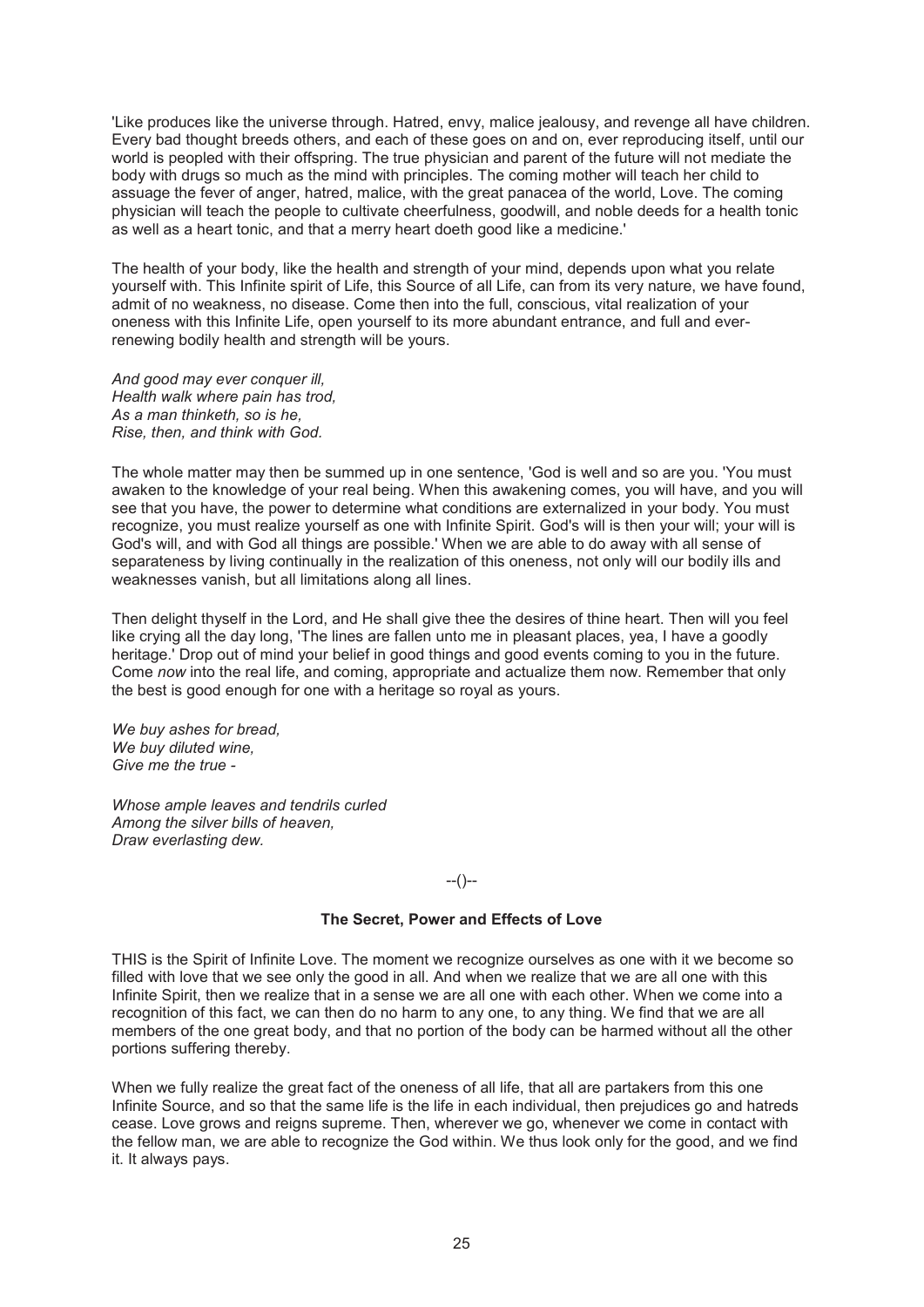'Like produces like the universe through. Hatred, envy, malice jealousy, and revenge all have children. Every bad thought breeds others, and each of these goes on and on, ever reproducing itself, until our world is peopled with their offspring. The true physician and parent of the future will not mediate the body with drugs so much as the mind with principles. The coming mother will teach her child to assuage the fever of anger, hatred, malice, with the great panacea of the world, Love. The coming physician will teach the people to cultivate cheerfulness, goodwill, and noble deeds for a health tonic as well as a heart tonic, and that a merry heart doeth good like a medicine.'

The health of your body, like the health and strength of your mind, depends upon what you relate yourself with. This Infinite spirit of Life, this Source of all Life, can from its very nature, we have found, admit of no weakness, no disease. Come then into the full, conscious, vital realization of your oneness with this Infinite Life, open yourself to its more abundant entrance, and full and ever-renewing bodily health and strength will be yours.

*And good may ever conquer ill,*
*Health walk where pain has trod,*
*As a man thinketh, so is he,*
*Rise, then, and think with God.*

The whole matter may then be summed up in one sentence, 'God is well and so are you. 'You must awaken to the knowledge of your real being. When this awakening comes, you will have, and you will see that you have, the power to determine what conditions are externalized in your body. You must recognize, you must realize yourself as one with Infinite Spirit. God's will is then your will; your will is God's will, and with God all things are possible.' When we are able to do away with all sense of separateness by living continually in the realization of this oneness, not only will our bodily ills and weaknesses vanish, but all limitations along all lines.

Then delight thyself in the Lord, and He shall give thee the desires of thine heart. Then will you feel like crying all the day long, 'The lines are fallen unto me in pleasant places, yea, I have a goodly heritage.' Drop out of mind your belief in good things and good events coming to you in the future. Come *now* into the real life, and coming, appropriate and actualize them now. Remember that only the best is good enough for one with a heritage so royal as yours.

*We buy ashes for bread,*
*We buy diluted wine,*
*Give me the true -*

*Whose ample leaves and tendrils curled*
*Among the silver bills of heaven,*
*Draw everlasting dew.*

--()--

### The Secret, Power and Effects of Love

THIS is the Spirit of Infinite Love. The moment we recognize ourselves as one with it we become so filled with love that we see only the good in all. And when we realize that we are all one with this Infinite Spirit, then we realize that in a sense we are all one with each other. When we come into a recognition of this fact, we can then do no harm to any one, to any thing. We find that we are all members of the one great body, and that no portion of the body can be harmed without all the other portions suffering thereby.

When we fully realize the great fact of the oneness of all life, that all are partakers from this one Infinite Source, and so that the same life is the life in each individual, then prejudices go and hatreds cease. Love grows and reigns supreme. Then, wherever we go, whenever we come in contact with the fellow man, we are able to recognize the God within. We thus look only for the good, and we find it. It always pays.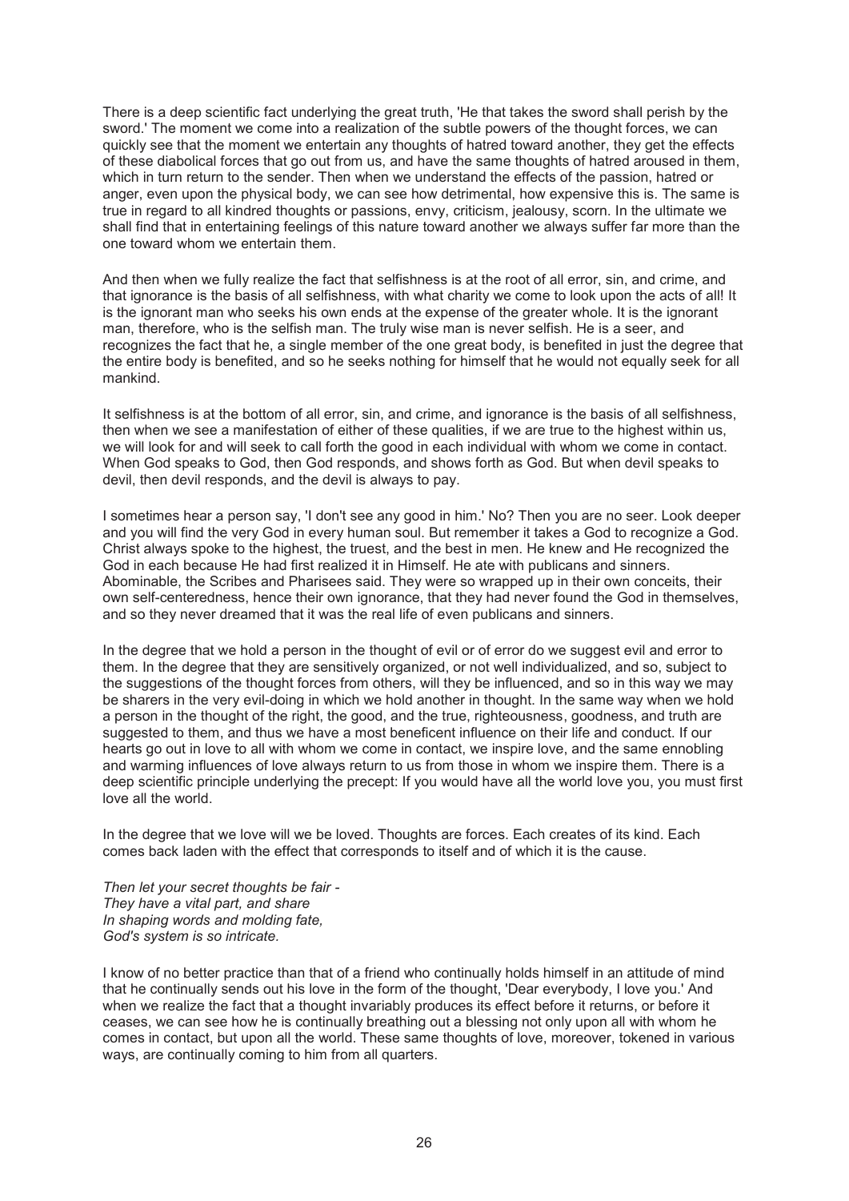There is a deep scientific fact underlying the great truth, 'He that takes the sword shall perish by the sword.' The moment we come into a realization of the subtle powers of the thought forces, we can quickly see that the moment we entertain any thoughts of hatred toward another, they get the effects of these diabolical forces that go out from us, and have the same thoughts of hatred aroused in them, which in turn return to the sender. Then when we understand the effects of the passion, hatred or anger, even upon the physical body, we can see how detrimental, how expensive this is. The same is true in regard to all kindred thoughts or passions, envy, criticism, jealousy, scorn. In the ultimate we shall find that in entertaining feelings of this nature toward another we always suffer far more than the one toward whom we entertain them.

And then when we fully realize the fact that selfishness is at the root of all error, sin, and crime, and that ignorance is the basis of all selfishness, with what charity we come to look upon the acts of all! It is the ignorant man who seeks his own ends at the expense of the greater whole. It is the ignorant man, therefore, who is the selfish man. The truly wise man is never selfish. He is a seer, and recognizes the fact that he, a single member of the one great body, is benefited in just the degree that the entire body is benefited, and so he seeks nothing for himself that he would not equally seek for all mankind.

It selfishness is at the bottom of all error, sin, and crime, and ignorance is the basis of all selfishness, then when we see a manifestation of either of these qualities, if we are true to the highest within us, we will look for and will seek to call forth the good in each individual with whom we come in contact. When God speaks to God, then God responds, and shows forth as God. But when devil speaks to devil, then devil responds, and the devil is always to pay.

I sometimes hear a person say, 'I don't see any good in him.' No? Then you are no seer. Look deeper and you will find the very God in every human soul. But remember it takes a God to recognize a God. Christ always spoke to the highest, the truest, and the best in men. He knew and He recognized the God in each because He had first realized it in Himself. He ate with publicans and sinners. Abominable, the Scribes and Pharisees said. They were so wrapped up in their own conceits, their own self-centeredness, hence their own ignorance, that they had never found the God in themselves, and so they never dreamed that it was the real life of even publicans and sinners.

In the degree that we hold a person in the thought of evil or of error do we suggest evil and error to them. In the degree that they are sensitively organized, or not well individualized, and so, subject to the suggestions of the thought forces from others, will they be influenced, and so in this way we may be sharers in the very evil-doing in which we hold another in thought. In the same way when we hold a person in the thought of the right, the good, and the true, righteousness, goodness, and truth are suggested to them, and thus we have a most beneficent influence on their life and conduct. If our hearts go out in love to all with whom we come in contact, we inspire love, and the same ennobling and warming influences of love always return to us from those in whom we inspire them. There is a deep scientific principle underlying the precept: If you would have all the world love you, you must first love all the world.

In the degree that we love will we be loved. Thoughts are forces. Each creates of its kind. Each comes back laden with the effect that corresponds to itself and of which it is the cause.

*Then let your secret thoughts be fair -*
*They have a vital part, and share*
*In shaping words and molding fate,*
*God's system is so intricate.*

I know of no better practice than that of a friend who continually holds himself in an attitude of mind that he continually sends out his love in the form of the thought, 'Dear everybody, I love you.' And when we realize the fact that a thought invariably produces its effect before it returns, or before it ceases, we can see how he is continually breathing out a blessing not only upon all with whom he comes in contact, but upon all the world. These same thoughts of love, moreover, tokened in various ways, are continually coming to him from all quarters.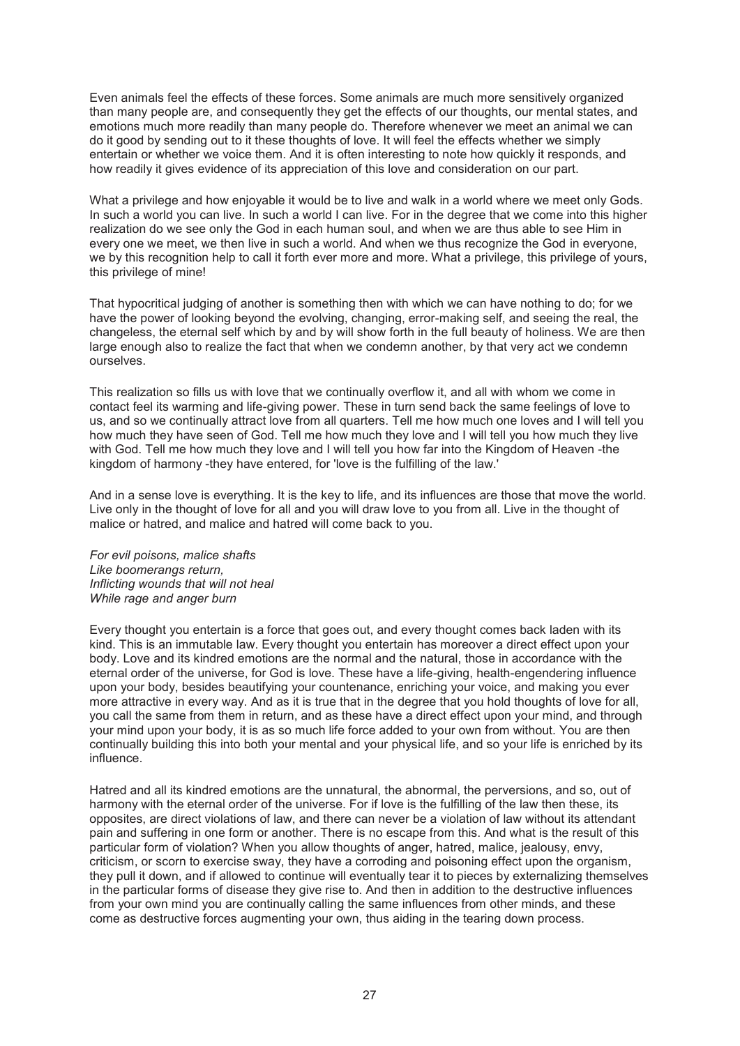Even animals feel the effects of these forces. Some animals are much more sensitively organized than many people are, and consequently they get the effects of our thoughts, our mental states, and emotions much more readily than many people do. Therefore whenever we meet an animal we can do it good by sending out to it these thoughts of love. It will feel the effects whether we simply entertain or whether we voice them. And it is often interesting to note how quickly it responds, and how readily it gives evidence of its appreciation of this love and consideration on our part.

What a privilege and how enjoyable it would be to live and walk in a world where we meet only Gods. In such a world you can live. In such a world I can live. For in the degree that we come into this higher realization do we see only the God in each human soul, and when we are thus able to see Him in every one we meet, we then live in such a world. And when we thus recognize the God in everyone, we by this recognition help to call it forth ever more and more. What a privilege, this privilege of yours, this privilege of mine!

That hypocritical judging of another is something then with which we can have nothing to do; for we have the power of looking beyond the evolving, changing, error-making self, and seeing the real, the changeless, the eternal self which by and by will show forth in the full beauty of holiness. We are then large enough also to realize the fact that when we condemn another, by that very act we condemn ourselves.

This realization so fills us with love that we continually overflow it, and all with whom we come in contact feel its warming and life-giving power. These in turn send back the same feelings of love to us, and so we continually attract love from all quarters. Tell me how much one loves and I will tell you how much they have seen of God. Tell me how much they love and I will tell you how much they live with God. Tell me how much they love and I will tell you how far into the Kingdom of Heaven -the kingdom of harmony -they have entered, for 'love is the fulfilling of the law.'

And in a sense love is everything. It is the key to life, and its influences are those that move the world. Live only in the thought of love for all and you will draw love to you from all. Live in the thought of malice or hatred, and malice and hatred will come back to you.

*For evil poisons, malice shafts*
*Like boomerangs return,*
*Inflicting wounds that will not heal*
*While rage and anger burn*

Every thought you entertain is a force that goes out, and every thought comes back laden with its kind. This is an immutable law. Every thought you entertain has moreover a direct effect upon your body. Love and its kindred emotions are the normal and the natural, those in accordance with the eternal order of the universe, for God is love. These have a life-giving, health-engendering influence upon your body, besides beautifying your countenance, enriching your voice, and making you ever more attractive in every way. And as it is true that in the degree that you hold thoughts of love for all, you call the same from them in return, and as these have a direct effect upon your mind, and through your mind upon your body, it is as so much life force added to your own from without. You are then continually building this into both your mental and your physical life, and so your life is enriched by its influence.

Hatred and all its kindred emotions are the unnatural, the abnormal, the perversions, and so, out of harmony with the eternal order of the universe. For if love is the fulfilling of the law then these, its opposites, are direct violations of law, and there can never be a violation of law without its attendant pain and suffering in one form or another. There is no escape from this. And what is the result of this particular form of violation? When you allow thoughts of anger, hatred, malice, jealousy, envy, criticism, or scorn to exercise sway, they have a corroding and poisoning effect upon the organism, they pull it down, and if allowed to continue will eventually tear it to pieces by externalizing themselves in the particular forms of disease they give rise to. And then in addition to the destructive influences from your own mind you are continually calling the same influences from other minds, and these come as destructive forces augmenting your own, thus aiding in the tearing down process.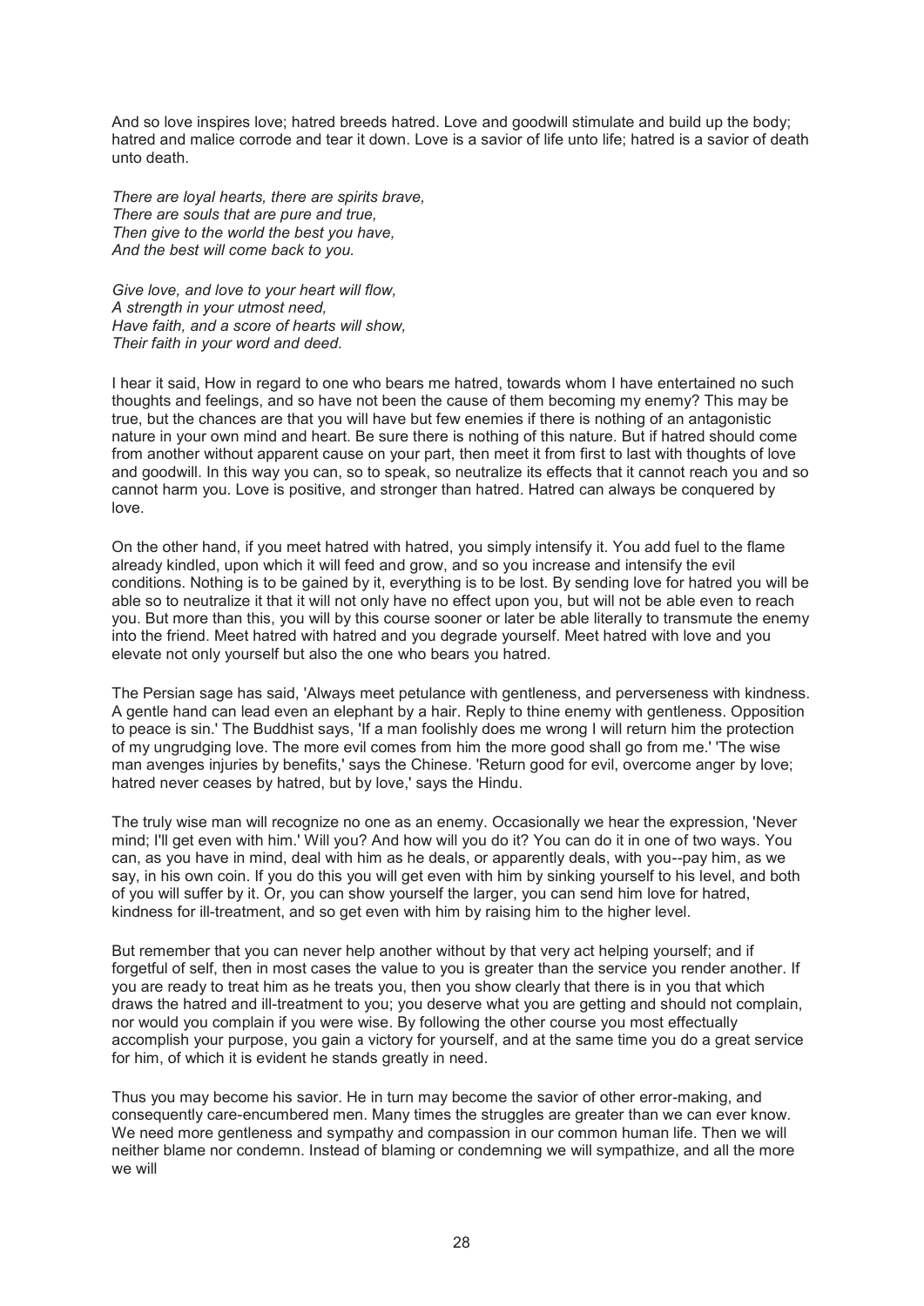And so love inspires love; hatred breeds hatred. Love and goodwill stimulate and build up the body; hatred and malice corrode and tear it down. Love is a savior of life unto life; hatred is a savior of death unto death.

*There are loyal hearts, there are spirits brave,*
*There are souls that are pure and true,*
*Then give to the world the best you have,*
*And the best will come back to you.*

*Give love, and love to your heart will flow,*
*A strength in your utmost need,*
*Have faith, and a score of hearts will show,*
*Their faith in your word and deed.*

I hear it said, How in regard to one who bears me hatred, towards whom I have entertained no such thoughts and feelings, and so have not been the cause of them becoming my enemy? This may be true, but the chances are that you will have but few enemies if there is nothing of an antagonistic nature in your own mind and heart. Be sure there is nothing of this nature. But if hatred should come from another without apparent cause on your part, then meet it from first to last with thoughts of love and goodwill. In this way you can, so to speak, so neutralize its effects that it cannot reach you and so cannot harm you. Love is positive, and stronger than hatred. Hatred can always be conquered by love.

On the other hand, if you meet hatred with hatred, you simply intensify it. You add fuel to the flame already kindled, upon which it will feed and grow, and so you increase and intensify the evil conditions. Nothing is to be gained by it, everything is to be lost. By sending love for hatred you will be able so to neutralize it that it will not only have no effect upon you, but will not be able even to reach you. But more than this, you will by this course sooner or later be able literally to transmute the enemy into the friend. Meet hatred with hatred and you degrade yourself. Meet hatred with love and you elevate not only yourself but also the one who bears you hatred.

The Persian sage has said, 'Always meet petulance with gentleness, and perverseness with kindness. A gentle hand can lead even an elephant by a hair. Reply to thine enemy with gentleness. Opposition to peace is sin.' The Buddhist says, 'If a man foolishly does me wrong I will return him the protection of my ungrudging love. The more evil comes from him the more good shall go from me.' 'The wise man avenges injuries by benefits,' says the Chinese. 'Return good for evil, overcome anger by love; hatred never ceases by hatred, but by love,' says the Hindu.

The truly wise man will recognize no one as an enemy. Occasionally we hear the expression, 'Never mind; I'll get even with him.' Will you? And how will you do it? You can do it in one of two ways. You can, as you have in mind, deal with him as he deals, or apparently deals, with you--pay him, as we say, in his own coin. If you do this you will get even with him by sinking yourself to his level, and both of you will suffer by it. Or, you can show yourself the larger, you can send him love for hatred, kindness for ill-treatment, and so get even with him by raising him to the higher level.

But remember that you can never help another without by that very act helping yourself; and if forgetful of self, then in most cases the value to you is greater than the service you render another. If you are ready to treat him as he treats you, then you show clearly that there is in you that which draws the hatred and ill-treatment to you; you deserve what you are getting and should not complain, nor would you complain if you were wise. By following the other course you most effectually accomplish your purpose, you gain a victory for yourself, and at the same time you do a great service for him, of which it is evident he stands greatly in need.

Thus you may become his savior. He in turn may become the savior of other error-making, and consequently care-encumbered men. Many times the struggles are greater than we can ever know. We need more gentleness and sympathy and compassion in our common human life. Then we will neither blame nor condemn. Instead of blaming or condemning we will sympathize, and all the more we will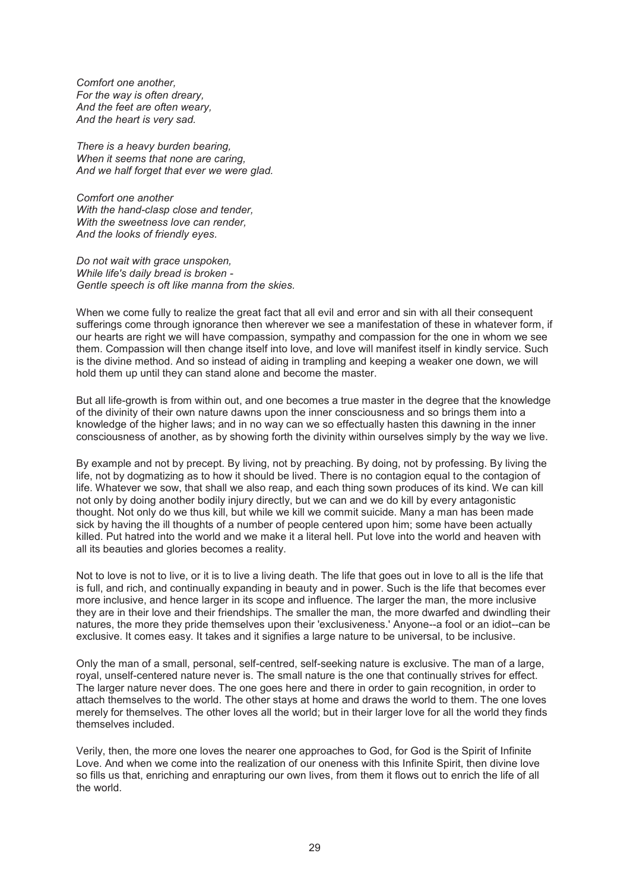*Comfort one another,*
*For the way is often dreary,*
*And the feet are often weary,*
*And the heart is very sad.*

*There is a heavy burden bearing,*
*When it seems that none are caring,*
*And we half forget that ever we were glad.*

*Comfort one another*
*With the hand-clasp close and tender,*
*With the sweetness love can render,*
*And the looks of friendly eyes.*

*Do not wait with grace unspoken,*
*While life's daily bread is broken -*
*Gentle speech is oft like manna from the skies.*

When we come fully to realize the great fact that all evil and error and sin with all their consequent sufferings come through ignorance then wherever we see a manifestation of these in whatever form, if our hearts are right we will have compassion, sympathy and compassion for the one in whom we see them. Compassion will then change itself into love, and love will manifest itself in kindly service. Such is the divine method. And so instead of aiding in trampling and keeping a weaker one down, we will hold them up until they can stand alone and become the master.

But all life-growth is from within out, and one becomes a true master in the degree that the knowledge of the divinity of their own nature dawns upon the inner consciousness and so brings them into a knowledge of the higher laws; and in no way can we so effectually hasten this dawning in the inner consciousness of another, as by showing forth the divinity within ourselves simply by the way we live.

By example and not by precept. By living, not by preaching. By doing, not by professing. By living the life, not by dogmatizing as to how it should be lived. There is no contagion equal to the contagion of life. Whatever we sow, that shall we also reap, and each thing sown produces of its kind. We can kill not only by doing another bodily injury directly, but we can and we do kill by every antagonistic thought. Not only do we thus kill, but while we kill we commit suicide. Many a man has been made sick by having the ill thoughts of a number of people centered upon him; some have been actually killed. Put hatred into the world and we make it a literal hell. Put love into the world and heaven with all its beauties and glories becomes a reality.

Not to love is not to live, or it is to live a living death. The life that goes out in love to all is the life that is full, and rich, and continually expanding in beauty and in power. Such is the life that becomes ever more inclusive, and hence larger in its scope and influence. The larger the man, the more inclusive they are in their love and their friendships. The smaller the man, the more dwarfed and dwindling their natures, the more they pride themselves upon their 'exclusiveness.' Anyone--a fool or an idiot--can be exclusive. It comes easy. It takes and it signifies a large nature to be universal, to be inclusive.

Only the man of a small, personal, self-centred, self-seeking nature is exclusive. The man of a large, royal, unself-centered nature never is. The small nature is the one that continually strives for effect. The larger nature never does. The one goes here and there in order to gain recognition, in order to attach themselves to the world. The other stays at home and draws the world to them. The one loves merely for themselves. The other loves all the world; but in their larger love for all the world they finds themselves included.

Verily, then, the more one loves the nearer one approaches to God, for God is the Spirit of Infinite Love. And when we come into the realization of our oneness with this Infinite Spirit, then divine love so fills us that, enriching and enrapturing our own lives, from them it flows out to enrich the life of all the world.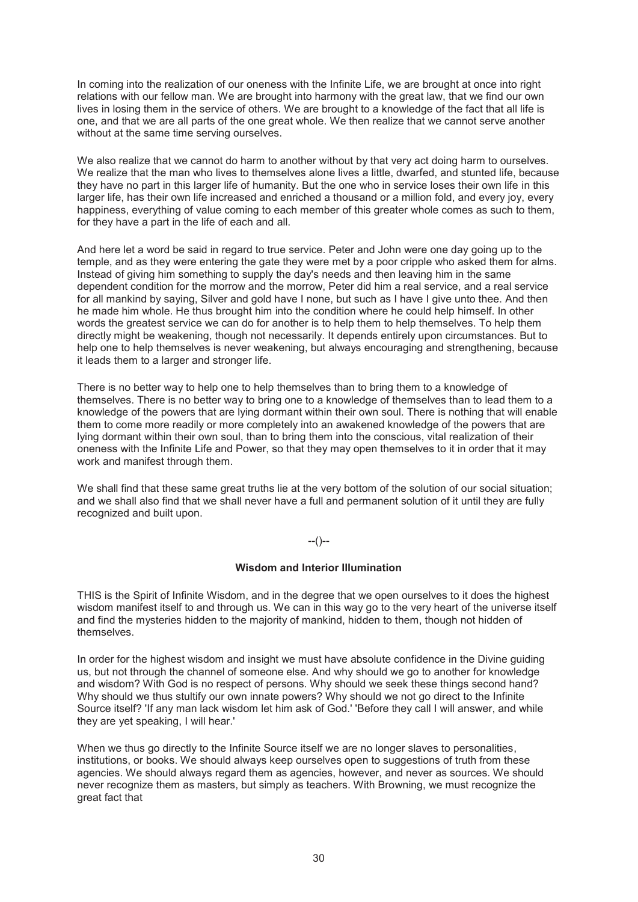In coming into the realization of our oneness with the Infinite Life, we are brought at once into right relations with our fellow man. We are brought into harmony with the great law, that we find our own lives in losing them in the service of others. We are brought to a knowledge of the fact that all life is one, and that we are all parts of the one great whole. We then realize that we cannot serve another without at the same time serving ourselves.

We also realize that we cannot do harm to another without by that very act doing harm to ourselves. We realize that the man who lives to themselves alone lives a little, dwarfed, and stunted life, because they have no part in this larger life of humanity. But the one who in service loses their own life in this larger life, has their own life increased and enriched a thousand or a million fold, and every joy, every happiness, everything of value coming to each member of this greater whole comes as such to them, for they have a part in the life of each and all.

And here let a word be said in regard to true service. Peter and John were one day going up to the temple, and as they were entering the gate they were met by a poor cripple who asked them for alms. Instead of giving him something to supply the day's needs and then leaving him in the same dependent condition for the morrow and the morrow, Peter did him a real service, and a real service for all mankind by saying, Silver and gold have I none, but such as I have I give unto thee. And then he made him whole. He thus brought him into the condition where he could help himself. In other words the greatest service we can do for another is to help them to help themselves. To help them directly might be weakening, though not necessarily. It depends entirely upon circumstances. But to help one to help themselves is never weakening, but always encouraging and strengthening, because it leads them to a larger and stronger life.

There is no better way to help one to help themselves than to bring them to a knowledge of themselves. There is no better way to bring one to a knowledge of themselves than to lead them to a knowledge of the powers that are lying dormant within their own soul. There is nothing that will enable them to come more readily or more completely into an awakened knowledge of the powers that are lying dormant within their own soul, than to bring them into the conscious, vital realization of their oneness with the Infinite Life and Power, so that they may open themselves to it in order that it may work and manifest through them.

We shall find that these same great truths lie at the very bottom of the solution of our social situation; and we shall also find that we shall never have a full and permanent solution of it until they are fully recognized and built upon.

--()--

### Wisdom and Interior Illumination

THIS is the Spirit of Infinite Wisdom, and in the degree that we open ourselves to it does the highest wisdom manifest itself to and through us. We can in this way go to the very heart of the universe itself and find the mysteries hidden to the majority of mankind, hidden to them, though not hidden of themselves.

In order for the highest wisdom and insight we must have absolute confidence in the Divine guiding us, but not through the channel of someone else. And why should we go to another for knowledge and wisdom? With God is no respect of persons. Why should we seek these things second hand? Why should we thus stultify our own innate powers? Why should we not go direct to the Infinite Source itself? 'If any man lack wisdom let him ask of God.' 'Before they call I will answer, and while they are yet speaking, I will hear.'

When we thus go directly to the Infinite Source itself we are no longer slaves to personalities, institutions, or books. We should always keep ourselves open to suggestions of truth from these agencies. We should always regard them as agencies, however, and never as sources. We should never recognize them as masters, but simply as teachers. With Browning, we must recognize the great fact that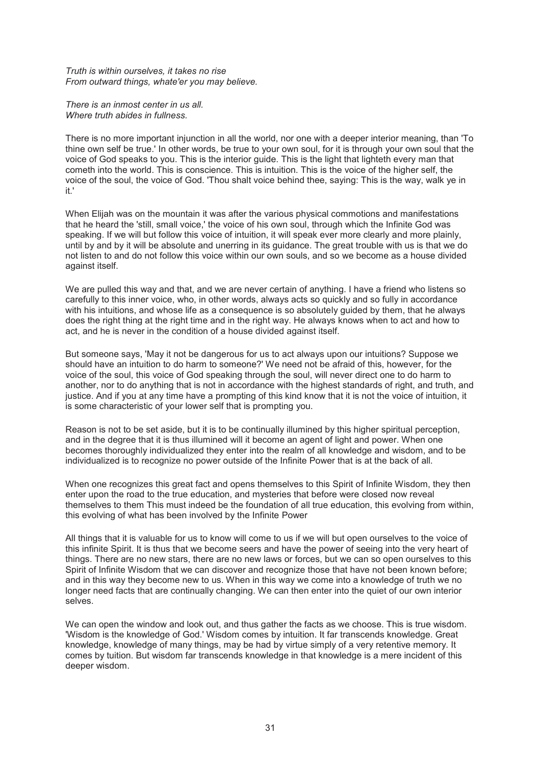*Truth is within ourselves, it takes no rise*
*From outward things, whate'er you may believe.*

*There is an inmost center in us all.*
*Where truth abides in fullness.*

There is no more important injunction in all the world, nor one with a deeper interior meaning, than 'To thine own self be true.' In other words, be true to your own soul, for it is through your own soul that the voice of God speaks to you. This is the interior guide. This is the light that lighteth every man that cometh into the world. This is conscience. This is intuition. This is the voice of the higher self, the voice of the soul, the voice of God. 'Thou shalt voice behind thee, saying: This is the way, walk ye in it.'

When Elijah was on the mountain it was after the various physical commotions and manifestations that he heard the 'still, small voice,' the voice of his own soul, through which the Infinite God was speaking. If we will but follow this voice of intuition, it will speak ever more clearly and more plainly, until by and by it will be absolute and unerring in its guidance. The great trouble with us is that we do not listen to and do not follow this voice within our own souls, and so we become as a house divided against itself.

We are pulled this way and that, and we are never certain of anything. I have a friend who listens so carefully to this inner voice, who, in other words, always acts so quickly and so fully in accordance with his intuitions, and whose life as a consequence is so absolutely guided by them, that he always does the right thing at the right time and in the right way. He always knows when to act and how to act, and he is never in the condition of a house divided against itself.

But someone says, 'May it not be dangerous for us to act always upon our intuitions? Suppose we should have an intuition to do harm to someone?' We need not be afraid of this, however, for the voice of the soul, this voice of God speaking through the soul, will never direct one to do harm to another, nor to do anything that is not in accordance with the highest standards of right, and truth, and justice. And if you at any time have a prompting of this kind know that it is not the voice of intuition, it is some characteristic of your lower self that is prompting you.

Reason is not to be set aside, but it is to be continually illumined by this higher spiritual perception, and in the degree that it is thus illumined will it become an agent of light and power. When one becomes thoroughly individualized they enter into the realm of all knowledge and wisdom, and to be individualized is to recognize no power outside of the Infinite Power that is at the back of all.

When one recognizes this great fact and opens themselves to this Spirit of Infinite Wisdom, they then enter upon the road to the true education, and mysteries that before were closed now reveal themselves to them This must indeed be the foundation of all true education, this evolving from within, this evolving of what has been involved by the Infinite Power

All things that it is valuable for us to know will come to us if we will but open ourselves to the voice of this infinite Spirit. It is thus that we become seers and have the power of seeing into the very heart of things. There are no new stars, there are no new laws or forces, but we can so open ourselves to this Spirit of Infinite Wisdom that we can discover and recognize those that have not been known before; and in this way they become new to us. When in this way we come into a knowledge of truth we no longer need facts that are continually changing. We can then enter into the quiet of our own interior selves.

We can open the window and look out, and thus gather the facts as we choose. This is true wisdom. 'Wisdom is the knowledge of God.' Wisdom comes by intuition. It far transcends knowledge. Great knowledge, knowledge of many things, may be had by virtue simply of a very retentive memory. It comes by tuition. But wisdom far transcends knowledge in that knowledge is a mere incident of this deeper wisdom.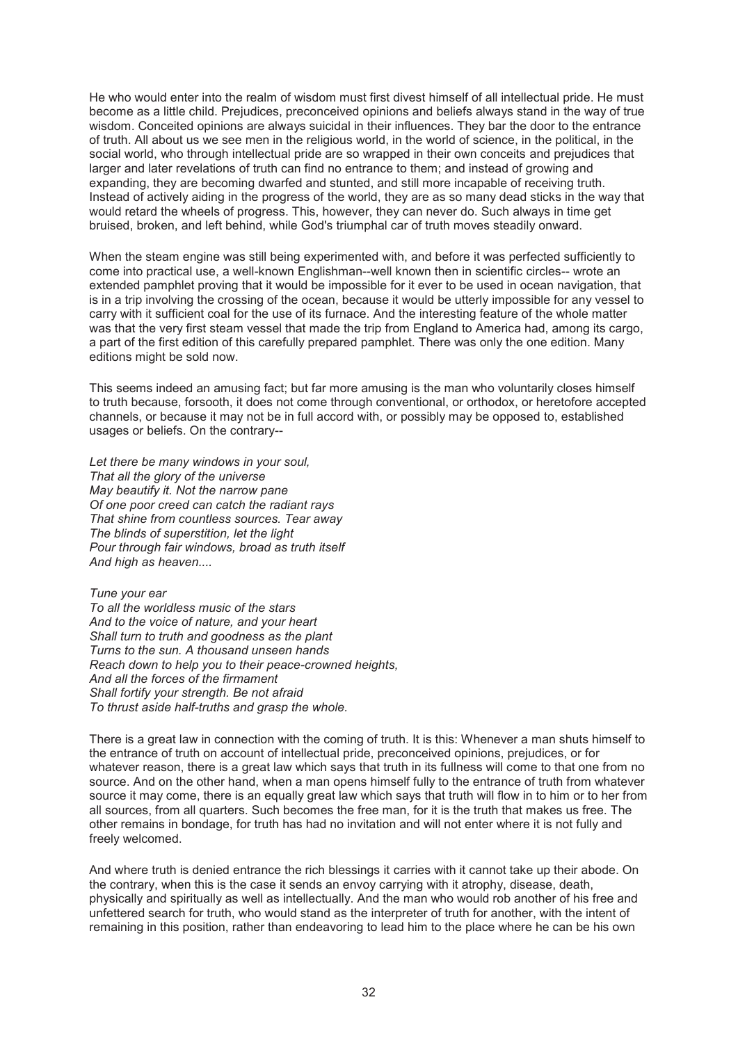He who would enter into the realm of wisdom must first divest himself of all intellectual pride. He must become as a little child. Prejudices, preconceived opinions and beliefs always stand in the way of true wisdom. Conceited opinions are always suicidal in their influences. They bar the door to the entrance of truth. All about us we see men in the religious world, in the world of science, in the political, in the social world, who through intellectual pride are so wrapped in their own conceits and prejudices that larger and later revelations of truth can find no entrance to them; and instead of growing and expanding, they are becoming dwarfed and stunted, and still more incapable of receiving truth. Instead of actively aiding in the progress of the world, they are as so many dead sticks in the way that would retard the wheels of progress. This, however, they can never do. Such always in time get bruised, broken, and left behind, while God's triumphal car of truth moves steadily onward.

When the steam engine was still being experimented with, and before it was perfected sufficiently to come into practical use, a well-known Englishman--well known then in scientific circles-- wrote an extended pamphlet proving that it would be impossible for it ever to be used in ocean navigation, that is in a trip involving the crossing of the ocean, because it would be utterly impossible for any vessel to carry with it sufficient coal for the use of its furnace. And the interesting feature of the whole matter was that the very first steam vessel that made the trip from England to America had, among its cargo, a part of the first edition of this carefully prepared pamphlet. There was only the one edition. Many editions might be sold now.

This seems indeed an amusing fact; but far more amusing is the man who voluntarily closes himself to truth because, forsooth, it does not come through conventional, or orthodox, or heretofore accepted channels, or because it may not be in full accord with, or possibly may be opposed to, established usages or beliefs. On the contrary--

*Let there be many windows in your soul,*
*That all the glory of the universe*
*May beautify it. Not the narrow pane*
*Of one poor creed can catch the radiant rays*
*That shine from countless sources. Tear away*
*The blinds of superstition, let the light*
*Pour through fair windows, broad as truth itself*
*And high as heaven....*

*Tune your ear*
*To all the worldless music of the stars*
*And to the voice of nature, and your heart*
*Shall turn to truth and goodness as the plant*
*Turns to the sun. A thousand unseen hands*
*Reach down to help you to their peace-crowned heights,*
*And all the forces of the firmament*
*Shall fortify your strength. Be not afraid*
*To thrust aside half-truths and grasp the whole.*

There is a great law in connection with the coming of truth. It is this: Whenever a man shuts himself to the entrance of truth on account of intellectual pride, preconceived opinions, prejudices, or for whatever reason, there is a great law which says that truth in its fullness will come to that one from no source. And on the other hand, when a man opens himself fully to the entrance of truth from whatever source it may come, there is an equally great law which says that truth will flow in to him or to her from all sources, from all quarters. Such becomes the free man, for it is the truth that makes us free. The other remains in bondage, for truth has had no invitation and will not enter where it is not fully and freely welcomed.

And where truth is denied entrance the rich blessings it carries with it cannot take up their abode. On the contrary, when this is the case it sends an envoy carrying with it atrophy, disease, death, physically and spiritually as well as intellectually. And the man who would rob another of his free and unfettered search for truth, who would stand as the interpreter of truth for another, with the intent of remaining in this position, rather than endeavoring to lead him to the place where he can be his own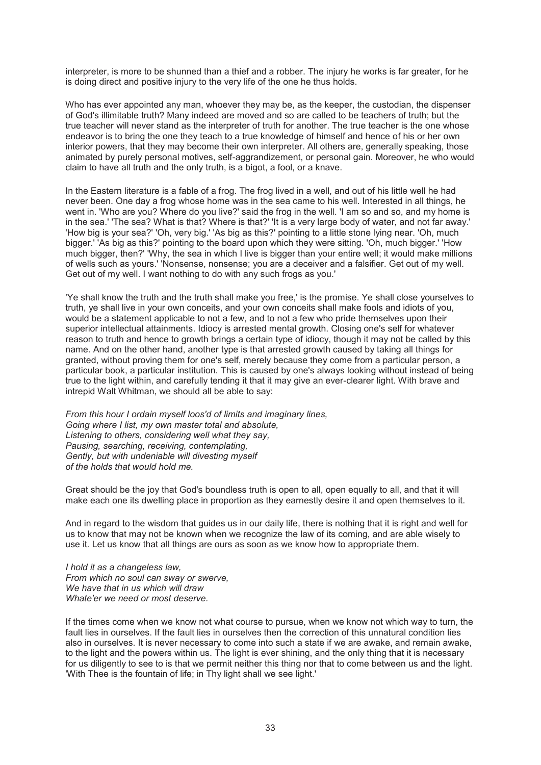interpreter, is more to be shunned than a thief and a robber. The injury he works is far greater, for he is doing direct and positive injury to the very life of the one he thus holds.

Who has ever appointed any man, whoever they may be, as the keeper, the custodian, the dispenser of God's illimitable truth? Many indeed are moved and so are called to be teachers of truth; but the true teacher will never stand as the interpreter of truth for another. The true teacher is the one whose endeavor is to bring the one they teach to a true knowledge of himself and hence of his or her own interior powers, that they may become their own interpreter. All others are, generally speaking, those animated by purely personal motives, self-aggrandizement, or personal gain. Moreover, he who would claim to have all truth and the only truth, is a bigot, a fool, or a knave.

In the Eastern literature is a fable of a frog. The frog lived in a well, and out of his little well he had never been. One day a frog whose home was in the sea came to his well. Interested in all things, he went in. 'Who are you? Where do you live?' said the frog in the well. 'I am so and so, and my home is in the sea.' 'The sea? What is that? Where is that?' 'It is a very large body of water, and not far away.' 'How big is your sea?' 'Oh, very big.' 'As big as this?' pointing to a little stone lying near. 'Oh, much bigger.' 'As big as this?' pointing to the board upon which they were sitting. 'Oh, much bigger.' 'How much bigger, then?' 'Why, the sea in which I live is bigger than your entire well; it would make millions of wells such as yours.' 'Nonsense, nonsense; you are a deceiver and a falsifier. Get out of my well. Get out of my well. I want nothing to do with any such frogs as you.'

'Ye shall know the truth and the truth shall make you free,' is the promise. Ye shall close yourselves to truth, ye shall live in your own conceits, and your own conceits shall make fools and idiots of you, would be a statement applicable to not a few, and to not a few who pride themselves upon their superior intellectual attainments. Idiocy is arrested mental growth. Closing one's self for whatever reason to truth and hence to growth brings a certain type of idiocy, though it may not be called by this name. And on the other hand, another type is that arrested growth caused by taking all things for granted, without proving them for one's self, merely because they come from a particular person, a particular book, a particular institution. This is caused by one's always looking without instead of being true to the light within, and carefully tending it that it may give an ever-clearer light. With brave and intrepid Walt Whitman, we should all be able to say:

*From this hour I ordain myself loos'd of limits and imaginary lines,*
*Going where I list, my own master total and absolute,*
*Listening to others, considering well what they say,*
*Pausing, searching, receiving, contemplating,*
*Gently, but with undeniable will divesting myself*
*of the holds that would hold me.*

Great should be the joy that God's boundless truth is open to all, open equally to all, and that it will make each one its dwelling place in proportion as they earnestly desire it and open themselves to it.

And in regard to the wisdom that guides us in our daily life, there is nothing that it is right and well for us to know that may not be known when we recognize the law of its coming, and are able wisely to use it. Let us know that all things are ours as soon as we know how to appropriate them.

*I hold it as a changeless law,*
*From which no soul can sway or swerve,*
*We have that in us which will draw*
*Whate'er we need or most deserve.*

If the times come when we know not what course to pursue, when we know not which way to turn, the fault lies in ourselves. If the fault lies in ourselves then the correction of this unnatural condition lies also in ourselves. It is never necessary to come into such a state if we are awake, and remain awake, to the light and the powers within us. The light is ever shining, and the only thing that it is necessary for us diligently to see to is that we permit neither this thing nor that to come between us and the light. 'With Thee is the fountain of life; in Thy light shall we see light.'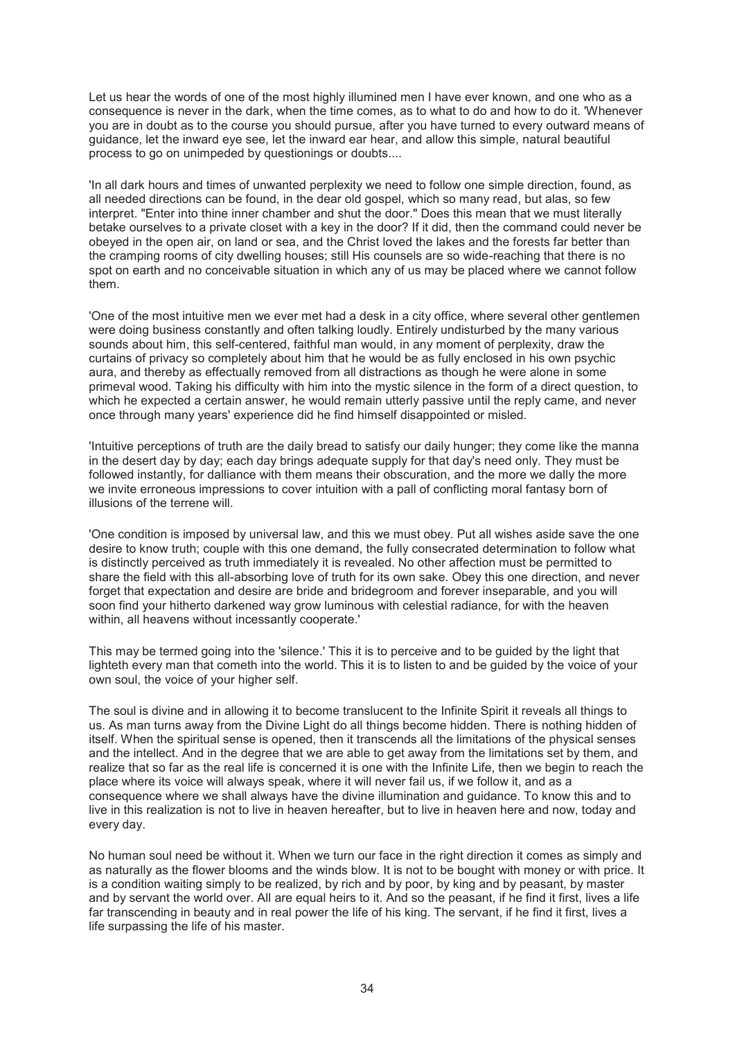Let us hear the words of one of the most highly illumined men I have ever known, and one who as a consequence is never in the dark, when the time comes, as to what to do and how to do it. 'Whenever you are in doubt as to the course you should pursue, after you have turned to every outward means of guidance, let the inward eye see, let the inward ear hear, and allow this simple, natural beautiful process to go on unimpeded by questionings or doubts....

'In all dark hours and times of unwanted perplexity we need to follow one simple direction, found, as all needed directions can be found, in the dear old gospel, which so many read, but alas, so few interpret. "Enter into thine inner chamber and shut the door." Does this mean that we must literally betake ourselves to a private closet with a key in the door? If it did, then the command could never be obeyed in the open air, on land or sea, and the Christ loved the lakes and the forests far better than the cramping rooms of city dwelling houses; still His counsels are so wide-reaching that there is no spot on earth and no conceivable situation in which any of us may be placed where we cannot follow them.

'One of the most intuitive men we ever met had a desk in a city office, where several other gentlemen were doing business constantly and often talking loudly. Entirely undisturbed by the many various sounds about him, this self-centered, faithful man would, in any moment of perplexity, draw the curtains of privacy so completely about him that he would be as fully enclosed in his own psychic aura, and thereby as effectually removed from all distractions as though he were alone in some primeval wood. Taking his difficulty with him into the mystic silence in the form of a direct question, to which he expected a certain answer, he would remain utterly passive until the reply came, and never once through many years' experience did he find himself disappointed or misled.

'Intuitive perceptions of truth are the daily bread to satisfy our daily hunger; they come like the manna in the desert day by day; each day brings adequate supply for that day's need only. They must be followed instantly, for dalliance with them means their obscuration, and the more we dally the more we invite erroneous impressions to cover intuition with a pall of conflicting moral fantasy born of illusions of the terrene will.

'One condition is imposed by universal law, and this we must obey. Put all wishes aside save the one desire to know truth; couple with this one demand, the fully consecrated determination to follow what is distinctly perceived as truth immediately it is revealed. No other affection must be permitted to share the field with this all-absorbing love of truth for its own sake. Obey this one direction, and never forget that expectation and desire are bride and bridegroom and forever inseparable, and you will soon find your hitherto darkened way grow luminous with celestial radiance, for with the heaven within, all heavens without incessantly cooperate.'

This may be termed going into the 'silence.' This it is to perceive and to be guided by the light that lighteth every man that cometh into the world. This it is to listen to and be guided by the voice of your own soul, the voice of your higher self.

The soul is divine and in allowing it to become translucent to the Infinite Spirit it reveals all things to us. As man turns away from the Divine Light do all things become hidden. There is nothing hidden of itself. When the spiritual sense is opened, then it transcends all the limitations of the physical senses and the intellect. And in the degree that we are able to get away from the limitations set by them, and realize that so far as the real life is concerned it is one with the Infinite Life, then we begin to reach the place where its voice will always speak, where it will never fail us, if we follow it, and as a consequence where we shall always have the divine illumination and guidance. To know this and to live in this realization is not to live in heaven hereafter, but to live in heaven here and now, today and every day.

No human soul need be without it. When we turn our face in the right direction it comes as simply and as naturally as the flower blooms and the winds blow. It is not to be bought with money or with price. It is a condition waiting simply to be realized, by rich and by poor, by king and by peasant, by master and by servant the world over. All are equal heirs to it. And so the peasant, if he find it first, lives a life far transcending in beauty and in real power the life of his king. The servant, if he find it first, lives a life surpassing the life of his master.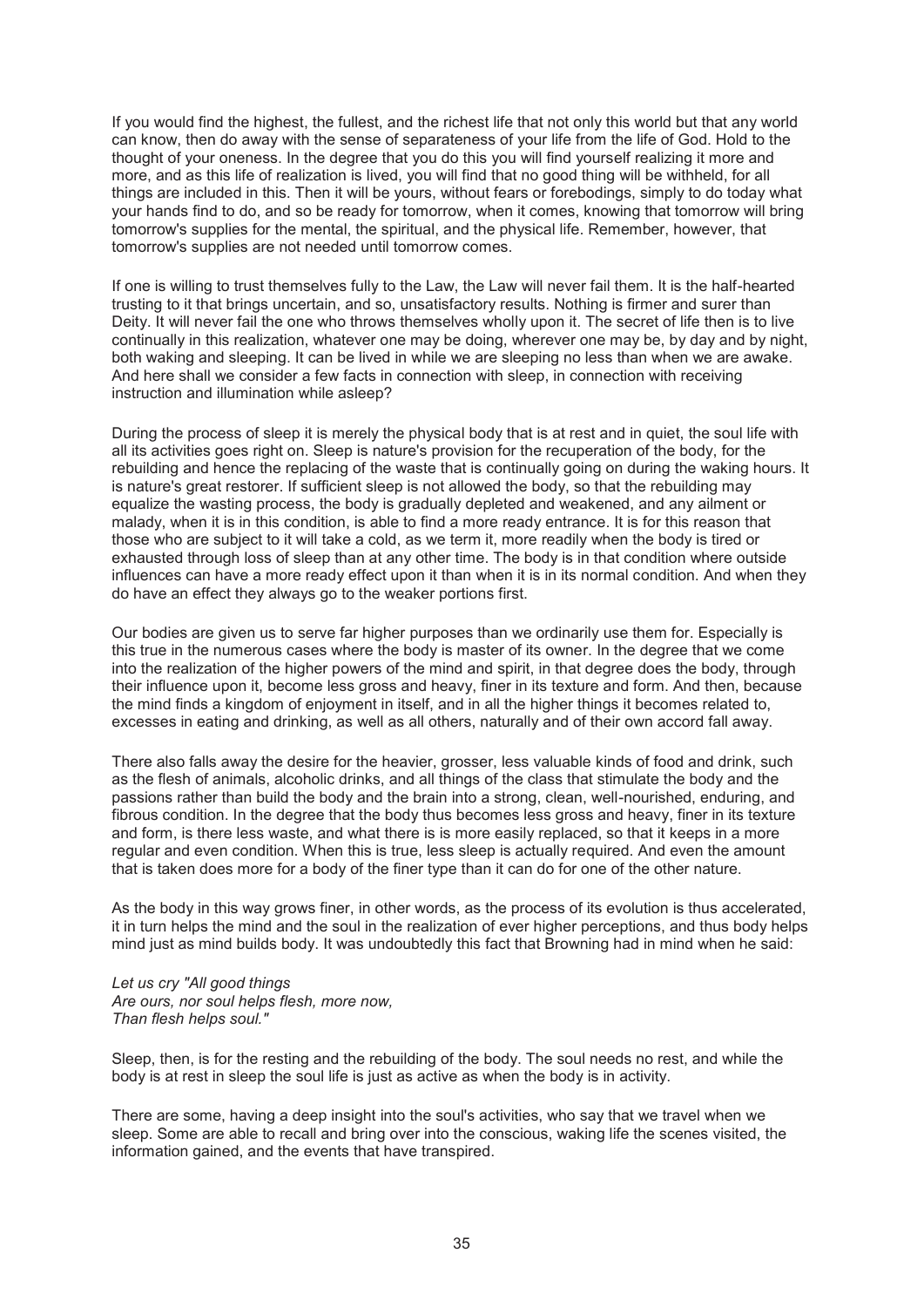If you would find the highest, the fullest, and the richest life that not only this world but that any world can know, then do away with the sense of separateness of your life from the life of God. Hold to the thought of your oneness. In the degree that you do this you will find yourself realizing it more and more, and as this life of realization is lived, you will find that no good thing will be withheld, for all things are included in this. Then it will be yours, without fears or forebodings, simply to do today what your hands find to do, and so be ready for tomorrow, when it comes, knowing that tomorrow will bring tomorrow's supplies for the mental, the spiritual, and the physical life. Remember, however, that tomorrow's supplies are not needed until tomorrow comes.

If one is willing to trust themselves fully to the Law, the Law will never fail them. It is the half-hearted trusting to it that brings uncertain, and so, unsatisfactory results. Nothing is firmer and surer than Deity. It will never fail the one who throws themselves wholly upon it. The secret of life then is to live continually in this realization, whatever one may be doing, wherever one may be, by day and by night, both waking and sleeping. It can be lived in while we are sleeping no less than when we are awake. And here shall we consider a few facts in connection with sleep, in connection with receiving instruction and illumination while asleep?

During the process of sleep it is merely the physical body that is at rest and in quiet, the soul life with all its activities goes right on. Sleep is nature's provision for the recuperation of the body, for the rebuilding and hence the replacing of the waste that is continually going on during the waking hours. It is nature's great restorer. If sufficient sleep is not allowed the body, so that the rebuilding may equalize the wasting process, the body is gradually depleted and weakened, and any ailment or malady, when it is in this condition, is able to find a more ready entrance. It is for this reason that those who are subject to it will take a cold, as we term it, more readily when the body is tired or exhausted through loss of sleep than at any other time. The body is in that condition where outside influences can have a more ready effect upon it than when it is in its normal condition. And when they do have an effect they always go to the weaker portions first.

Our bodies are given us to serve far higher purposes than we ordinarily use them for. Especially is this true in the numerous cases where the body is master of its owner. In the degree that we come into the realization of the higher powers of the mind and spirit, in that degree does the body, through their influence upon it, become less gross and heavy, finer in its texture and form. And then, because the mind finds a kingdom of enjoyment in itself, and in all the higher things it becomes related to, excesses in eating and drinking, as well as all others, naturally and of their own accord fall away.

There also falls away the desire for the heavier, grosser, less valuable kinds of food and drink, such as the flesh of animals, alcoholic drinks, and all things of the class that stimulate the body and the passions rather than build the body and the brain into a strong, clean, well-nourished, enduring, and fibrous condition. In the degree that the body thus becomes less gross and heavy, finer in its texture and form, is there less waste, and what there is is more easily replaced, so that it keeps in a more regular and even condition. When this is true, less sleep is actually required. And even the amount that is taken does more for a body of the finer type than it can do for one of the other nature.

As the body in this way grows finer, in other words, as the process of its evolution is thus accelerated, it in turn helps the mind and the soul in the realization of ever higher perceptions, and thus body helps mind just as mind builds body. It was undoubtedly this fact that Browning had in mind when he said:

*Let us cry "All good things*
*Are ours, nor soul helps flesh, more now,*
*Than flesh helps soul."*

Sleep, then, is for the resting and the rebuilding of the body. The soul needs no rest, and while the body is at rest in sleep the soul life is just as active as when the body is in activity.

There are some, having a deep insight into the soul's activities, who say that we travel when we sleep. Some are able to recall and bring over into the conscious, waking life the scenes visited, the information gained, and the events that have transpired.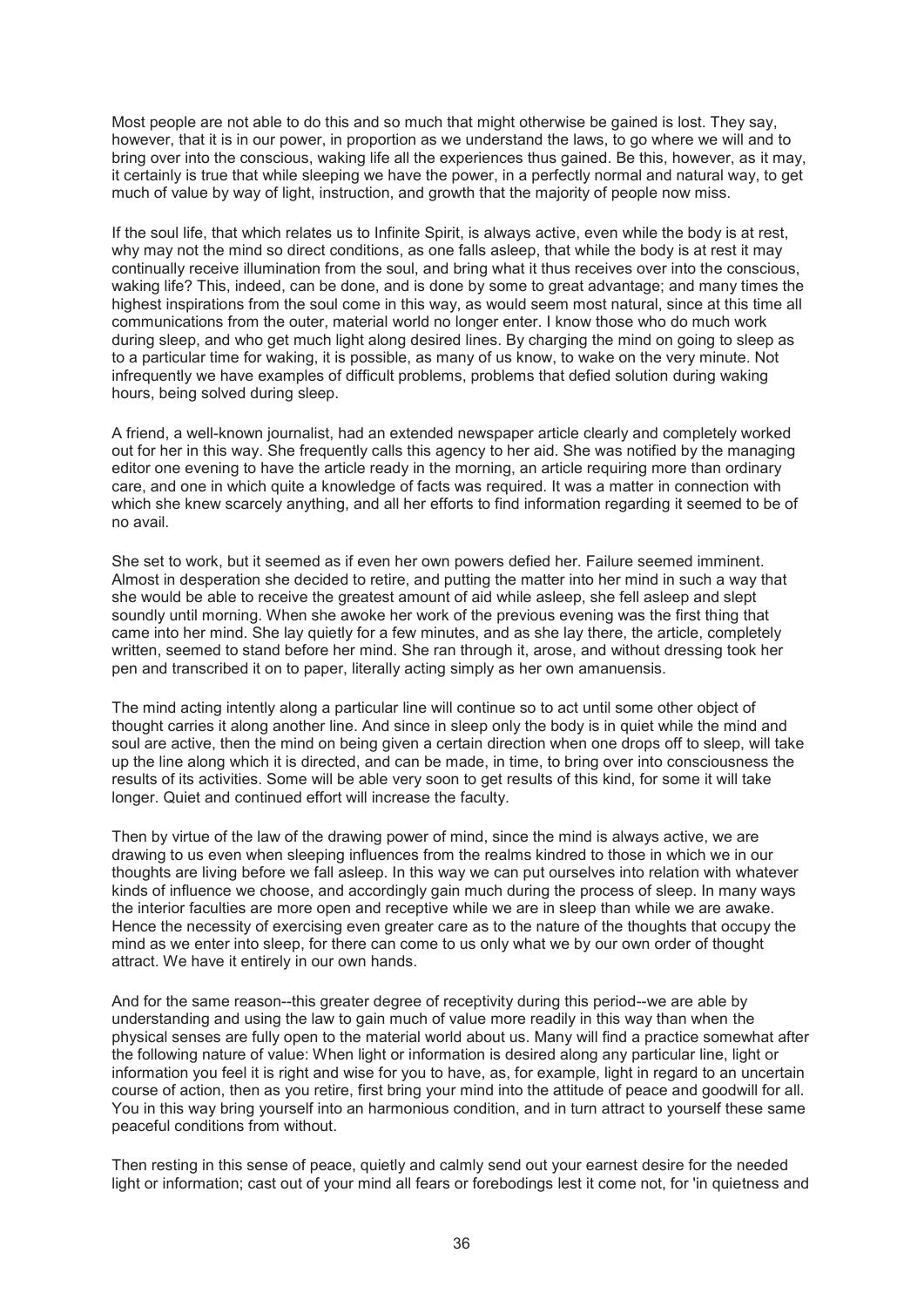Most people are not able to do this and so much that might otherwise be gained is lost. They say, however, that it is in our power, in proportion as we understand the laws, to go where we will and to bring over into the conscious, waking life all the experiences thus gained. Be this, however, as it may, it certainly is true that while sleeping we have the power, in a perfectly normal and natural way, to get much of value by way of light, instruction, and growth that the majority of people now miss.

If the soul life, that which relates us to Infinite Spirit, is always active, even while the body is at rest, why may not the mind so direct conditions, as one falls asleep, that while the body is at rest it may continually receive illumination from the soul, and bring what it thus receives over into the conscious, waking life? This, indeed, can be done, and is done by some to great advantage; and many times the highest inspirations from the soul come in this way, as would seem most natural, since at this time all communications from the outer, material world no longer enter. I know those who do much work during sleep, and who get much light along desired lines. By charging the mind on going to sleep as to a particular time for waking, it is possible, as many of us know, to wake on the very minute. Not infrequently we have examples of difficult problems, problems that defied solution during waking hours, being solved during sleep.

A friend, a well-known journalist, had an extended newspaper article clearly and completely worked out for her in this way. She frequently calls this agency to her aid. She was notified by the managing editor one evening to have the article ready in the morning, an article requiring more than ordinary care, and one in which quite a knowledge of facts was required. It was a matter in connection with which she knew scarcely anything, and all her efforts to find information regarding it seemed to be of no avail.

She set to work, but it seemed as if even her own powers defied her. Failure seemed imminent. Almost in desperation she decided to retire, and putting the matter into her mind in such a way that she would be able to receive the greatest amount of aid while asleep, she fell asleep and slept soundly until morning. When she awoke her work of the previous evening was the first thing that came into her mind. She lay quietly for a few minutes, and as she lay there, the article, completely written, seemed to stand before her mind. She ran through it, arose, and without dressing took her pen and transcribed it on to paper, literally acting simply as her own amanuensis.

The mind acting intently along a particular line will continue so to act until some other object of thought carries it along another line. And since in sleep only the body is in quiet while the mind and soul are active, then the mind on being given a certain direction when one drops off to sleep, will take up the line along which it is directed, and can be made, in time, to bring over into consciousness the results of its activities. Some will be able very soon to get results of this kind, for some it will take longer. Quiet and continued effort will increase the faculty.

Then by virtue of the law of the drawing power of mind, since the mind is always active, we are drawing to us even when sleeping influences from the realms kindred to those in which we in our thoughts are living before we fall asleep. In this way we can put ourselves into relation with whatever kinds of influence we choose, and accordingly gain much during the process of sleep. In many ways the interior faculties are more open and receptive while we are in sleep than while we are awake. Hence the necessity of exercising even greater care as to the nature of the thoughts that occupy the mind as we enter into sleep, for there can come to us only what we by our own order of thought attract. We have it entirely in our own hands.

And for the same reason--this greater degree of receptivity during this period--we are able by understanding and using the law to gain much of value more readily in this way than when the physical senses are fully open to the material world about us. Many will find a practice somewhat after the following nature of value: When light or information is desired along any particular line, light or information you feel it is right and wise for you to have, as, for example, light in regard to an uncertain course of action, then as you retire, first bring your mind into the attitude of peace and goodwill for all. You in this way bring yourself into an harmonious condition, and in turn attract to yourself these same peaceful conditions from without.

Then resting in this sense of peace, quietly and calmly send out your earnest desire for the needed light or information; cast out of your mind all fears or forebodings lest it come not, for 'in quietness and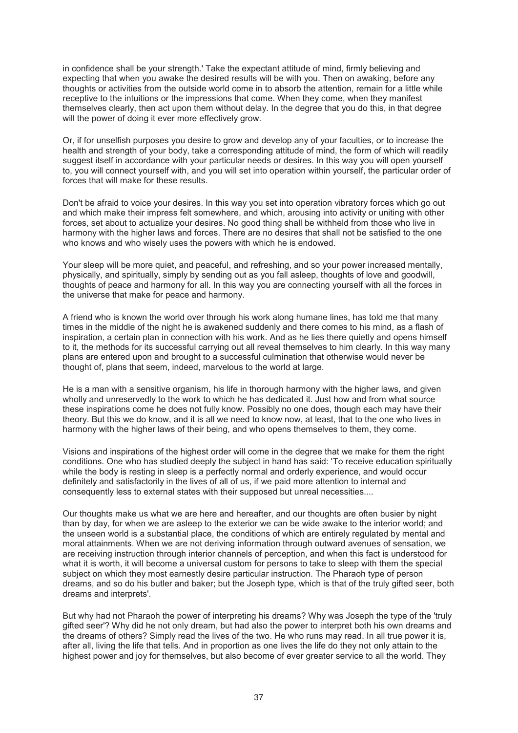in confidence shall be your strength.' Take the expectant attitude of mind, firmly believing and expecting that when you awake the desired results will be with you. Then on awaking, before any thoughts or activities from the outside world come in to absorb the attention, remain for a little while receptive to the intuitions or the impressions that come. When they come, when they manifest themselves clearly, then act upon them without delay. In the degree that you do this, in that degree will the power of doing it ever more effectively grow.

Or, if for unselfish purposes you desire to grow and develop any of your faculties, or to increase the health and strength of your body, take a corresponding attitude of mind, the form of which will readily suggest itself in accordance with your particular needs or desires. In this way you will open yourself to, you will connect yourself with, and you will set into operation within yourself, the particular order of forces that will make for these results.

Don't be afraid to voice your desires. In this way you set into operation vibratory forces which go out and which make their impress felt somewhere, and which, arousing into activity or uniting with other forces, set about to actualize your desires. No good thing shall be withheld from those who live in harmony with the higher laws and forces. There are no desires that shall not be satisfied to the one who knows and who wisely uses the powers with which he is endowed.

Your sleep will be more quiet, and peaceful, and refreshing, and so your power increased mentally, physically, and spiritually, simply by sending out as you fall asleep, thoughts of love and goodwill, thoughts of peace and harmony for all. In this way you are connecting yourself with all the forces in the universe that make for peace and harmony.

A friend who is known the world over through his work along humane lines, has told me that many times in the middle of the night he is awakened suddenly and there comes to his mind, as a flash of inspiration, a certain plan in connection with his work. And as he lies there quietly and opens himself to it, the methods for its successful carrying out all reveal themselves to him clearly. In this way many plans are entered upon and brought to a successful culmination that otherwise would never be thought of, plans that seem, indeed, marvelous to the world at large.

He is a man with a sensitive organism, his life in thorough harmony with the higher laws, and given wholly and unreservedly to the work to which he has dedicated it. Just how and from what source these inspirations come he does not fully know. Possibly no one does, though each may have their theory. But this we do know, and it is all we need to know now, at least, that to the one who lives in harmony with the higher laws of their being, and who opens themselves to them, they come.

Visions and inspirations of the highest order will come in the degree that we make for them the right conditions. One who has studied deeply the subject in hand has said: 'To receive education spiritually while the body is resting in sleep is a perfectly normal and orderly experience, and would occur definitely and satisfactorily in the lives of all of us, if we paid more attention to internal and consequently less to external states with their supposed but unreal necessities....

Our thoughts make us what we are here and hereafter, and our thoughts are often busier by night than by day, for when we are asleep to the exterior we can be wide awake to the interior world; and the unseen world is a substantial place, the conditions of which are entirely regulated by mental and moral attainments. When we are not deriving information through outward avenues of sensation, we are receiving instruction through interior channels of perception, and when this fact is understood for what it is worth, it will become a universal custom for persons to take to sleep with them the special subject on which they most earnestly desire particular instruction. The Pharaoh type of person dreams, and so do his butler and baker; but the Joseph type, which is that of the truly gifted seer, both dreams and interprets'.

But why had not Pharaoh the power of interpreting his dreams? Why was Joseph the type of the 'truly gifted seer'? Why did he not only dream, but had also the power to interpret both his own dreams and the dreams of others? Simply read the lives of the two. He who runs may read. In all true power it is, after all, living the life that tells. And in proportion as one lives the life do they not only attain to the highest power and joy for themselves, but also become of ever greater service to all the world. They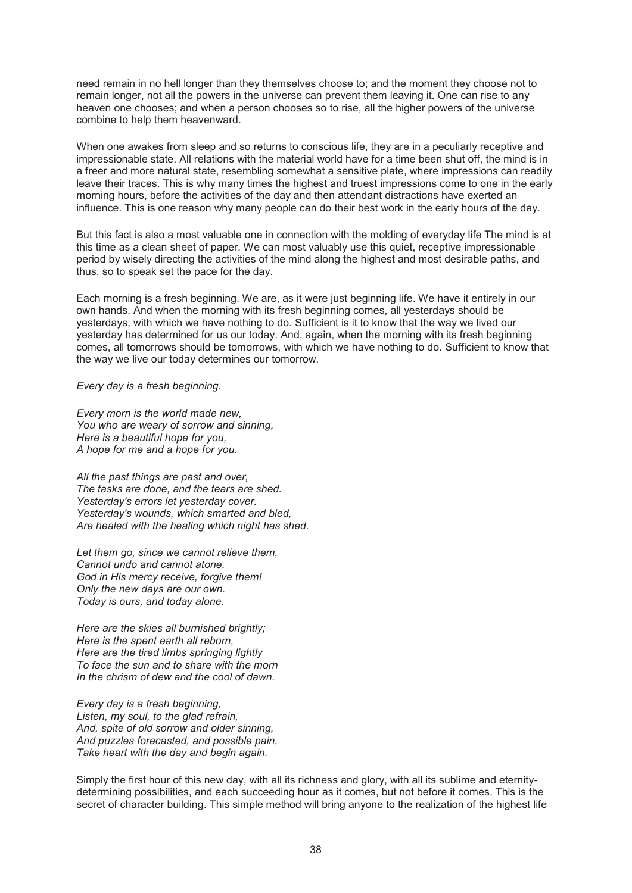need remain in no hell longer than they themselves choose to; and the moment they choose not to remain longer, not all the powers in the universe can prevent them leaving it. One can rise to any heaven one chooses; and when a person chooses so to rise, all the higher powers of the universe combine to help them heavenward.

When one awakes from sleep and so returns to conscious life, they are in a peculiarly receptive and impressionable state. All relations with the material world have for a time been shut off, the mind is in a freer and more natural state, resembling somewhat a sensitive plate, where impressions can readily leave their traces. This is why many times the highest and truest impressions come to one in the early morning hours, before the activities of the day and then attendant distractions have exerted an influence. This is one reason why many people can do their best work in the early hours of the day.

But this fact is also a most valuable one in connection with the molding of everyday life The mind is at this time as a clean sheet of paper. We can most valuably use this quiet, receptive impressionable period by wisely directing the activities of the mind along the highest and most desirable paths, and thus, so to speak set the pace for the day.

Each morning is a fresh beginning. We are, as it were just beginning life. We have it entirely in our own hands. And when the morning with its fresh beginning comes, all yesterdays should be yesterdays, with which we have nothing to do. Sufficient is it to know that the way we lived our yesterday has determined for us our today. And, again, when the morning with its fresh beginning comes, all tomorrows should be tomorrows, with which we have nothing to do. Sufficient to know that the way we live our today determines our tomorrow.

*Every day is a fresh beginning.*

*Every morn is the world made new,*
*You who are weary of sorrow and sinning,*
*Here is a beautiful hope for you,*
*A hope for me and a hope for you.*

*All the past things are past and over,*
*The tasks are done, and the tears are shed.*
*Yesterday's errors let yesterday cover.*
*Yesterday's wounds, which smarted and bled,*
*Are healed with the healing which night has shed.*

*Let them go, since we cannot relieve them,*
*Cannot undo and cannot atone.*
*God in His mercy receive, forgive them!*
*Only the new days are our own.*
*Today is ours, and today alone.*

*Here are the skies all burnished brightly;*
*Here is the spent earth all reborn,*
*Here are the tired limbs springing lightly*
*To face the sun and to share with the morn*
*In the chrism of dew and the cool of dawn.*

*Every day is a fresh beginning,*
*Listen, my soul, to the glad refrain,*
*And, spite of old sorrow and older sinning,*
*And puzzles forecasted, and possible pain,*
*Take heart with the day and begin again.*

Simply the first hour of this new day, with all its richness and glory, with all its sublime and eternity-determining possibilities, and each succeeding hour as it comes, but not before it comes. This is the secret of character building. This simple method will bring anyone to the realization of the highest life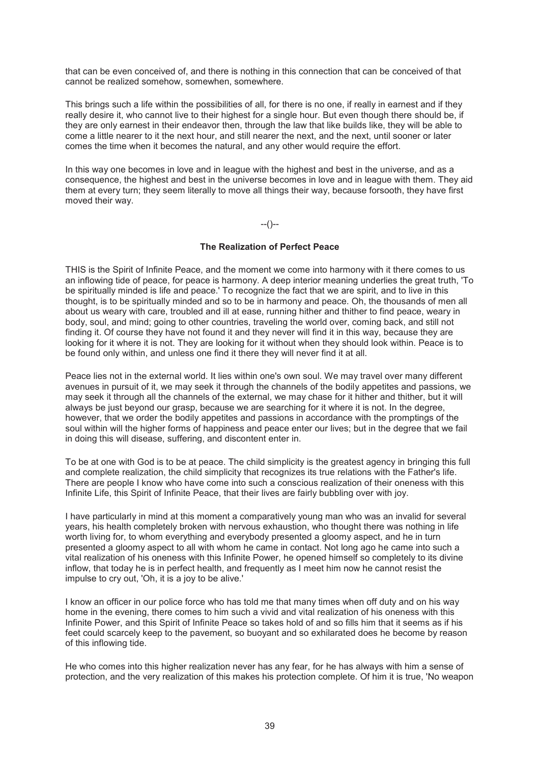that can be even conceived of, and there is nothing in this connection that can be conceived of that cannot be realized somehow, somewhen, somewhere.

This brings such a life within the possibilities of all, for there is no one, if really in earnest and if they really desire it, who cannot live to their highest for a single hour. But even though there should be, if they are only earnest in their endeavor then, through the law that like builds like, they will be able to come a little nearer to it the next hour, and still nearer the next, and the next, until sooner or later comes the time when it becomes the natural, and any other would require the effort.

In this way one becomes in love and in league with the highest and best in the universe, and as a consequence, the highest and best in the universe becomes in love and in league with them. They aid them at every turn; they seem literally to move all things their way, because forsooth, they have first moved their way.

--()--

### The Realization of Perfect Peace

THIS is the Spirit of Infinite Peace, and the moment we come into harmony with it there comes to us an inflowing tide of peace, for peace is harmony. A deep interior meaning underlies the great truth, 'To be spiritually minded is life and peace.' To recognize the fact that we are spirit, and to live in this thought, is to be spiritually minded and so to be in harmony and peace. Oh, the thousands of men all about us weary with care, troubled and ill at ease, running hither and thither to find peace, weary in body, soul, and mind; going to other countries, traveling the world over, coming back, and still not finding it. Of course they have not found it and they never will find it in this way, because they are looking for it where it is not. They are looking for it without when they should look within. Peace is to be found only within, and unless one find it there they will never find it at all.

Peace lies not in the external world. It lies within one's own soul. We may travel over many different avenues in pursuit of it, we may seek it through the channels of the bodily appetites and passions, we may seek it through all the channels of the external, we may chase for it hither and thither, but it will always be just beyond our grasp, because we are searching for it where it is not. In the degree, however, that we order the bodily appetites and passions in accordance with the promptings of the soul within will the higher forms of happiness and peace enter our lives; but in the degree that we fail in doing this will disease, suffering, and discontent enter in.

To be at one with God is to be at peace. The child simplicity is the greatest agency in bringing this full and complete realization, the child simplicity that recognizes its true relations with the Father's life. There are people I know who have come into such a conscious realization of their oneness with this Infinite Life, this Spirit of Infinite Peace, that their lives are fairly bubbling over with joy.

I have particularly in mind at this moment a comparatively young man who was an invalid for several years, his health completely broken with nervous exhaustion, who thought there was nothing in life worth living for, to whom everything and everybody presented a gloomy aspect, and he in turn presented a gloomy aspect to all with whom he came in contact. Not long ago he came into such a vital realization of his oneness with this Infinite Power, he opened himself so completely to its divine inflow, that today he is in perfect health, and frequently as I meet him now he cannot resist the impulse to cry out, 'Oh, it is a joy to be alive.'

I know an officer in our police force who has told me that many times when off duty and on his way home in the evening, there comes to him such a vivid and vital realization of his oneness with this Infinite Power, and this Spirit of Infinite Peace so takes hold of and so fills him that it seems as if his feet could scarcely keep to the pavement, so buoyant and so exhilarated does he become by reason of this inflowing tide.

He who comes into this higher realization never has any fear, for he has always with him a sense of protection, and the very realization of this makes his protection complete. Of him it is true, 'No weapon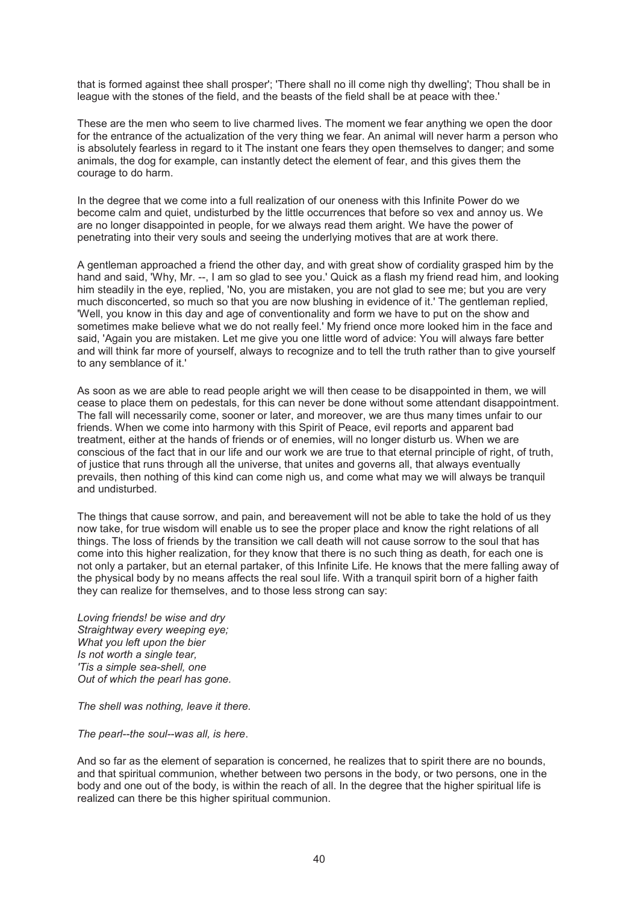that is formed against thee shall prosper'; 'There shall no ill come nigh thy dwelling'; Thou shall be in league with the stones of the field, and the beasts of the field shall be at peace with thee.'

These are the men who seem to live charmed lives. The moment we fear anything we open the door for the entrance of the actualization of the very thing we fear. An animal will never harm a person who is absolutely fearless in regard to it The instant one fears they open themselves to danger; and some animals, the dog for example, can instantly detect the element of fear, and this gives them the courage to do harm.

In the degree that we come into a full realization of our oneness with this Infinite Power do we become calm and quiet, undisturbed by the little occurrences that before so vex and annoy us. We are no longer disappointed in people, for we always read them aright. We have the power of penetrating into their very souls and seeing the underlying motives that are at work there.

A gentleman approached a friend the other day, and with great show of cordiality grasped him by the hand and said, 'Why, Mr. --, I am so glad to see you.' Quick as a flash my friend read him, and looking him steadily in the eye, replied, 'No, you are mistaken, you are not glad to see me; but you are very much disconcerted, so much so that you are now blushing in evidence of it.' The gentleman replied, 'Well, you know in this day and age of conventionality and form we have to put on the show and sometimes make believe what we do not really feel.' My friend once more looked him in the face and said, 'Again you are mistaken. Let me give you one little word of advice: You will always fare better and will think far more of yourself, always to recognize and to tell the truth rather than to give yourself to any semblance of it.'

As soon as we are able to read people aright we will then cease to be disappointed in them, we will cease to place them on pedestals, for this can never be done without some attendant disappointment. The fall will necessarily come, sooner or later, and moreover, we are thus many times unfair to our friends. When we come into harmony with this Spirit of Peace, evil reports and apparent bad treatment, either at the hands of friends or of enemies, will no longer disturb us. When we are conscious of the fact that in our life and our work we are true to that eternal principle of right, of truth, of justice that runs through all the universe, that unites and governs all, that always eventually prevails, then nothing of this kind can come nigh us, and come what may we will always be tranquil and undisturbed.

The things that cause sorrow, and pain, and bereavement will not be able to take the hold of us they now take, for true wisdom will enable us to see the proper place and know the right relations of all things. The loss of friends by the transition we call death will not cause sorrow to the soul that has come into this higher realization, for they know that there is no such thing as death, for each one is not only a partaker, but an eternal partaker, of this Infinite Life. He knows that the mere falling away of the physical body by no means affects the real soul life. With a tranquil spirit born of a higher faith they can realize for themselves, and to those less strong can say:

*Loving friends! be wise and dry*
*Straightway every weeping eye;*
*What you left upon the bier*
*Is not worth a single tear,*
*'Tis a simple sea-shell, one*
*Out of which the pearl has gone.*

*The shell was nothing, leave it there.*

*The pearl--the soul--was all, is here.*

And so far as the element of separation is concerned, he realizes that to spirit there are no bounds, and that spiritual communion, whether between two persons in the body, or two persons, one in the body and one out of the body, is within the reach of all. In the degree that the higher spiritual life is realized can there be this higher spiritual communion.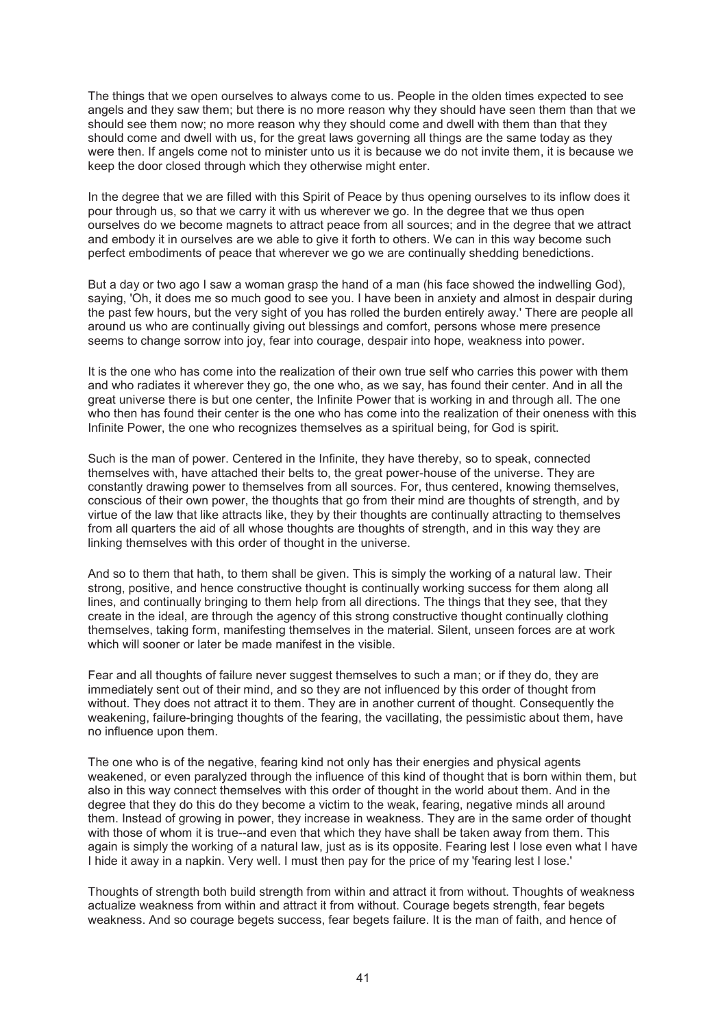The things that we open ourselves to always come to us. People in the olden times expected to see angels and they saw them; but there is no more reason why they should have seen them than that we should see them now; no more reason why they should come and dwell with them than that they should come and dwell with us, for the great laws governing all things are the same today as they were then. If angels come not to minister unto us it is because we do not invite them, it is because we keep the door closed through which they otherwise might enter.

In the degree that we are filled with this Spirit of Peace by thus opening ourselves to its inflow does it pour through us, so that we carry it with us wherever we go. In the degree that we thus open ourselves do we become magnets to attract peace from all sources; and in the degree that we attract and embody it in ourselves are we able to give it forth to others. We can in this way become such perfect embodiments of peace that wherever we go we are continually shedding benedictions.

But a day or two ago I saw a woman grasp the hand of a man (his face showed the indwelling God), saying, 'Oh, it does me so much good to see you. I have been in anxiety and almost in despair during the past few hours, but the very sight of you has rolled the burden entirely away.' There are people all around us who are continually giving out blessings and comfort, persons whose mere presence seems to change sorrow into joy, fear into courage, despair into hope, weakness into power.

It is the one who has come into the realization of their own true self who carries this power with them and who radiates it wherever they go, the one who, as we say, has found their center. And in all the great universe there is but one center, the Infinite Power that is working in and through all. The one who then has found their center is the one who has come into the realization of their oneness with this Infinite Power, the one who recognizes themselves as a spiritual being, for God is spirit.

Such is the man of power. Centered in the Infinite, they have thereby, so to speak, connected themselves with, have attached their belts to, the great power-house of the universe. They are constantly drawing power to themselves from all sources. For, thus centered, knowing themselves, conscious of their own power, the thoughts that go from their mind are thoughts of strength, and by virtue of the law that like attracts like, they by their thoughts are continually attracting to themselves from all quarters the aid of all whose thoughts are thoughts of strength, and in this way they are linking themselves with this order of thought in the universe.

And so to them that hath, to them shall be given. This is simply the working of a natural law. Their strong, positive, and hence constructive thought is continually working success for them along all lines, and continually bringing to them help from all directions. The things that they see, that they create in the ideal, are through the agency of this strong constructive thought continually clothing themselves, taking form, manifesting themselves in the material. Silent, unseen forces are at work which will sooner or later be made manifest in the visible.

Fear and all thoughts of failure never suggest themselves to such a man; or if they do, they are immediately sent out of their mind, and so they are not influenced by this order of thought from without. They does not attract it to them. They are in another current of thought. Consequently the weakening, failure-bringing thoughts of the fearing, the vacillating, the pessimistic about them, have no influence upon them.

The one who is of the negative, fearing kind not only has their energies and physical agents weakened, or even paralyzed through the influence of this kind of thought that is born within them, but also in this way connect themselves with this order of thought in the world about them. And in the degree that they do this do they become a victim to the weak, fearing, negative minds all around them. Instead of growing in power, they increase in weakness. They are in the same order of thought with those of whom it is true--and even that which they have shall be taken away from them. This again is simply the working of a natural law, just as is its opposite. Fearing lest I lose even what I have I hide it away in a napkin. Very well. I must then pay for the price of my 'fearing lest I lose.'

Thoughts of strength both build strength from within and attract it from without. Thoughts of weakness actualize weakness from within and attract it from without. Courage begets strength, fear begets weakness. And so courage begets success, fear begets failure. It is the man of faith, and hence of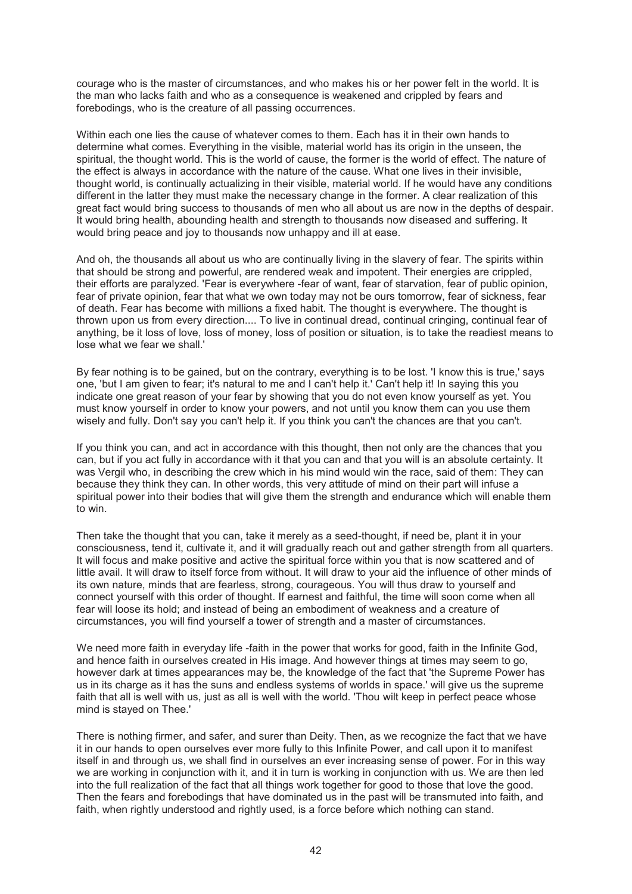courage who is the master of circumstances, and who makes his or her power felt in the world. It is the man who lacks faith and who as a consequence is weakened and crippled by fears and forebodings, who is the creature of all passing occurrences.

Within each one lies the cause of whatever comes to them. Each has it in their own hands to determine what comes. Everything in the visible, material world has its origin in the unseen, the spiritual, the thought world. This is the world of cause, the former is the world of effect. The nature of the effect is always in accordance with the nature of the cause. What one lives in their invisible, thought world, is continually actualizing in their visible, material world. If he would have any conditions different in the latter they must make the necessary change in the former. A clear realization of this great fact would bring success to thousands of men who all about us are now in the depths of despair. It would bring health, abounding health and strength to thousands now diseased and suffering. It would bring peace and joy to thousands now unhappy and ill at ease.

And oh, the thousands all about us who are continually living in the slavery of fear. The spirits within that should be strong and powerful, are rendered weak and impotent. Their energies are crippled, their efforts are paralyzed. 'Fear is everywhere -fear of want, fear of starvation, fear of public opinion, fear of private opinion, fear that what we own today may not be ours tomorrow, fear of sickness, fear of death. Fear has become with millions a fixed habit. The thought is everywhere. The thought is thrown upon us from every direction.... To live in continual dread, continual cringing, continual fear of anything, be it loss of love, loss of money, loss of position or situation, is to take the readiest means to lose what we fear we shall.'

By fear nothing is to be gained, but on the contrary, everything is to be lost. 'I know this is true,' says one, 'but I am given to fear; it's natural to me and I can't help it.' Can't help it! In saying this you indicate one great reason of your fear by showing that you do not even know yourself as yet. You must know yourself in order to know your powers, and not until you know them can you use them wisely and fully. Don't say you can't help it. If you think you can't the chances are that you can't.

If you think you can, and act in accordance with this thought, then not only are the chances that you can, but if you act fully in accordance with it that you can and that you will is an absolute certainty. It was Vergil who, in describing the crew which in his mind would win the race, said of them: They can because they think they can. In other words, this very attitude of mind on their part will infuse a spiritual power into their bodies that will give them the strength and endurance which will enable them to win.

Then take the thought that you can, take it merely as a seed-thought, if need be, plant it in your consciousness, tend it, cultivate it, and it will gradually reach out and gather strength from all quarters. It will focus and make positive and active the spiritual force within you that is now scattered and of little avail. It will draw to itself force from without. It will draw to your aid the influence of other minds of its own nature, minds that are fearless, strong, courageous. You will thus draw to yourself and connect yourself with this order of thought. If earnest and faithful, the time will soon come when all fear will loose its hold; and instead of being an embodiment of weakness and a creature of circumstances, you will find yourself a tower of strength and a master of circumstances.

We need more faith in everyday life -faith in the power that works for good, faith in the Infinite God, and hence faith in ourselves created in His image. And however things at times may seem to go, however dark at times appearances may be, the knowledge of the fact that 'the Supreme Power has us in its charge as it has the suns and endless systems of worlds in space.' will give us the supreme faith that all is well with us, just as all is well with the world. 'Thou wilt keep in perfect peace whose mind is stayed on Thee.'

There is nothing firmer, and safer, and surer than Deity. Then, as we recognize the fact that we have it in our hands to open ourselves ever more fully to this Infinite Power, and call upon it to manifest itself in and through us, we shall find in ourselves an ever increasing sense of power. For in this way we are working in conjunction with it, and it in turn is working in conjunction with us. We are then led into the full realization of the fact that all things work together for good to those that love the good. Then the fears and forebodings that have dominated us in the past will be transmuted into faith, and faith, when rightly understood and rightly used, is a force before which nothing can stand.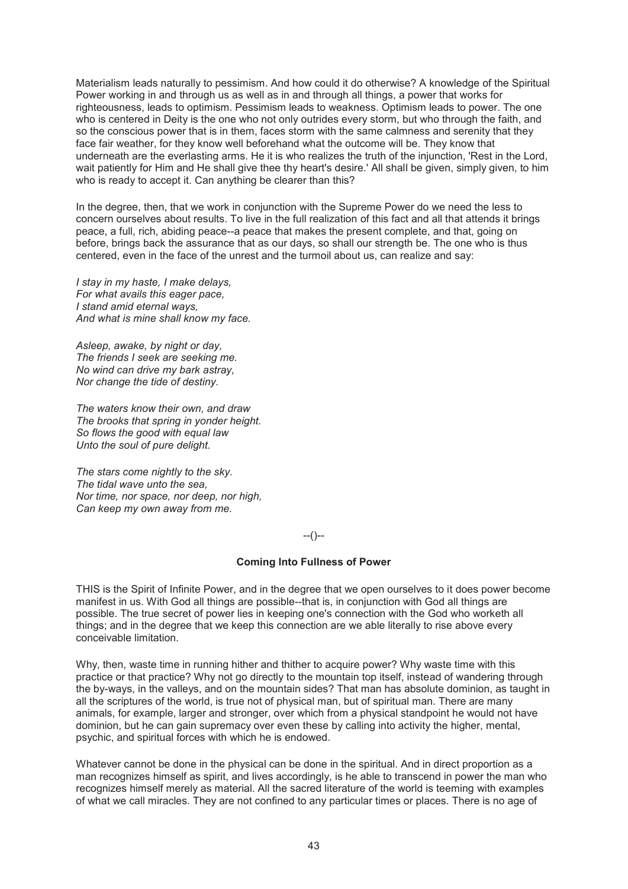Materialism leads naturally to pessimism. And how could it do otherwise? A knowledge of the Spiritual Power working in and through us as well as in and through all things, a power that works for righteousness, leads to optimism. Pessimism leads to weakness. Optimism leads to power. The one who is centered in Deity is the one who not only outrides every storm, but who through the faith, and so the conscious power that is in them, faces storm with the same calmness and serenity that they face fair weather, for they know well beforehand what the outcome will be. They know that underneath are the everlasting arms. He it is who realizes the truth of the injunction, 'Rest in the Lord, wait patiently for Him and He shall give thee thy heart's desire.' All shall be given, simply given, to him who is ready to accept it. Can anything be clearer than this?

In the degree, then, that we work in conjunction with the Supreme Power do we need the less to concern ourselves about results. To live in the full realization of this fact and all that attends it brings peace, a full, rich, abiding peace--a peace that makes the present complete, and that, going on before, brings back the assurance that as our days, so shall our strength be. The one who is thus centered, even in the face of the unrest and the turmoil about us, can realize and say:

*I stay in my haste, I make delays,*
*For what avails this eager pace,*
*I stand amid eternal ways,*
*And what is mine shall know my face.*

*Asleep, awake, by night or day,*
*The friends I seek are seeking me.*
*No wind can drive my bark astray,*
*Nor change the tide of destiny.*

*The waters know their own, and draw*
*The brooks that spring in yonder height.*
*So flows the good with equal law*
*Unto the soul of pure delight.*

*The stars come nightly to the sky.*
*The tidal wave unto the sea,*
*Nor time, nor space, nor deep, nor high,*
*Can keep my own away from me.*

--()--

## Coming Into Fullness of Power

THIS is the Spirit of Infinite Power, and in the degree that we open ourselves to it does power become manifest in us. With God all things are possible--that is, in conjunction with God all things are possible. The true secret of power lies in keeping one's connection with the God who worketh all things; and in the degree that we keep this connection are we able literally to rise above every conceivable limitation.

Why, then, waste time in running hither and thither to acquire power? Why waste time with this practice or that practice? Why not go directly to the mountain top itself, instead of wandering through the by-ways, in the valleys, and on the mountain sides? That man has absolute dominion, as taught in all the scriptures of the world, is true not of physical man, but of spiritual man. There are many animals, for example, larger and stronger, over which from a physical standpoint he would not have dominion, but he can gain supremacy over even these by calling into activity the higher, mental, psychic, and spiritual forces with which he is endowed.

Whatever cannot be done in the physical can be done in the spiritual. And in direct proportion as a man recognizes himself as spirit, and lives accordingly, is he able to transcend in power the man who recognizes himself merely as material. All the sacred literature of the world is teeming with examples of what we call miracles. They are not confined to any particular times or places. There is no age of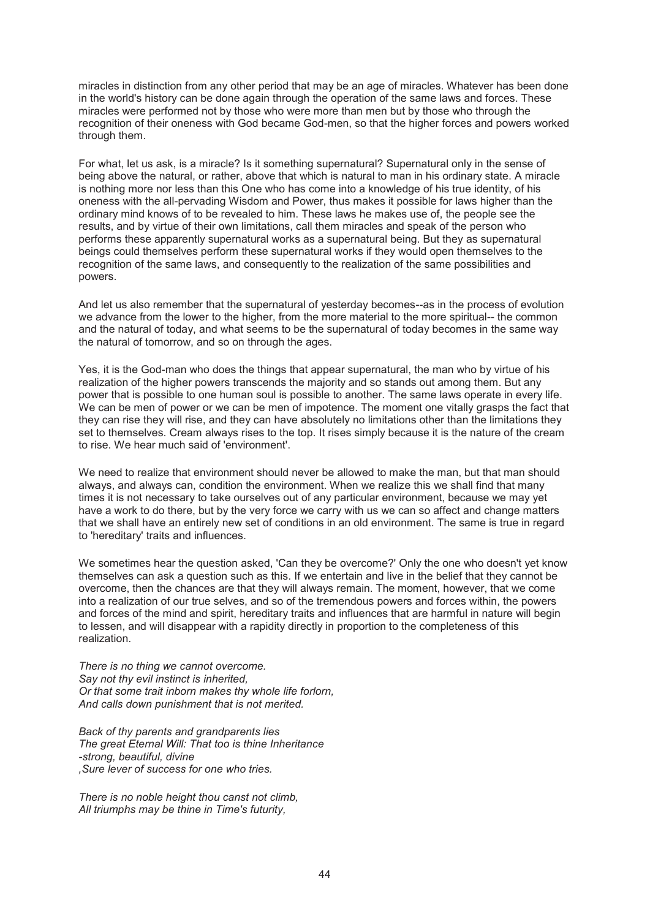miracles in distinction from any other period that may be an age of miracles. Whatever has been done in the world's history can be done again through the operation of the same laws and forces. These miracles were performed not by those who were more than men but by those who through the recognition of their oneness with God became God-men, so that the higher forces and powers worked through them.

For what, let us ask, is a miracle? Is it something supernatural? Supernatural only in the sense of being above the natural, or rather, above that which is natural to man in his ordinary state. A miracle is nothing more nor less than this One who has come into a knowledge of his true identity, of his oneness with the all-pervading Wisdom and Power, thus makes it possible for laws higher than the ordinary mind knows of to be revealed to him. These laws he makes use of, the people see the results, and by virtue of their own limitations, call them miracles and speak of the person who performs these apparently supernatural works as a supernatural being. But they as supernatural beings could themselves perform these supernatural works if they would open themselves to the recognition of the same laws, and consequently to the realization of the same possibilities and powers.

And let us also remember that the supernatural of yesterday becomes--as in the process of evolution we advance from the lower to the higher, from the more material to the more spiritual-- the common and the natural of today, and what seems to be the supernatural of today becomes in the same way the natural of tomorrow, and so on through the ages.

Yes, it is the God-man who does the things that appear supernatural, the man who by virtue of his realization of the higher powers transcends the majority and so stands out among them. But any power that is possible to one human soul is possible to another. The same laws operate in every life. We can be men of power or we can be men of impotence. The moment one vitally grasps the fact that they can rise they will rise, and they can have absolutely no limitations other than the limitations they set to themselves. Cream always rises to the top. It rises simply because it is the nature of the cream to rise. We hear much said of 'environment'.

We need to realize that environment should never be allowed to make the man, but that man should always, and always can, condition the environment. When we realize this we shall find that many times it is not necessary to take ourselves out of any particular environment, because we may yet have a work to do there, but by the very force we carry with us we can so affect and change matters that we shall have an entirely new set of conditions in an old environment. The same is true in regard to 'hereditary' traits and influences.

We sometimes hear the question asked, 'Can they be overcome?' Only the one who doesn't yet know themselves can ask a question such as this. If we entertain and live in the belief that they cannot be overcome, then the chances are that they will always remain. The moment, however, that we come into a realization of our true selves, and so of the tremendous powers and forces within, the powers and forces of the mind and spirit, hereditary traits and influences that are harmful in nature will begin to lessen, and will disappear with a rapidity directly in proportion to the completeness of this realization.

*There is no thing we cannot overcome.*
*Say not thy evil instinct is inherited,*
*Or that some trait inborn makes thy whole life forlorn,*
*And calls down punishment that is not merited.*

*Back of thy parents and grandparents lies*
*The great Eternal Will: That too is thine Inheritance*
*-strong, beautiful, divine*
*,Sure lever of success for one who tries.*

*There is no noble height thou canst not climb,*
*All triumphs may be thine in Time's futurity,*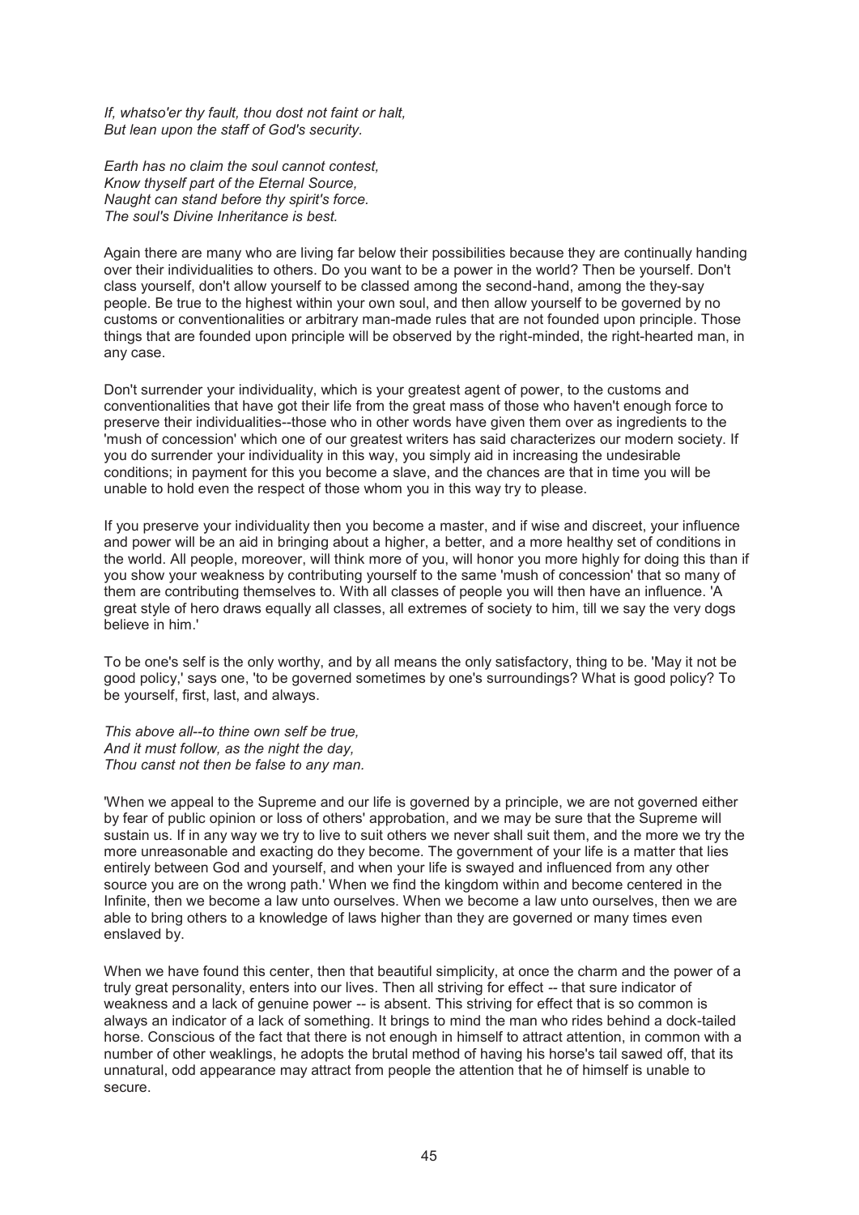*If, whatso'er thy fault, thou dost not faint or halt,*
*But lean upon the staff of God's security.*

*Earth has no claim the soul cannot contest,*
*Know thyself part of the Eternal Source,*
*Naught can stand before thy spirit's force.*
*The soul's Divine Inheritance is best.*

Again there are many who are living far below their possibilities because they are continually handing over their individualities to others. Do you want to be a power in the world? Then be yourself. Don't class yourself, don't allow yourself to be classed among the second-hand, among the they-say people. Be true to the highest within your own soul, and then allow yourself to be governed by no customs or conventionalities or arbitrary man-made rules that are not founded upon principle. Those things that are founded upon principle will be observed by the right-minded, the right-hearted man, in any case.

Don't surrender your individuality, which is your greatest agent of power, to the customs and conventionalities that have got their life from the great mass of those who haven't enough force to preserve their individualities--those who in other words have given them over as ingredients to the 'mush of concession' which one of our greatest writers has said characterizes our modern society. If you do surrender your individuality in this way, you simply aid in increasing the undesirable conditions; in payment for this you become a slave, and the chances are that in time you will be unable to hold even the respect of those whom you in this way try to please.

If you preserve your individuality then you become a master, and if wise and discreet, your influence and power will be an aid in bringing about a higher, a better, and a more healthy set of conditions in the world. All people, moreover, will think more of you, will honor you more highly for doing this than if you show your weakness by contributing yourself to the same 'mush of concession' that so many of them are contributing themselves to. With all classes of people you will then have an influence. 'A great style of hero draws equally all classes, all extremes of society to him, till we say the very dogs believe in him.'

To be one's self is the only worthy, and by all means the only satisfactory, thing to be. 'May it not be good policy,' says one, 'to be governed sometimes by one's surroundings? What is good policy? To be yourself, first, last, and always.

*This above all--to thine own self be true,*
*And it must follow, as the night the day,*
*Thou canst not then be false to any man.*

'When we appeal to the Supreme and our life is governed by a principle, we are not governed either by fear of public opinion or loss of others' approbation, and we may be sure that the Supreme will sustain us. If in any way we try to live to suit others we never shall suit them, and the more we try the more unreasonable and exacting do they become. The government of your life is a matter that lies entirely between God and yourself, and when your life is swayed and influenced from any other source you are on the wrong path.' When we find the kingdom within and become centered in the Infinite, then we become a law unto ourselves. When we become a law unto ourselves, then we are able to bring others to a knowledge of laws higher than they are governed or many times even enslaved by.

When we have found this center, then that beautiful simplicity, at once the charm and the power of a truly great personality, enters into our lives. Then all striving for effect -- that sure indicator of weakness and a lack of genuine power -- is absent. This striving for effect that is so common is always an indicator of a lack of something. It brings to mind the man who rides behind a dock-tailed horse. Conscious of the fact that there is not enough in himself to attract attention, in common with a number of other weaklings, he adopts the brutal method of having his horse's tail sawed off, that its unnatural, odd appearance may attract from people the attention that he of himself is unable to secure.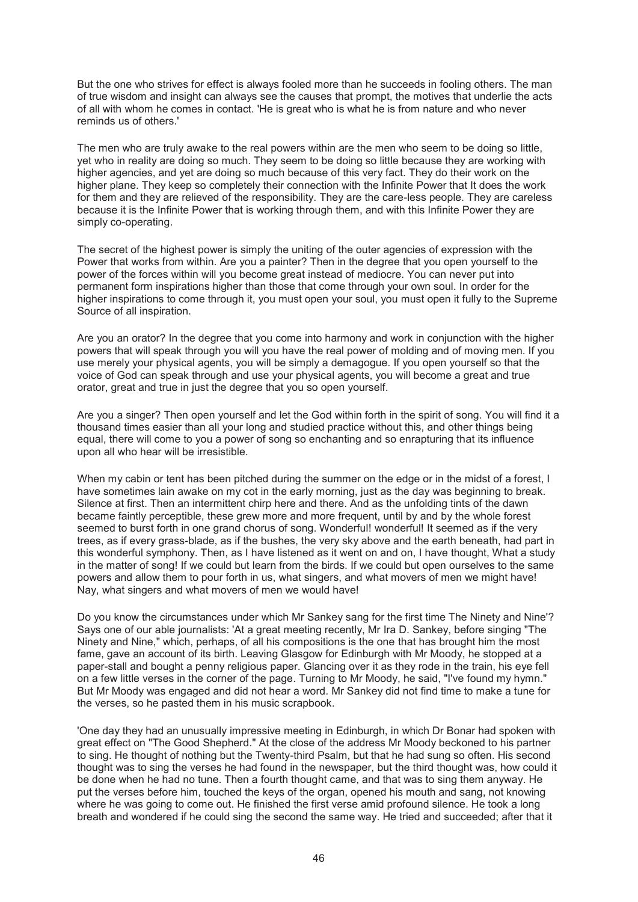But the one who strives for effect is always fooled more than he succeeds in fooling others. The man of true wisdom and insight can always see the causes that prompt, the motives that underlie the acts of all with whom he comes in contact. 'He is great who is what he is from nature and who never reminds us of others.'

The men who are truly awake to the real powers within are the men who seem to be doing so little, yet who in reality are doing so much. They seem to be doing so little because they are working with higher agencies, and yet are doing so much because of this very fact. They do their work on the higher plane. They keep so completely their connection with the Infinite Power that It does the work for them and they are relieved of the responsibility. They are the care-less people. They are careless because it is the Infinite Power that is working through them, and with this Infinite Power they are simply co-operating.

The secret of the highest power is simply the uniting of the outer agencies of expression with the Power that works from within. Are you a painter? Then in the degree that you open yourself to the power of the forces within will you become great instead of mediocre. You can never put into permanent form inspirations higher than those that come through your own soul. In order for the higher inspirations to come through it, you must open your soul, you must open it fully to the Supreme Source of all inspiration.

Are you an orator? In the degree that you come into harmony and work in conjunction with the higher powers that will speak through you will you have the real power of molding and of moving men. If you use merely your physical agents, you will be simply a demagogue. If you open yourself so that the voice of God can speak through and use your physical agents, you will become a great and true orator, great and true in just the degree that you so open yourself.

Are you a singer? Then open yourself and let the God within forth in the spirit of song. You will find it a thousand times easier than all your long and studied practice without this, and other things being equal, there will come to you a power of song so enchanting and so enrapturing that its influence upon all who hear will be irresistible.

When my cabin or tent has been pitched during the summer on the edge or in the midst of a forest, I have sometimes lain awake on my cot in the early morning, just as the day was beginning to break. Silence at first. Then an intermittent chirp here and there. And as the unfolding tints of the dawn became faintly perceptible, these grew more and more frequent, until by and by the whole forest seemed to burst forth in one grand chorus of song. Wonderful! wonderful! It seemed as if the very trees, as if every grass-blade, as if the bushes, the very sky above and the earth beneath, had part in this wonderful symphony. Then, as I have listened as it went on and on, I have thought, What a study in the matter of song! If we could but learn from the birds. If we could but open ourselves to the same powers and allow them to pour forth in us, what singers, and what movers of men we might have! Nay, what singers and what movers of men we would have!

Do you know the circumstances under which Mr Sankey sang for the first time The Ninety and Nine'? Says one of our able journalists: 'At a great meeting recently, Mr Ira D. Sankey, before singing "The Ninety and Nine," which, perhaps, of all his compositions is the one that has brought him the most fame, gave an account of its birth. Leaving Glasgow for Edinburgh with Mr Moody, he stopped at a paper-stall and bought a penny religious paper. Glancing over it as they rode in the train, his eye fell on a few little verses in the corner of the page. Turning to Mr Moody, he said, "I've found my hymn." But Mr Moody was engaged and did not hear a word. Mr Sankey did not find time to make a tune for the verses, so he pasted them in his music scrapbook.

'One day they had an unusually impressive meeting in Edinburgh, in which Dr Bonar had spoken with great effect on "The Good Shepherd." At the close of the address Mr Moody beckoned to his partner to sing. He thought of nothing but the Twenty-third Psalm, but that he had sung so often. His second thought was to sing the verses he had found in the newspaper, but the third thought was, how could it be done when he had no tune. Then a fourth thought came, and that was to sing them anyway. He put the verses before him, touched the keys of the organ, opened his mouth and sang, not knowing where he was going to come out. He finished the first verse amid profound silence. He took a long breath and wondered if he could sing the second the same way. He tried and succeeded; after that it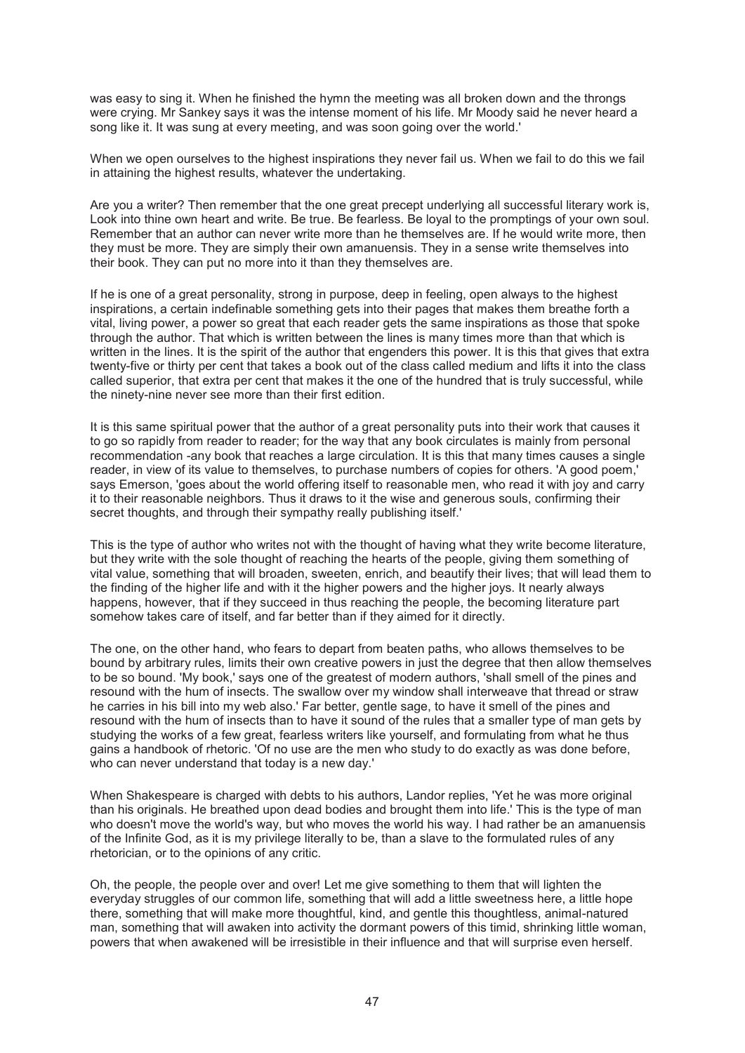was easy to sing it. When he finished the hymn the meeting was all broken down and the throngs were crying. Mr Sankey says it was the intense moment of his life. Mr Moody said he never heard a song like it. It was sung at every meeting, and was soon going over the world.'

When we open ourselves to the highest inspirations they never fail us. When we fail to do this we fail in attaining the highest results, whatever the undertaking.

Are you a writer? Then remember that the one great precept underlying all successful literary work is, Look into thine own heart and write. Be true. Be fearless. Be loyal to the promptings of your own soul. Remember that an author can never write more than he themselves are. If he would write more, then they must be more. They are simply their own amanuensis. They in a sense write themselves into their book. They can put no more into it than they themselves are.

If he is one of a great personality, strong in purpose, deep in feeling, open always to the highest inspirations, a certain indefinable something gets into their pages that makes them breathe forth a vital, living power, a power so great that each reader gets the same inspirations as those that spoke through the author. That which is written between the lines is many times more than that which is written in the lines. It is the spirit of the author that engenders this power. It is this that gives that extra twenty-five or thirty per cent that takes a book out of the class called medium and lifts it into the class called superior, that extra per cent that makes it the one of the hundred that is truly successful, while the ninety-nine never see more than their first edition.

It is this same spiritual power that the author of a great personality puts into their work that causes it to go so rapidly from reader to reader; for the way that any book circulates is mainly from personal recommendation -any book that reaches a large circulation. It is this that many times causes a single reader, in view of its value to themselves, to purchase numbers of copies for others. 'A good poem,' says Emerson, 'goes about the world offering itself to reasonable men, who read it with joy and carry it to their reasonable neighbors. Thus it draws to it the wise and generous souls, confirming their secret thoughts, and through their sympathy really publishing itself.'

This is the type of author who writes not with the thought of having what they write become literature, but they write with the sole thought of reaching the hearts of the people, giving them something of vital value, something that will broaden, sweeten, enrich, and beautify their lives; that will lead them to the finding of the higher life and with it the higher powers and the higher joys. It nearly always happens, however, that if they succeed in thus reaching the people, the becoming literature part somehow takes care of itself, and far better than if they aimed for it directly.

The one, on the other hand, who fears to depart from beaten paths, who allows themselves to be bound by arbitrary rules, limits their own creative powers in just the degree that then allow themselves to be so bound. 'My book,' says one of the greatest of modern authors, 'shall smell of the pines and resound with the hum of insects. The swallow over my window shall interweave that thread or straw he carries in his bill into my web also.' Far better, gentle sage, to have it smell of the pines and resound with the hum of insects than to have it sound of the rules that a smaller type of man gets by studying the works of a few great, fearless writers like yourself, and formulating from what he thus gains a handbook of rhetoric. 'Of no use are the men who study to do exactly as was done before, who can never understand that today is a new day.'

When Shakespeare is charged with debts to his authors, Landor replies, 'Yet he was more original than his originals. He breathed upon dead bodies and brought them into life.' This is the type of man who doesn't move the world's way, but who moves the world his way. I had rather be an amanuensis of the Infinite God, as it is my privilege literally to be, than a slave to the formulated rules of any rhetorician, or to the opinions of any critic.

Oh, the people, the people over and over! Let me give something to them that will lighten the everyday struggles of our common life, something that will add a little sweetness here, a little hope there, something that will make more thoughtful, kind, and gentle this thoughtless, animal-natured man, something that will awaken into activity the dormant powers of this timid, shrinking little woman, powers that when awakened will be irresistible in their influence and that will surprise even herself.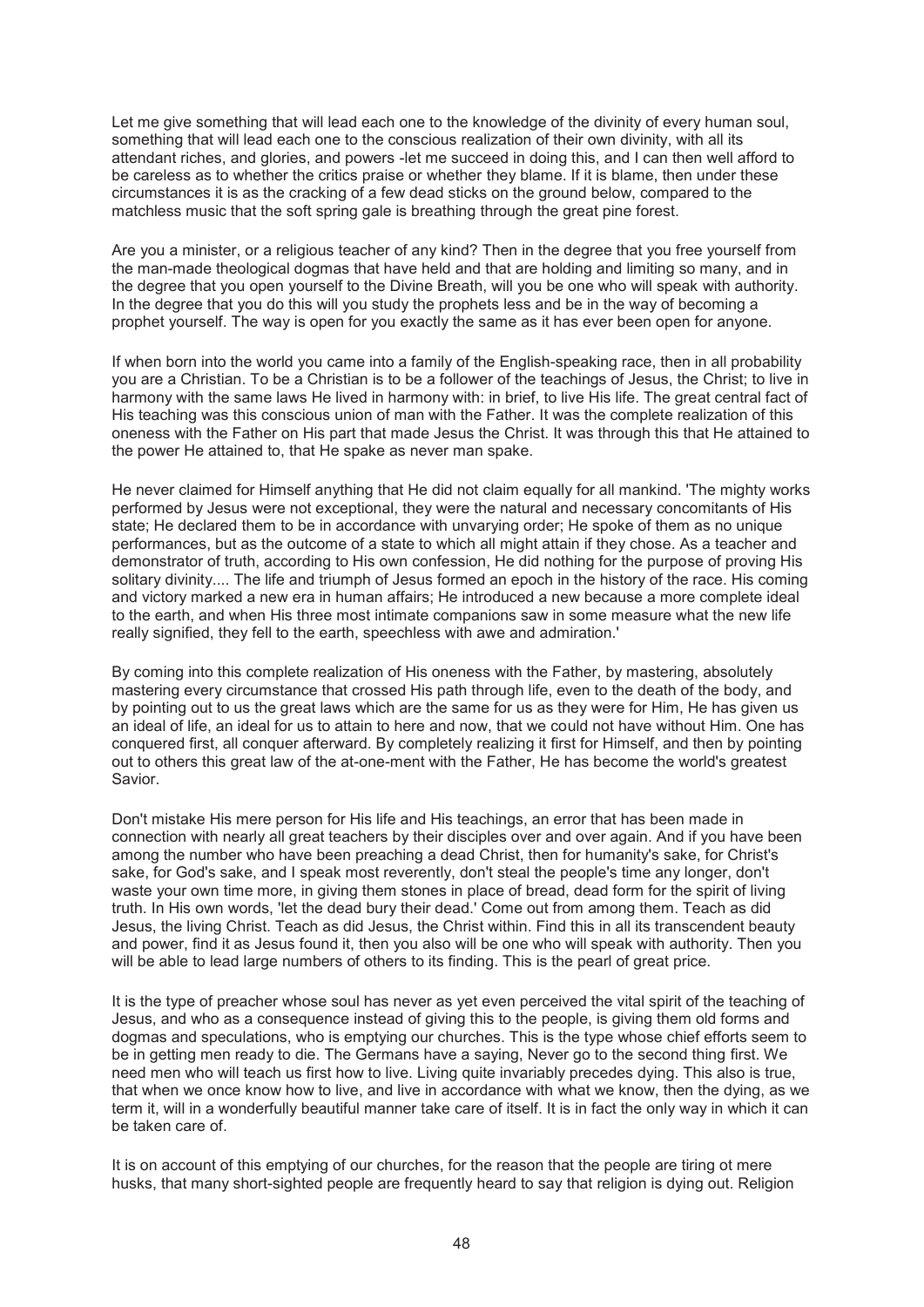Let me give something that will lead each one to the knowledge of the divinity of every human soul, something that will lead each one to the conscious realization of their own divinity, with all its attendant riches, and glories, and powers -let me succeed in doing this, and I can then well afford to be careless as to whether the critics praise or whether they blame. If it is blame, then under these circumstances it is as the cracking of a few dead sticks on the ground below, compared to the matchless music that the soft spring gale is breathing through the great pine forest.

Are you a minister, or a religious teacher of any kind? Then in the degree that you free yourself from the man-made theological dogmas that have held and that are holding and limiting so many, and in the degree that you open yourself to the Divine Breath, will you be one who will speak with authority. In the degree that you do this will you study the prophets less and be in the way of becoming a prophet yourself. The way is open for you exactly the same as it has ever been open for anyone.

If when born into the world you came into a family of the English-speaking race, then in all probability you are a Christian. To be a Christian is to be a follower of the teachings of Jesus, the Christ; to live in harmony with the same laws He lived in harmony with: in brief, to live His life. The great central fact of His teaching was this conscious union of man with the Father. It was the complete realization of this oneness with the Father on His part that made Jesus the Christ. It was through this that He attained to the power He attained to, that He spake as never man spake.

He never claimed for Himself anything that He did not claim equally for all mankind. 'The mighty works performed by Jesus were not exceptional, they were the natural and necessary concomitants of His state; He declared them to be in accordance with unvarying order; He spoke of them as no unique performances, but as the outcome of a state to which all might attain if they chose. As a teacher and demonstrator of truth, according to His own confession, He did nothing for the purpose of proving His solitary divinity.... The life and triumph of Jesus formed an epoch in the history of the race. His coming and victory marked a new era in human affairs; He introduced a new because a more complete ideal to the earth, and when His three most intimate companions saw in some measure what the new life really signified, they fell to the earth, speechless with awe and admiration.'

By coming into this complete realization of His oneness with the Father, by mastering, absolutely mastering every circumstance that crossed His path through life, even to the death of the body, and by pointing out to us the great laws which are the same for us as they were for Him, He has given us an ideal of life, an ideal for us to attain to here and now, that we could not have without Him. One has conquered first, all conquer afterward. By completely realizing it first for Himself, and then by pointing out to others this great law of the at-one-ment with the Father, He has become the world's greatest Savior.

Don't mistake His mere person for His life and His teachings, an error that has been made in connection with nearly all great teachers by their disciples over and over again. And if you have been among the number who have been preaching a dead Christ, then for humanity's sake, for Christ's sake, for God's sake, and I speak most reverently, don't steal the people's time any longer, don't waste your own time more, in giving them stones in place of bread, dead form for the spirit of living truth. In His own words, 'let the dead bury their dead.' Come out from among them. Teach as did Jesus, the living Christ. Teach as did Jesus, the Christ within. Find this in all its transcendent beauty and power, find it as Jesus found it, then you also will be one who will speak with authority. Then you will be able to lead large numbers of others to its finding. This is the pearl of great price.

It is the type of preacher whose soul has never as yet even perceived the vital spirit of the teaching of Jesus, and who as a consequence instead of giving this to the people, is giving them old forms and dogmas and speculations, who is emptying our churches. This is the type whose chief efforts seem to be in getting men ready to die. The Germans have a saying, Never go to the second thing first. We need men who will teach us first how to live. Living quite invariably precedes dying. This also is true, that when we once know how to live, and live in accordance with what we know, then the dying, as we term it, will in a wonderfully beautiful manner take care of itself. It is in fact the only way in which it can be taken care of.

It is on account of this emptying of our churches, for the reason that the people are tiring ot mere husks, that many short-sighted people are frequently heard to say that religion is dying out. Religion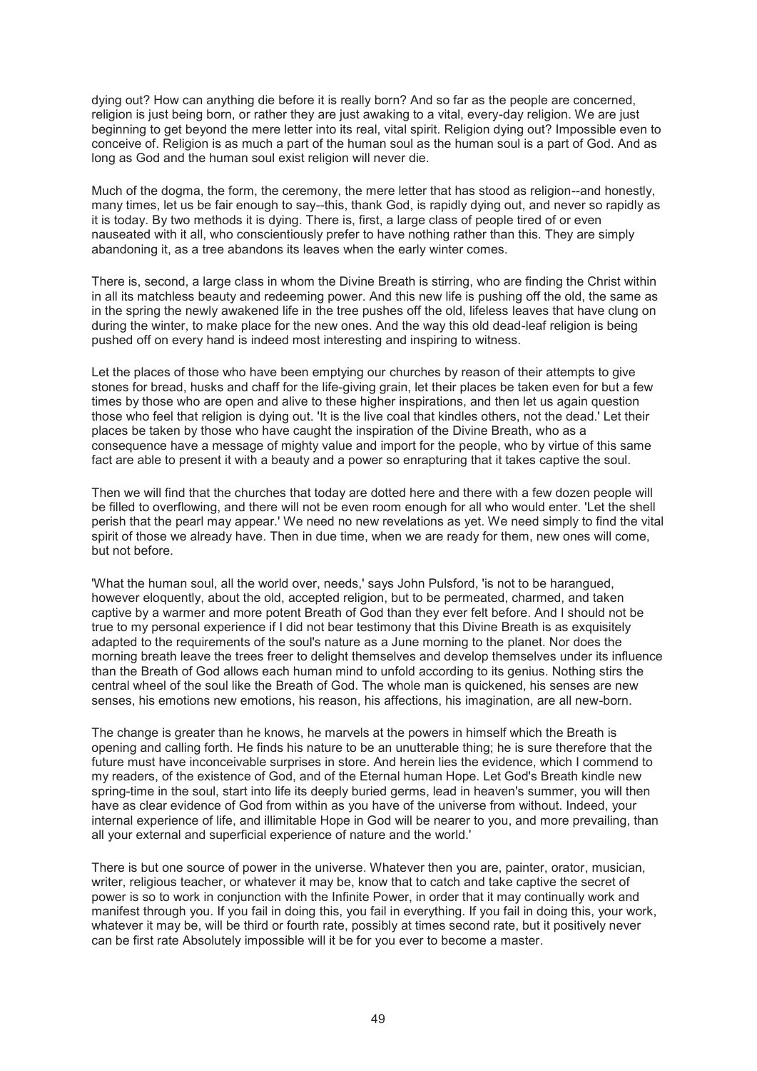dying out? How can anything die before it is really born? And so far as the people are concerned, religion is just being born, or rather they are just awaking to a vital, every-day religion. We are just beginning to get beyond the mere letter into its real, vital spirit. Religion dying out? Impossible even to conceive of. Religion is as much a part of the human soul as the human soul is a part of God. And as long as God and the human soul exist religion will never die.

Much of the dogma, the form, the ceremony, the mere letter that has stood as religion--and honestly, many times, let us be fair enough to say--this, thank God, is rapidly dying out, and never so rapidly as it is today. By two methods it is dying. There is, first, a large class of people tired of or even nauseated with it all, who conscientiously prefer to have nothing rather than this. They are simply abandoning it, as a tree abandons its leaves when the early winter comes.

There is, second, a large class in whom the Divine Breath is stirring, who are finding the Christ within in all its matchless beauty and redeeming power. And this new life is pushing off the old, the same as in the spring the newly awakened life in the tree pushes off the old, lifeless leaves that have clung on during the winter, to make place for the new ones. And the way this old dead-leaf religion is being pushed off on every hand is indeed most interesting and inspiring to witness.

Let the places of those who have been emptying our churches by reason of their attempts to give stones for bread, husks and chaff for the life-giving grain, let their places be taken even for but a few times by those who are open and alive to these higher inspirations, and then let us again question those who feel that religion is dying out. 'It is the live coal that kindles others, not the dead.' Let their places be taken by those who have caught the inspiration of the Divine Breath, who as a consequence have a message of mighty value and import for the people, who by virtue of this same fact are able to present it with a beauty and a power so enrapturing that it takes captive the soul.

Then we will find that the churches that today are dotted here and there with a few dozen people will be filled to overflowing, and there will not be even room enough for all who would enter. 'Let the shell perish that the pearl may appear.' We need no new revelations as yet. We need simply to find the vital spirit of those we already have. Then in due time, when we are ready for them, new ones will come, but not before.

'What the human soul, all the world over, needs,' says John Pulsford, 'is not to be harangued, however eloquently, about the old, accepted religion, but to be permeated, charmed, and taken captive by a warmer and more potent Breath of God than they ever felt before. And I should not be true to my personal experience if I did not bear testimony that this Divine Breath is as exquisitely adapted to the requirements of the soul's nature as a June morning to the planet. Nor does the morning breath leave the trees freer to delight themselves and develop themselves under its influence than the Breath of God allows each human mind to unfold according to its genius. Nothing stirs the central wheel of the soul like the Breath of God. The whole man is quickened, his senses are new senses, his emotions new emotions, his reason, his affections, his imagination, are all new-born.

The change is greater than he knows, he marvels at the powers in himself which the Breath is opening and calling forth. He finds his nature to be an unutterable thing; he is sure therefore that the future must have inconceivable surprises in store. And herein lies the evidence, which I commend to my readers, of the existence of God, and of the Eternal human Hope. Let God's Breath kindle new spring-time in the soul, start into life its deeply buried germs, lead in heaven's summer, you will then have as clear evidence of God from within as you have of the universe from without. Indeed, your internal experience of life, and illimitable Hope in God will be nearer to you, and more prevailing, than all your external and superficial experience of nature and the world.'

There is but one source of power in the universe. Whatever then you are, painter, orator, musician, writer, religious teacher, or whatever it may be, know that to catch and take captive the secret of power is so to work in conjunction with the Infinite Power, in order that it may continually work and manifest through you. If you fail in doing this, you fail in everything. If you fail in doing this, your work, whatever it may be, will be third or fourth rate, possibly at times second rate, but it positively never can be first rate Absolutely impossible will it be for you ever to become a master.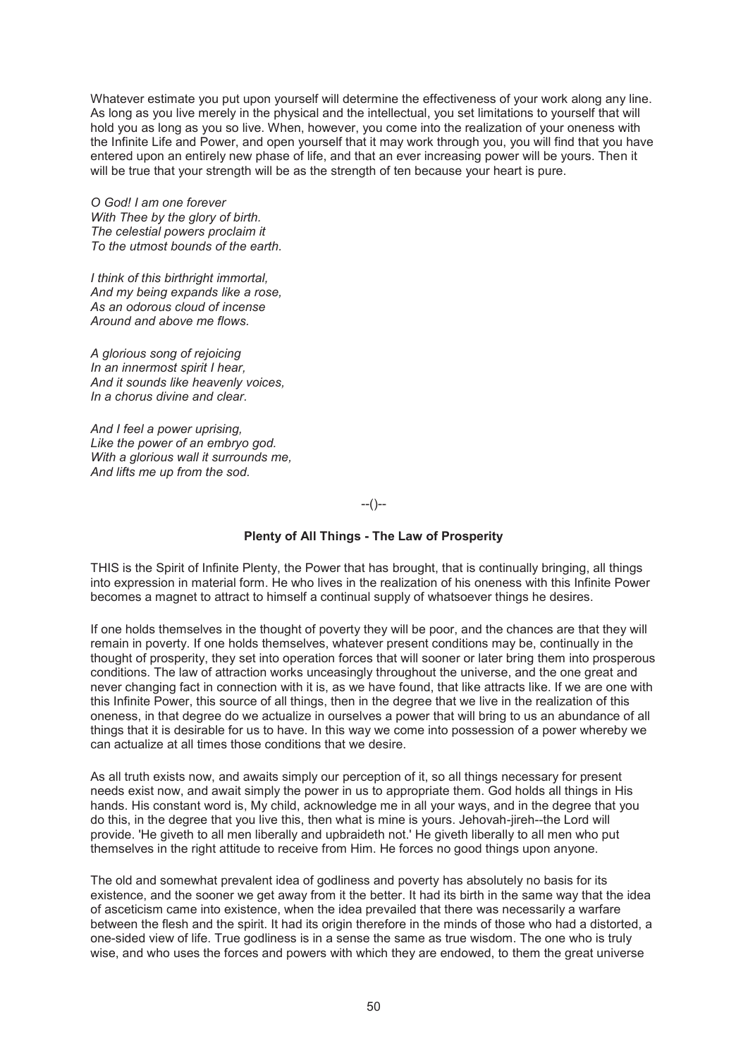Whatever estimate you put upon yourself will determine the effectiveness of your work along any line. As long as you live merely in the physical and the intellectual, you set limitations to yourself that will hold you as long as you so live. When, however, you come into the realization of your oneness with the Infinite Life and Power, and open yourself that it may work through you, you will find that you have entered upon an entirely new phase of life, and that an ever increasing power will be yours. Then it will be true that your strength will be as the strength of ten because your heart is pure.

*O God! I am one forever*
*With Thee by the glory of birth.*
*The celestial powers proclaim it*
*To the utmost bounds of the earth.*

*I think of this birthright immortal,*
*And my being expands like a rose,*
*As an odorous cloud of incense*
*Around and above me flows.*

*A glorious song of rejoicing*
*In an innermost spirit I hear,*
*And it sounds like heavenly voices,*
*In a chorus divine and clear.*

*And I feel a power uprising,*
*Like the power of an embryo god.*
*With a glorious wall it surrounds me,*
*And lifts me up from the sod.*

--()--

### Plenty of All Things - The Law of Prosperity

THIS is the Spirit of Infinite Plenty, the Power that has brought, that is continually bringing, all things into expression in material form. He who lives in the realization of his oneness with this Infinite Power becomes a magnet to attract to himself a continual supply of whatsoever things he desires.

If one holds themselves in the thought of poverty they will be poor, and the chances are that they will remain in poverty. If one holds themselves, whatever present conditions may be, continually in the thought of prosperity, they set into operation forces that will sooner or later bring them into prosperous conditions. The law of attraction works unceasingly throughout the universe, and the one great and never changing fact in connection with it is, as we have found, that like attracts like. If we are one with this Infinite Power, this source of all things, then in the degree that we live in the realization of this oneness, in that degree do we actualize in ourselves a power that will bring to us an abundance of all things that it is desirable for us to have. In this way we come into possession of a power whereby we can actualize at all times those conditions that we desire.

As all truth exists now, and awaits simply our perception of it, so all things necessary for present needs exist now, and await simply the power in us to appropriate them. God holds all things in His hands. His constant word is, My child, acknowledge me in all your ways, and in the degree that you do this, in the degree that you live this, then what is mine is yours. Jehovah-jireh--the Lord will provide. 'He giveth to all men liberally and upbraideth not.' He giveth liberally to all men who put themselves in the right attitude to receive from Him. He forces no good things upon anyone.

The old and somewhat prevalent idea of godliness and poverty has absolutely no basis for its existence, and the sooner we get away from it the better. It had its birth in the same way that the idea of asceticism came into existence, when the idea prevailed that there was necessarily a warfare between the flesh and the spirit. It had its origin therefore in the minds of those who had a distorted, a one-sided view of life. True godliness is in a sense the same as true wisdom. The one who is truly wise, and who uses the forces and powers with which they are endowed, to them the great universe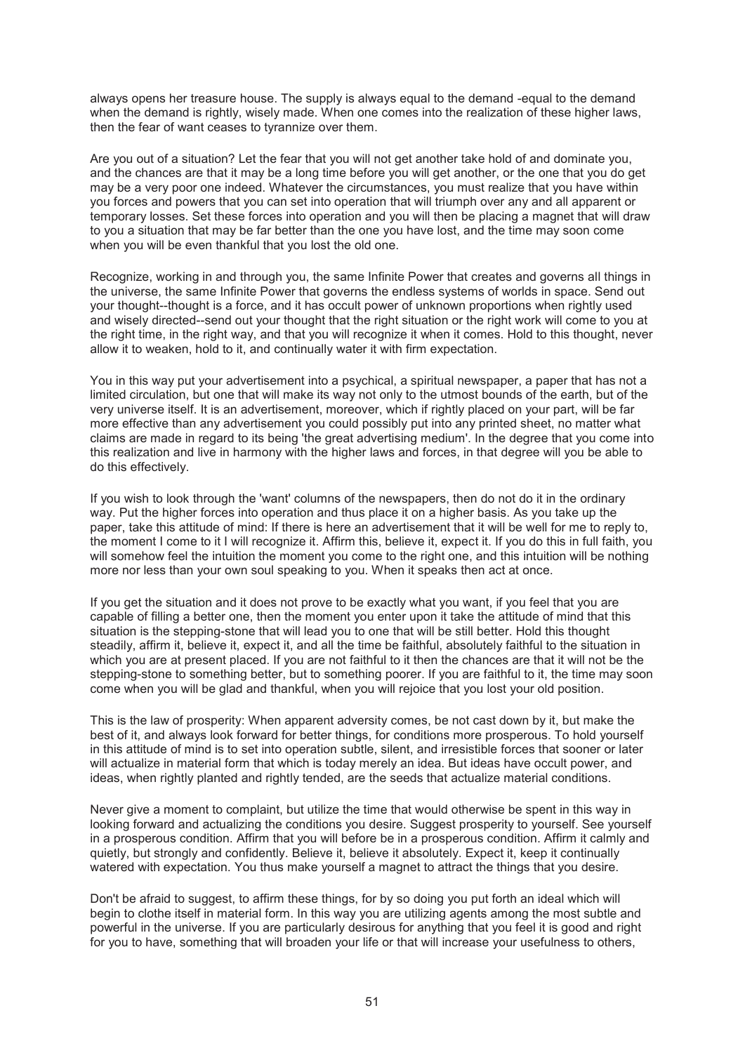always opens her treasure house. The supply is always equal to the demand -equal to the demand when the demand is rightly, wisely made. When one comes into the realization of these higher laws, then the fear of want ceases to tyrannize over them.

Are you out of a situation? Let the fear that you will not get another take hold of and dominate you, and the chances are that it may be a long time before you will get another, or the one that you do get may be a very poor one indeed. Whatever the circumstances, you must realize that you have within you forces and powers that you can set into operation that will triumph over any and all apparent or temporary losses. Set these forces into operation and you will then be placing a magnet that will draw to you a situation that may be far better than the one you have lost, and the time may soon come when you will be even thankful that you lost the old one.

Recognize, working in and through you, the same Infinite Power that creates and governs all things in the universe, the same Infinite Power that governs the endless systems of worlds in space. Send out your thought--thought is a force, and it has occult power of unknown proportions when rightly used and wisely directed--send out your thought that the right situation or the right work will come to you at the right time, in the right way, and that you will recognize it when it comes. Hold to this thought, never allow it to weaken, hold to it, and continually water it with firm expectation.

You in this way put your advertisement into a psychical, a spiritual newspaper, a paper that has not a limited circulation, but one that will make its way not only to the utmost bounds of the earth, but of the very universe itself. It is an advertisement, moreover, which if rightly placed on your part, will be far more effective than any advertisement you could possibly put into any printed sheet, no matter what claims are made in regard to its being 'the great advertising medium'. In the degree that you come into this realization and live in harmony with the higher laws and forces, in that degree will you be able to do this effectively.

If you wish to look through the 'want' columns of the newspapers, then do not do it in the ordinary way. Put the higher forces into operation and thus place it on a higher basis. As you take up the paper, take this attitude of mind: If there is here an advertisement that it will be well for me to reply to, the moment I come to it I will recognize it. Affirm this, believe it, expect it. If you do this in full faith, you will somehow feel the intuition the moment you come to the right one, and this intuition will be nothing more nor less than your own soul speaking to you. When it speaks then act at once.

If you get the situation and it does not prove to be exactly what you want, if you feel that you are capable of filling a better one, then the moment you enter upon it take the attitude of mind that this situation is the stepping-stone that will lead you to one that will be still better. Hold this thought steadily, affirm it, believe it, expect it, and all the time be faithful, absolutely faithful to the situation in which you are at present placed. If you are not faithful to it then the chances are that it will not be the stepping-stone to something better, but to something poorer. If you are faithful to it, the time may soon come when you will be glad and thankful, when you will rejoice that you lost your old position.

This is the law of prosperity: When apparent adversity comes, be not cast down by it, but make the best of it, and always look forward for better things, for conditions more prosperous. To hold yourself in this attitude of mind is to set into operation subtle, silent, and irresistible forces that sooner or later will actualize in material form that which is today merely an idea. But ideas have occult power, and ideas, when rightly planted and rightly tended, are the seeds that actualize material conditions.

Never give a moment to complaint, but utilize the time that would otherwise be spent in this way in looking forward and actualizing the conditions you desire. Suggest prosperity to yourself. See yourself in a prosperous condition. Affirm that you will before be in a prosperous condition. Affirm it calmly and quietly, but strongly and confidently. Believe it, believe it absolutely. Expect it, keep it continually watered with expectation. You thus make yourself a magnet to attract the things that you desire.

Don't be afraid to suggest, to affirm these things, for by so doing you put forth an ideal which will begin to clothe itself in material form. In this way you are utilizing agents among the most subtle and powerful in the universe. If you are particularly desirous for anything that you feel it is good and right for you to have, something that will broaden your life or that will increase your usefulness to others,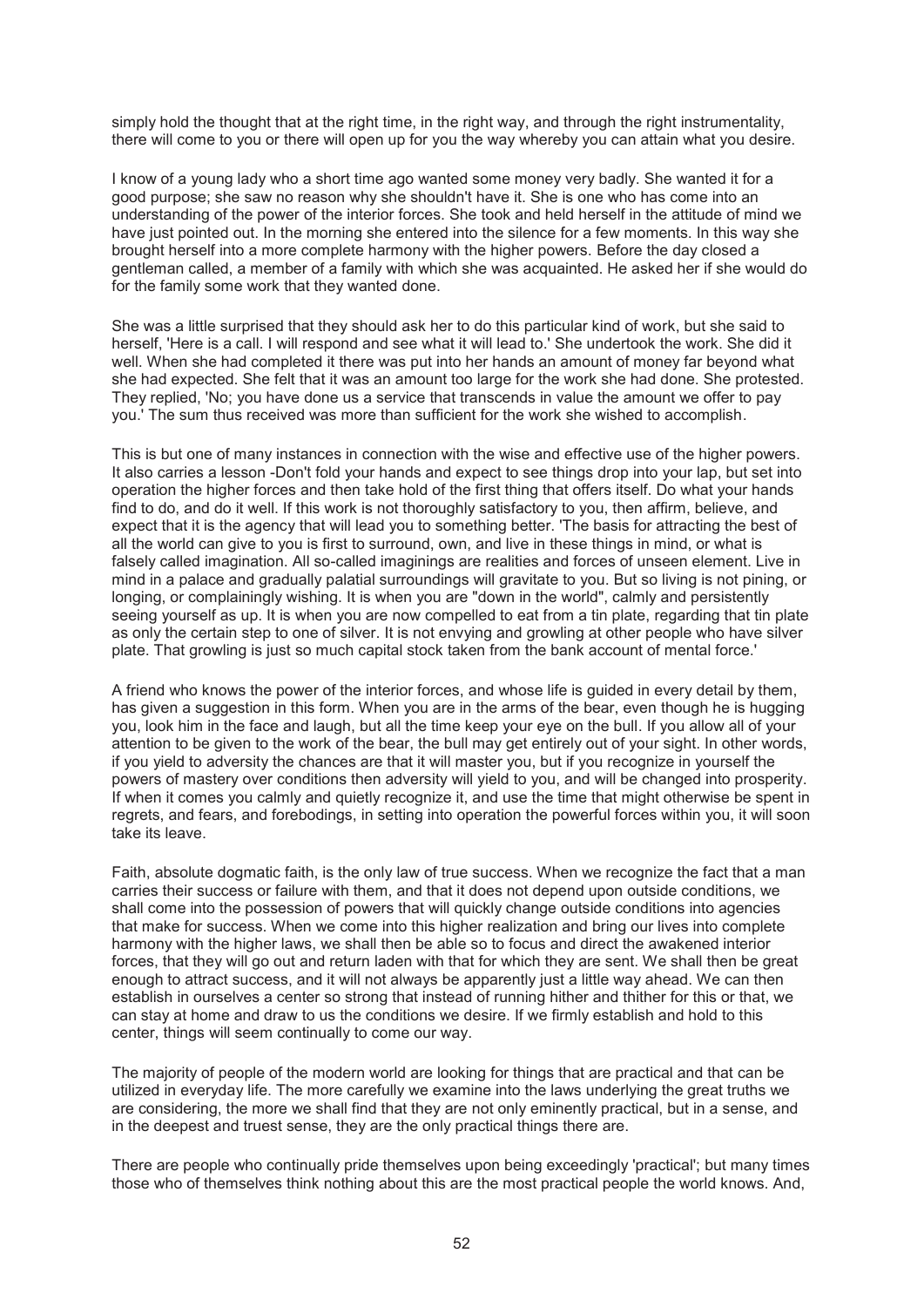simply hold the thought that at the right time, in the right way, and through the right instrumentality, there will come to you or there will open up for you the way whereby you can attain what you desire.

I know of a young lady who a short time ago wanted some money very badly. She wanted it for a good purpose; she saw no reason why she shouldn't have it. She is one who has come into an understanding of the power of the interior forces. She took and held herself in the attitude of mind we have just pointed out. In the morning she entered into the silence for a few moments. In this way she brought herself into a more complete harmony with the higher powers. Before the day closed a gentleman called, a member of a family with which she was acquainted. He asked her if she would do for the family some work that they wanted done.

She was a little surprised that they should ask her to do this particular kind of work, but she said to herself, 'Here is a call. I will respond and see what it will lead to.' She undertook the work. She did it well. When she had completed it there was put into her hands an amount of money far beyond what she had expected. She felt that it was an amount too large for the work she had done. She protested. They replied, 'No; you have done us a service that transcends in value the amount we offer to pay you.' The sum thus received was more than sufficient for the work she wished to accomplish.

This is but one of many instances in connection with the wise and effective use of the higher powers. It also carries a lesson -Don't fold your hands and expect to see things drop into your lap, but set into operation the higher forces and then take hold of the first thing that offers itself. Do what your hands find to do, and do it well. If this work is not thoroughly satisfactory to you, then affirm, believe, and expect that it is the agency that will lead you to something better. 'The basis for attracting the best of all the world can give to you is first to surround, own, and live in these things in mind, or what is falsely called imagination. All so-called imaginings are realities and forces of unseen element. Live in mind in a palace and gradually palatial surroundings will gravitate to you. But so living is not pining, or longing, or complainingly wishing. It is when you are "down in the world", calmly and persistently seeing yourself as up. It is when you are now compelled to eat from a tin plate, regarding that tin plate as only the certain step to one of silver. It is not envying and growling at other people who have silver plate. That growling is just so much capital stock taken from the bank account of mental force.'

A friend who knows the power of the interior forces, and whose life is guided in every detail by them, has given a suggestion in this form. When you are in the arms of the bear, even though he is hugging you, look him in the face and laugh, but all the time keep your eye on the bull. If you allow all of your attention to be given to the work of the bear, the bull may get entirely out of your sight. In other words, if you yield to adversity the chances are that it will master you, but if you recognize in yourself the powers of mastery over conditions then adversity will yield to you, and will be changed into prosperity. If when it comes you calmly and quietly recognize it, and use the time that might otherwise be spent in regrets, and fears, and forebodings, in setting into operation the powerful forces within you, it will soon take its leave.

Faith, absolute dogmatic faith, is the only law of true success. When we recognize the fact that a man carries their success or failure with them, and that it does not depend upon outside conditions, we shall come into the possession of powers that will quickly change outside conditions into agencies that make for success. When we come into this higher realization and bring our lives into complete harmony with the higher laws, we shall then be able so to focus and direct the awakened interior forces, that they will go out and return laden with that for which they are sent. We shall then be great enough to attract success, and it will not always be apparently just a little way ahead. We can then establish in ourselves a center so strong that instead of running hither and thither for this or that, we can stay at home and draw to us the conditions we desire. If we firmly establish and hold to this center, things will seem continually to come our way.

The majority of people of the modern world are looking for things that are practical and that can be utilized in everyday life. The more carefully we examine into the laws underlying the great truths we are considering, the more we shall find that they are not only eminently practical, but in a sense, and in the deepest and truest sense, they are the only practical things there are.

There are people who continually pride themselves upon being exceedingly 'practical'; but many times those who of themselves think nothing about this are the most practical people the world knows. And,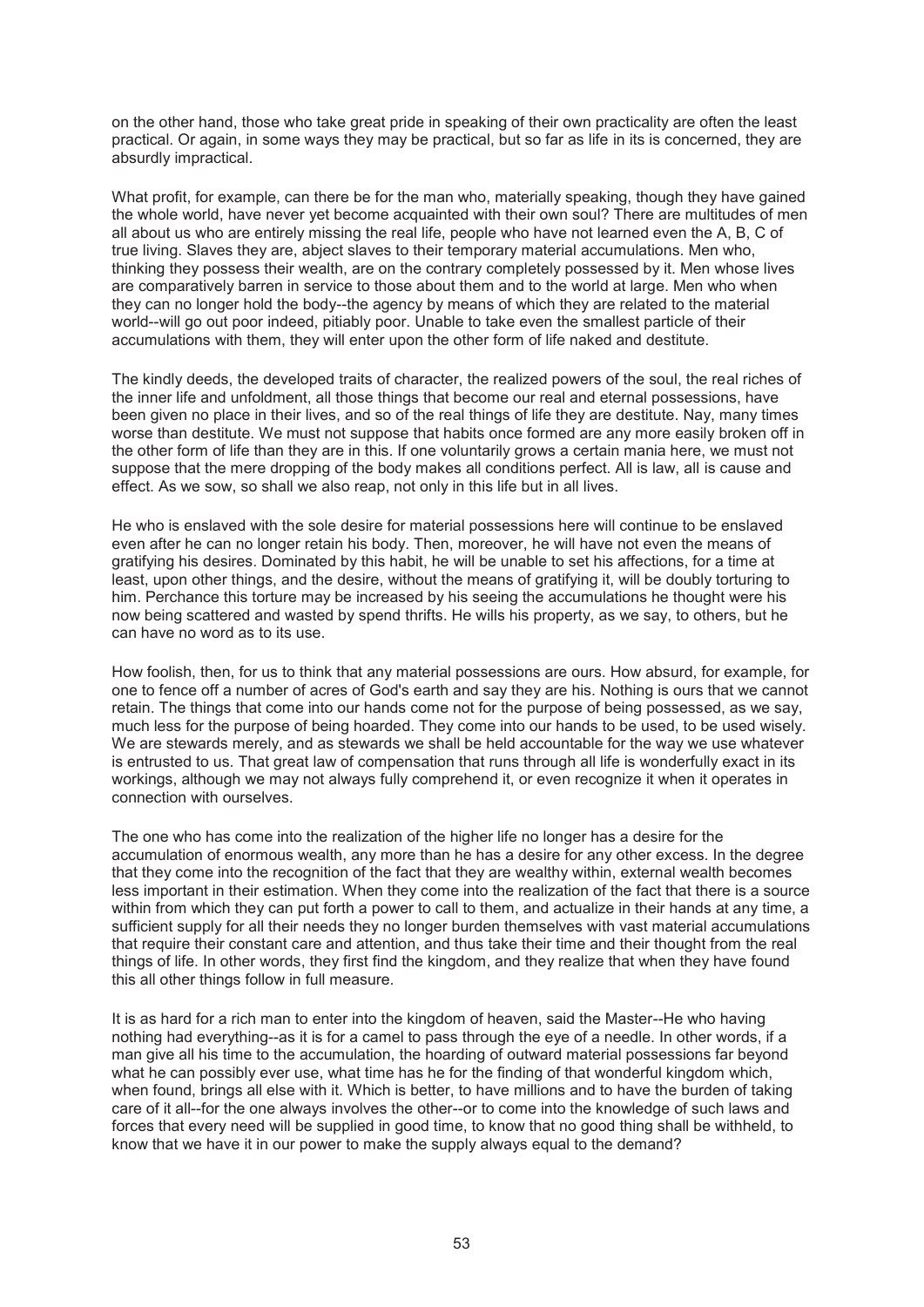on the other hand, those who take great pride in speaking of their own practicality are often the least practical. Or again, in some ways they may be practical, but so far as life in its is concerned, they are absurdly impractical.

What profit, for example, can there be for the man who, materially speaking, though they have gained the whole world, have never yet become acquainted with their own soul? There are multitudes of men all about us who are entirely missing the real life, people who have not learned even the A, B, C of true living. Slaves they are, abject slaves to their temporary material accumulations. Men who, thinking they possess their wealth, are on the contrary completely possessed by it. Men whose lives are comparatively barren in service to those about them and to the world at large. Men who when they can no longer hold the body--the agency by means of which they are related to the material world--will go out poor indeed, pitiably poor. Unable to take even the smallest particle of their accumulations with them, they will enter upon the other form of life naked and destitute.

The kindly deeds, the developed traits of character, the realized powers of the soul, the real riches of the inner life and unfoldment, all those things that become our real and eternal possessions, have been given no place in their lives, and so of the real things of life they are destitute. Nay, many times worse than destitute. We must not suppose that habits once formed are any more easily broken off in the other form of life than they are in this. If one voluntarily grows a certain mania here, we must not suppose that the mere dropping of the body makes all conditions perfect. All is law, all is cause and effect. As we sow, so shall we also reap, not only in this life but in all lives.

He who is enslaved with the sole desire for material possessions here will continue to be enslaved even after he can no longer retain his body. Then, moreover, he will have not even the means of gratifying his desires. Dominated by this habit, he will be unable to set his affections, for a time at least, upon other things, and the desire, without the means of gratifying it, will be doubly torturing to him. Perchance this torture may be increased by his seeing the accumulations he thought were his now being scattered and wasted by spend thrifts. He wills his property, as we say, to others, but he can have no word as to its use.

How foolish, then, for us to think that any material possessions are ours. How absurd, for example, for one to fence off a number of acres of God's earth and say they are his. Nothing is ours that we cannot retain. The things that come into our hands come not for the purpose of being possessed, as we say, much less for the purpose of being hoarded. They come into our hands to be used, to be used wisely. We are stewards merely, and as stewards we shall be held accountable for the way we use whatever is entrusted to us. That great law of compensation that runs through all life is wonderfully exact in its workings, although we may not always fully comprehend it, or even recognize it when it operates in connection with ourselves.

The one who has come into the realization of the higher life no longer has a desire for the accumulation of enormous wealth, any more than he has a desire for any other excess. In the degree that they come into the recognition of the fact that they are wealthy within, external wealth becomes less important in their estimation. When they come into the realization of the fact that there is a source within from which they can put forth a power to call to them, and actualize in their hands at any time, a sufficient supply for all their needs they no longer burden themselves with vast material accumulations that require their constant care and attention, and thus take their time and their thought from the real things of life. In other words, they first find the kingdom, and they realize that when they have found this all other things follow in full measure.

It is as hard for a rich man to enter into the kingdom of heaven, said the Master--He who having nothing had everything--as it is for a camel to pass through the eye of a needle. In other words, if a man give all his time to the accumulation, the hoarding of outward material possessions far beyond what he can possibly ever use, what time has he for the finding of that wonderful kingdom which, when found, brings all else with it. Which is better, to have millions and to have the burden of taking care of it all--for the one always involves the other--or to come into the knowledge of such laws and forces that every need will be supplied in good time, to know that no good thing shall be withheld, to know that we have it in our power to make the supply always equal to the demand?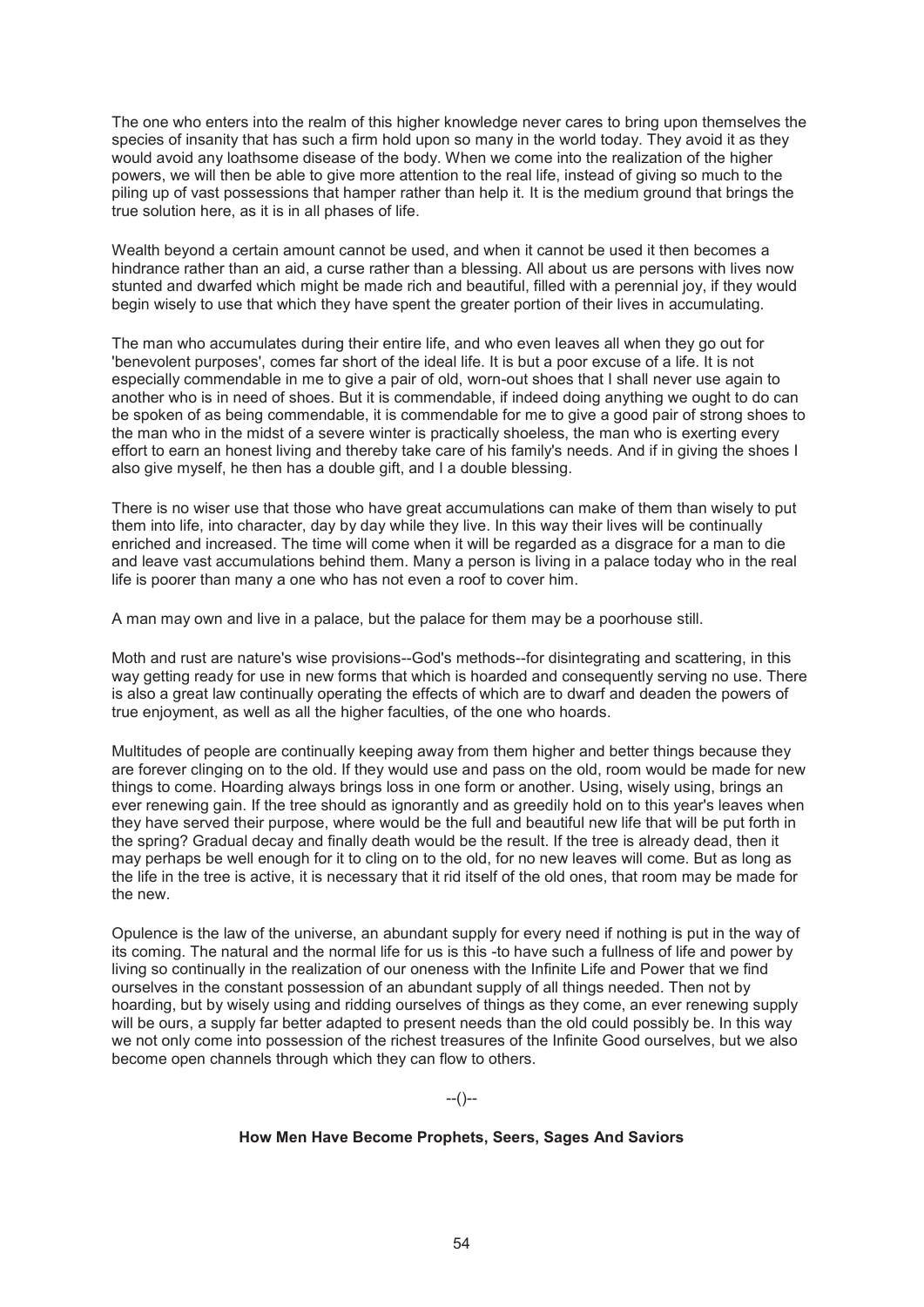The one who enters into the realm of this higher knowledge never cares to bring upon themselves the species of insanity that has such a firm hold upon so many in the world today. They avoid it as they would avoid any loathsome disease of the body. When we come into the realization of the higher powers, we will then be able to give more attention to the real life, instead of giving so much to the piling up of vast possessions that hamper rather than help it. It is the medium ground that brings the true solution here, as it is in all phases of life.

Wealth beyond a certain amount cannot be used, and when it cannot be used it then becomes a hindrance rather than an aid, a curse rather than a blessing. All about us are persons with lives now stunted and dwarfed which might be made rich and beautiful, filled with a perennial joy, if they would begin wisely to use that which they have spent the greater portion of their lives in accumulating.

The man who accumulates during their entire life, and who even leaves all when they go out for 'benevolent purposes', comes far short of the ideal life. It is but a poor excuse of a life. It is not especially commendable in me to give a pair of old, worn-out shoes that I shall never use again to another who is in need of shoes. But it is commendable, if indeed doing anything we ought to do can be spoken of as being commendable, it is commendable for me to give a good pair of strong shoes to the man who in the midst of a severe winter is practically shoeless, the man who is exerting every effort to earn an honest living and thereby take care of his family's needs. And if in giving the shoes I also give myself, he then has a double gift, and I a double blessing.

There is no wiser use that those who have great accumulations can make of them than wisely to put them into life, into character, day by day while they live. In this way their lives will be continually enriched and increased. The time will come when it will be regarded as a disgrace for a man to die and leave vast accumulations behind them. Many a person is living in a palace today who in the real life is poorer than many a one who has not even a roof to cover him.

A man may own and live in a palace, but the palace for them may be a poorhouse still.

Moth and rust are nature's wise provisions--God's methods--for disintegrating and scattering, in this way getting ready for use in new forms that which is hoarded and consequently serving no use. There is also a great law continually operating the effects of which are to dwarf and deaden the powers of true enjoyment, as well as all the higher faculties, of the one who hoards.

Multitudes of people are continually keeping away from them higher and better things because they are forever clinging on to the old. If they would use and pass on the old, room would be made for new things to come. Hoarding always brings loss in one form or another. Using, wisely using, brings an ever renewing gain. If the tree should as ignorantly and as greedily hold on to this year's leaves when they have served their purpose, where would be the full and beautiful new life that will be put forth in the spring? Gradual decay and finally death would be the result. If the tree is already dead, then it may perhaps be well enough for it to cling on to the old, for no new leaves will come. But as long as the life in the tree is active, it is necessary that it rid itself of the old ones, that room may be made for the new.

Opulence is the law of the universe, an abundant supply for every need if nothing is put in the way of its coming. The natural and the normal life for us is this -to have such a fullness of life and power by living so continually in the realization of our oneness with the Infinite Life and Power that we find ourselves in the constant possession of an abundant supply of all things needed. Then not by hoarding, but by wisely using and ridding ourselves of things as they come, an ever renewing supply will be ours, a supply far better adapted to present needs than the old could possibly be. In this way we not only come into possession of the richest treasures of the Infinite Good ourselves, but we also become open channels through which they can flow to others.

--()--

## How Men Have Become Prophets, Seers, Sages And Saviors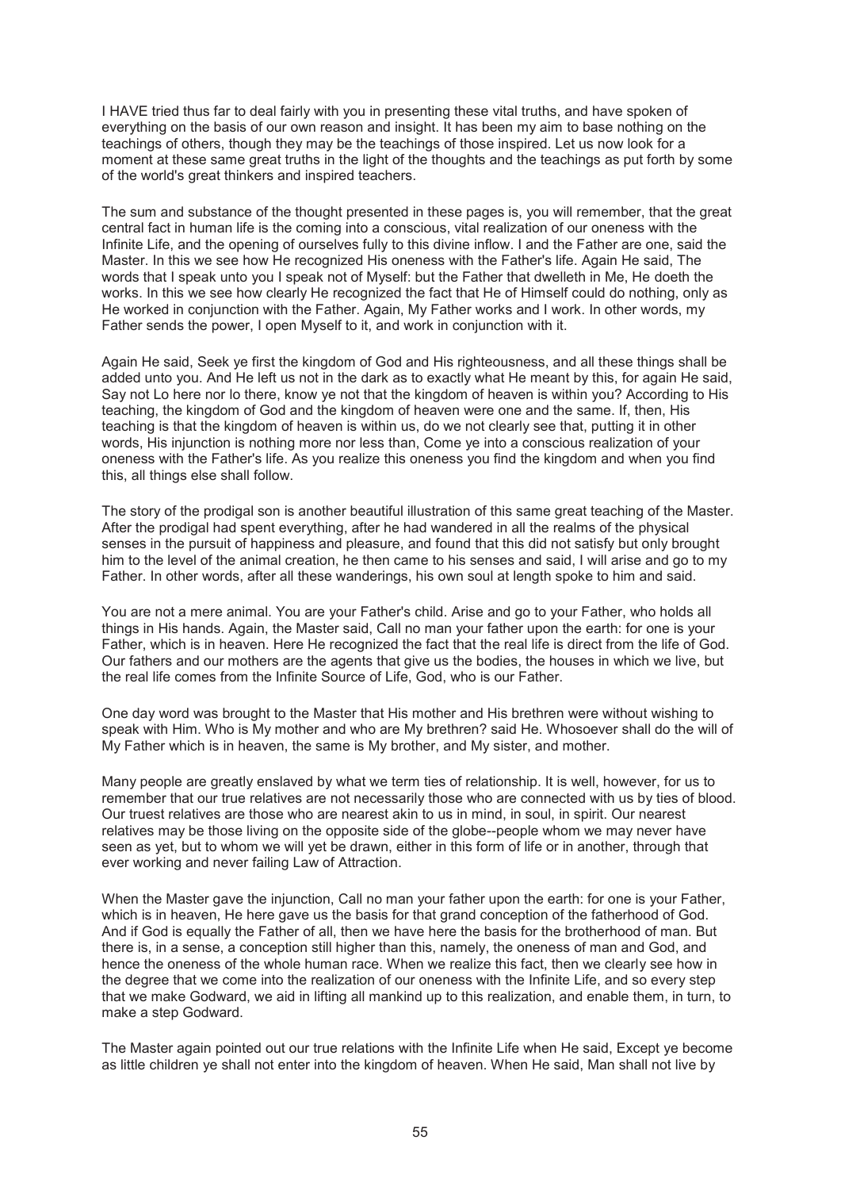I HAVE tried thus far to deal fairly with you in presenting these vital truths, and have spoken of everything on the basis of our own reason and insight. It has been my aim to base nothing on the teachings of others, though they may be the teachings of those inspired. Let us now look for a moment at these same great truths in the light of the thoughts and the teachings as put forth by some of the world's great thinkers and inspired teachers.

The sum and substance of the thought presented in these pages is, you will remember, that the great central fact in human life is the coming into a conscious, vital realization of our oneness with the Infinite Life, and the opening of ourselves fully to this divine inflow. I and the Father are one, said the Master. In this we see how He recognized His oneness with the Father's life. Again He said, The words that I speak unto you I speak not of Myself: but the Father that dwelleth in Me, He doeth the works. In this we see how clearly He recognized the fact that He of Himself could do nothing, only as He worked in conjunction with the Father. Again, My Father works and I work. In other words, my Father sends the power, I open Myself to it, and work in conjunction with it.

Again He said, Seek ye first the kingdom of God and His righteousness, and all these things shall be added unto you. And He left us not in the dark as to exactly what He meant by this, for again He said, Say not Lo here nor lo there, know ye not that the kingdom of heaven is within you? According to His teaching, the kingdom of God and the kingdom of heaven were one and the same. If, then, His teaching is that the kingdom of heaven is within us, do we not clearly see that, putting it in other words, His injunction is nothing more nor less than, Come ye into a conscious realization of your oneness with the Father's life. As you realize this oneness you find the kingdom and when you find this, all things else shall follow.

The story of the prodigal son is another beautiful illustration of this same great teaching of the Master. After the prodigal had spent everything, after he had wandered in all the realms of the physical senses in the pursuit of happiness and pleasure, and found that this did not satisfy but only brought him to the level of the animal creation, he then came to his senses and said, I will arise and go to my Father. In other words, after all these wanderings, his own soul at length spoke to him and said.

You are not a mere animal. You are your Father's child. Arise and go to your Father, who holds all things in His hands. Again, the Master said, Call no man your father upon the earth: for one is your Father, which is in heaven. Here He recognized the fact that the real life is direct from the life of God. Our fathers and our mothers are the agents that give us the bodies, the houses in which we live, but the real life comes from the Infinite Source of Life, God, who is our Father.

One day word was brought to the Master that His mother and His brethren were without wishing to speak with Him. Who is My mother and who are My brethren? said He. Whosoever shall do the will of My Father which is in heaven, the same is My brother, and My sister, and mother.

Many people are greatly enslaved by what we term ties of relationship. It is well, however, for us to remember that our true relatives are not necessarily those who are connected with us by ties of blood. Our truest relatives are those who are nearest akin to us in mind, in soul, in spirit. Our nearest relatives may be those living on the opposite side of the globe--people whom we may never have seen as yet, but to whom we will yet be drawn, either in this form of life or in another, through that ever working and never failing Law of Attraction.

When the Master gave the injunction, Call no man your father upon the earth: for one is your Father, which is in heaven, He here gave us the basis for that grand conception of the fatherhood of God. And if God is equally the Father of all, then we have here the basis for the brotherhood of man. But there is, in a sense, a conception still higher than this, namely, the oneness of man and God, and hence the oneness of the whole human race. When we realize this fact, then we clearly see how in the degree that we come into the realization of our oneness with the Infinite Life, and so every step that we make Godward, we aid in lifting all mankind up to this realization, and enable them, in turn, to make a step Godward.

The Master again pointed out our true relations with the Infinite Life when He said, Except ye become as little children ye shall not enter into the kingdom of heaven. When He said, Man shall not live by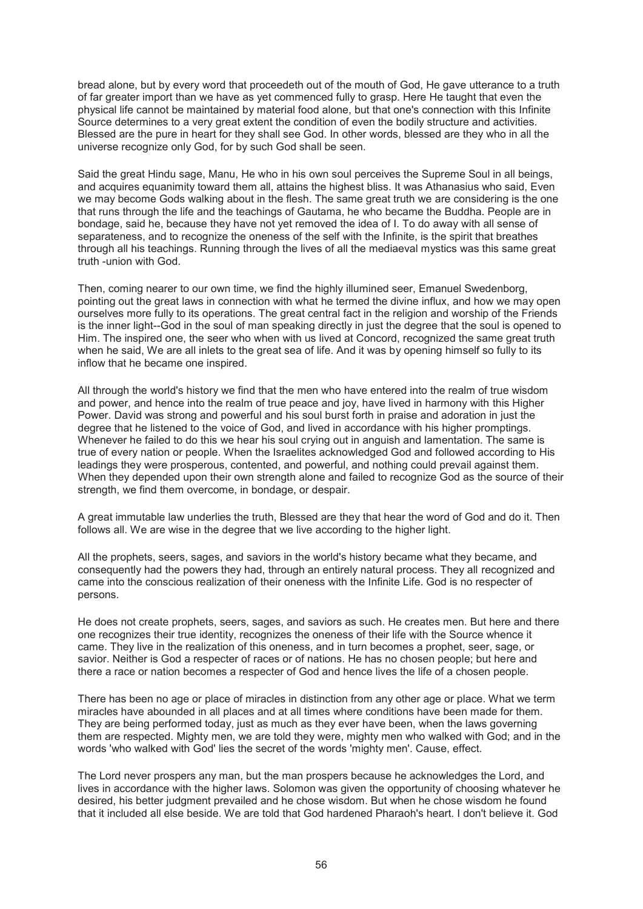bread alone, but by every word that proceedeth out of the mouth of God, He gave utterance to a truth of far greater import than we have as yet commenced fully to grasp. Here He taught that even the physical life cannot be maintained by material food alone, but that one's connection with this Infinite Source determines to a very great extent the condition of even the bodily structure and activities. Blessed are the pure in heart for they shall see God. In other words, blessed are they who in all the universe recognize only God, for by such God shall be seen.

Said the great Hindu sage, Manu, He who in his own soul perceives the Supreme Soul in all beings, and acquires equanimity toward them all, attains the highest bliss. It was Athanasius who said, Even we may become Gods walking about in the flesh. The same great truth we are considering is the one that runs through the life and the teachings of Gautama, he who became the Buddha. People are in bondage, said he, because they have not yet removed the idea of I. To do away with all sense of separateness, and to recognize the oneness of the self with the Infinite, is the spirit that breathes through all his teachings. Running through the lives of all the mediaeval mystics was this same great truth -union with God.

Then, coming nearer to our own time, we find the highly illumined seer, Emanuel Swedenborg, pointing out the great laws in connection with what he termed the divine influx, and how we may open ourselves more fully to its operations. The great central fact in the religion and worship of the Friends is the inner light--God in the soul of man speaking directly in just the degree that the soul is opened to Him. The inspired one, the seer who when with us lived at Concord, recognized the same great truth when he said, We are all inlets to the great sea of life. And it was by opening himself so fully to its inflow that he became one inspired.

All through the world's history we find that the men who have entered into the realm of true wisdom and power, and hence into the realm of true peace and joy, have lived in harmony with this Higher Power. David was strong and powerful and his soul burst forth in praise and adoration in just the degree that he listened to the voice of God, and lived in accordance with his higher promptings. Whenever he failed to do this we hear his soul crying out in anguish and lamentation. The same is true of every nation or people. When the Israelites acknowledged God and followed according to His leadings they were prosperous, contented, and powerful, and nothing could prevail against them. When they depended upon their own strength alone and failed to recognize God as the source of their strength, we find them overcome, in bondage, or despair.

A great immutable law underlies the truth, Blessed are they that hear the word of God and do it. Then follows all. We are wise in the degree that we live according to the higher light.

All the prophets, seers, sages, and saviors in the world's history became what they became, and consequently had the powers they had, through an entirely natural process. They all recognized and came into the conscious realization of their oneness with the Infinite Life. God is no respecter of persons.

He does not create prophets, seers, sages, and saviors as such. He creates men. But here and there one recognizes their true identity, recognizes the oneness of their life with the Source whence it came. They live in the realization of this oneness, and in turn becomes a prophet, seer, sage, or savior. Neither is God a respecter of races or of nations. He has no chosen people; but here and there a race or nation becomes a respecter of God and hence lives the life of a chosen people.

There has been no age or place of miracles in distinction from any other age or place. What we term miracles have abounded in all places and at all times where conditions have been made for them. They are being performed today, just as much as they ever have been, when the laws governing them are respected. Mighty men, we are told they were, mighty men who walked with God; and in the words 'who walked with God' lies the secret of the words 'mighty men'. Cause, effect.

The Lord never prospers any man, but the man prospers because he acknowledges the Lord, and lives in accordance with the higher laws. Solomon was given the opportunity of choosing whatever he desired, his better judgment prevailed and he chose wisdom. But when he chose wisdom he found that it included all else beside. We are told that God hardened Pharaoh's heart. I don't believe it. God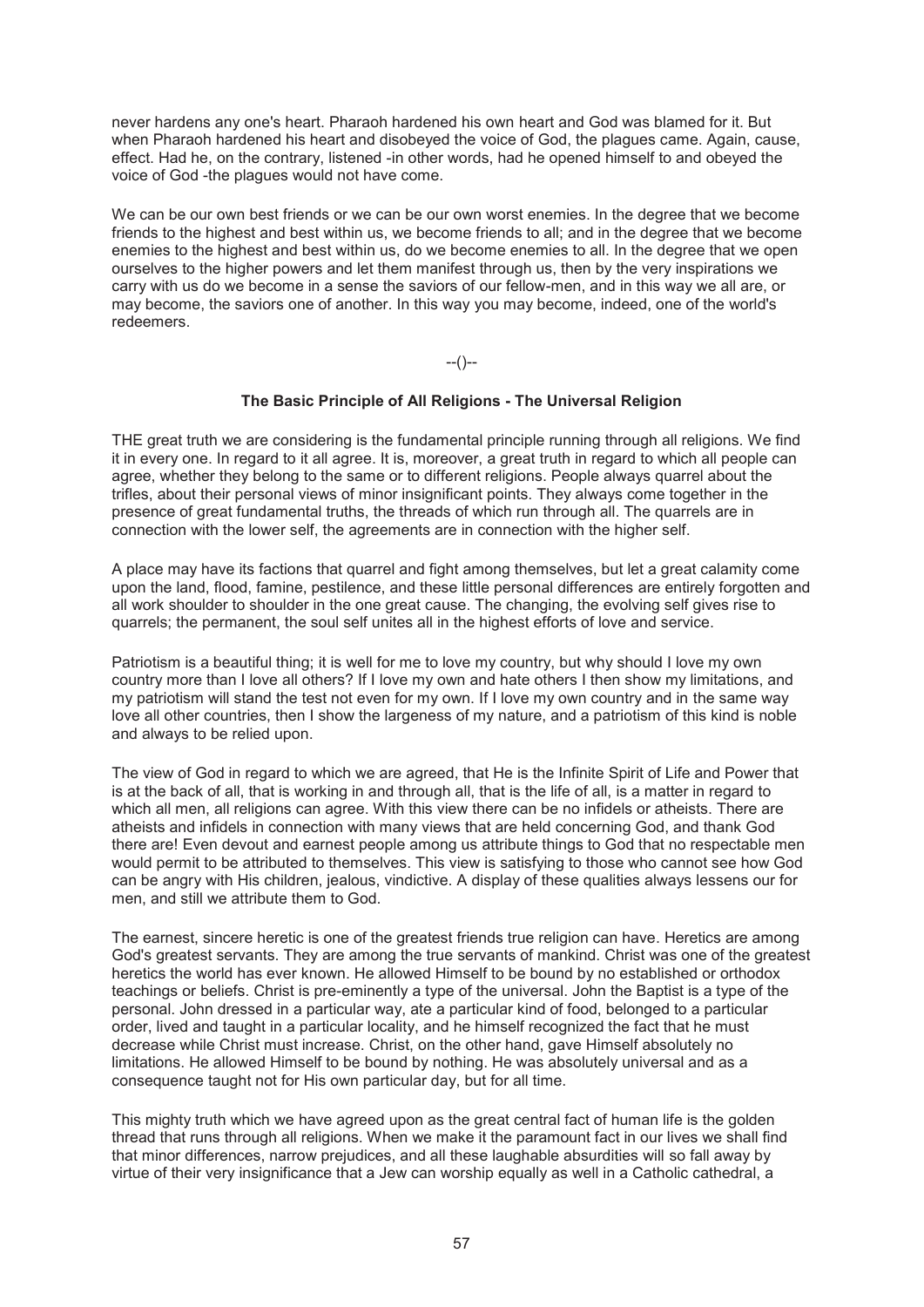never hardens any one's heart. Pharaoh hardened his own heart and God was blamed for it. But when Pharaoh hardened his heart and disobeyed the voice of God, the plagues came. Again, cause, effect. Had he, on the contrary, listened -in other words, had he opened himself to and obeyed the voice of God -the plagues would not have come.

We can be our own best friends or we can be our own worst enemies. In the degree that we become friends to the highest and best within us, we become friends to all; and in the degree that we become enemies to the highest and best within us, do we become enemies to all. In the degree that we open ourselves to the higher powers and let them manifest through us, then by the very inspirations we carry with us do we become in a sense the saviors of our fellow-men, and in this way we all are, or may become, the saviors one of another. In this way you may become, indeed, one of the world's redeemers.

--()--

## The Basic Principle of All Religions - The Universal Religion

THE great truth we are considering is the fundamental principle running through all religions. We find it in every one. In regard to it all agree. It is, moreover, a great truth in regard to which all people can agree, whether they belong to the same or to different religions. People always quarrel about the trifles, about their personal views of minor insignificant points. They always come together in the presence of great fundamental truths, the threads of which run through all. The quarrels are in connection with the lower self, the agreements are in connection with the higher self.

A place may have its factions that quarrel and fight among themselves, but let a great calamity come upon the land, flood, famine, pestilence, and these little personal differences are entirely forgotten and all work shoulder to shoulder in the one great cause. The changing, the evolving self gives rise to quarrels; the permanent, the soul self unites all in the highest efforts of love and service.

Patriotism is a beautiful thing; it is well for me to love my country, but why should I love my own country more than I love all others? If I love my own and hate others I then show my limitations, and my patriotism will stand the test not even for my own. If I love my own country and in the same way love all other countries, then I show the largeness of my nature, and a patriotism of this kind is noble and always to be relied upon.

The view of God in regard to which we are agreed, that He is the Infinite Spirit of Life and Power that is at the back of all, that is working in and through all, that is the life of all, is a matter in regard to which all men, all religions can agree. With this view there can be no infidels or atheists. There are atheists and infidels in connection with many views that are held concerning God, and thank God there are! Even devout and earnest people among us attribute things to God that no respectable men would permit to be attributed to themselves. This view is satisfying to those who cannot see how God can be angry with His children, jealous, vindictive. A display of these qualities always lessens our for men, and still we attribute them to God.

The earnest, sincere heretic is one of the greatest friends true religion can have. Heretics are among God's greatest servants. They are among the true servants of mankind. Christ was one of the greatest heretics the world has ever known. He allowed Himself to be bound by no established or orthodox teachings or beliefs. Christ is pre-eminently a type of the universal. John the Baptist is a type of the personal. John dressed in a particular way, ate a particular kind of food, belonged to a particular order, lived and taught in a particular locality, and he himself recognized the fact that he must decrease while Christ must increase. Christ, on the other hand, gave Himself absolutely no limitations. He allowed Himself to be bound by nothing. He was absolutely universal and as a consequence taught not for His own particular day, but for all time.

This mighty truth which we have agreed upon as the great central fact of human life is the golden thread that runs through all religions. When we make it the paramount fact in our lives we shall find that minor differences, narrow prejudices, and all these laughable absurdities will so fall away by virtue of their very insignificance that a Jew can worship equally as well in a Catholic cathedral, a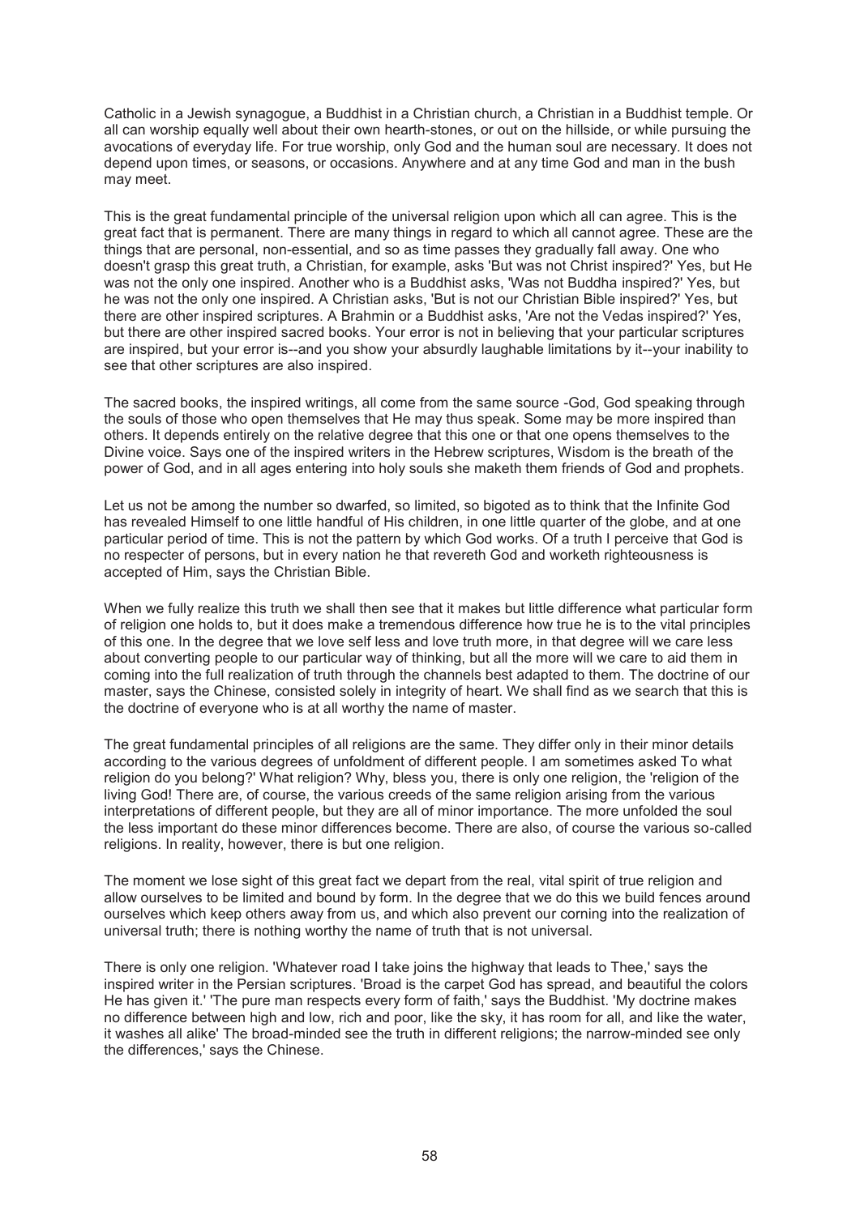Catholic in a Jewish synagogue, a Buddhist in a Christian church, a Christian in a Buddhist temple. Or all can worship equally well about their own hearth-stones, or out on the hillside, or while pursuing the avocations of everyday life. For true worship, only God and the human soul are necessary. It does not depend upon times, or seasons, or occasions. Anywhere and at any time God and man in the bush may meet.

This is the great fundamental principle of the universal religion upon which all can agree. This is the great fact that is permanent. There are many things in regard to which all cannot agree. These are the things that are personal, non-essential, and so as time passes they gradually fall away. One who doesn't grasp this great truth, a Christian, for example, asks 'But was not Christ inspired?' Yes, but He was not the only one inspired. Another who is a Buddhist asks, 'Was not Buddha inspired?' Yes, but he was not the only one inspired. A Christian asks, 'But is not our Christian Bible inspired?' Yes, but there are other inspired scriptures. A Brahmin or a Buddhist asks, 'Are not the Vedas inspired?' Yes, but there are other inspired sacred books. Your error is not in believing that your particular scriptures are inspired, but your error is--and you show your absurdly laughable limitations by it--your inability to see that other scriptures are also inspired.

The sacred books, the inspired writings, all come from the same source -God, God speaking through the souls of those who open themselves that He may thus speak. Some may be more inspired than others. It depends entirely on the relative degree that this one or that one opens themselves to the Divine voice. Says one of the inspired writers in the Hebrew scriptures, Wisdom is the breath of the power of God, and in all ages entering into holy souls she maketh them friends of God and prophets.

Let us not be among the number so dwarfed, so limited, so bigoted as to think that the Infinite God has revealed Himself to one little handful of His children, in one little quarter of the globe, and at one particular period of time. This is not the pattern by which God works. Of a truth I perceive that God is no respecter of persons, but in every nation he that revereth God and worketh righteousness is accepted of Him, says the Christian Bible.

When we fully realize this truth we shall then see that it makes but little difference what particular form of religion one holds to, but it does make a tremendous difference how true he is to the vital principles of this one. In the degree that we love self less and love truth more, in that degree will we care less about converting people to our particular way of thinking, but all the more will we care to aid them in coming into the full realization of truth through the channels best adapted to them. The doctrine of our master, says the Chinese, consisted solely in integrity of heart. We shall find as we search that this is the doctrine of everyone who is at all worthy the name of master.

The great fundamental principles of all religions are the same. They differ only in their minor details according to the various degrees of unfoldment of different people. I am sometimes asked To what religion do you belong?' What religion? Why, bless you, there is only one religion, the 'religion of the living God! There are, of course, the various creeds of the same religion arising from the various interpretations of different people, but they are all of minor importance. The more unfolded the soul the less important do these minor differences become. There are also, of course the various so-called religions. In reality, however, there is but one religion.

The moment we lose sight of this great fact we depart from the real, vital spirit of true religion and allow ourselves to be limited and bound by form. In the degree that we do this we build fences around ourselves which keep others away from us, and which also prevent our corning into the realization of universal truth; there is nothing worthy the name of truth that is not universal.

There is only one religion. 'Whatever road I take joins the highway that leads to Thee,' says the inspired writer in the Persian scriptures. 'Broad is the carpet God has spread, and beautiful the colors He has given it.' 'The pure man respects every form of faith,' says the Buddhist. 'My doctrine makes no difference between high and low, rich and poor, like the sky, it has room for all, and like the water, it washes all alike' The broad-minded see the truth in different religions; the narrow-minded see only the differences,' says the Chinese.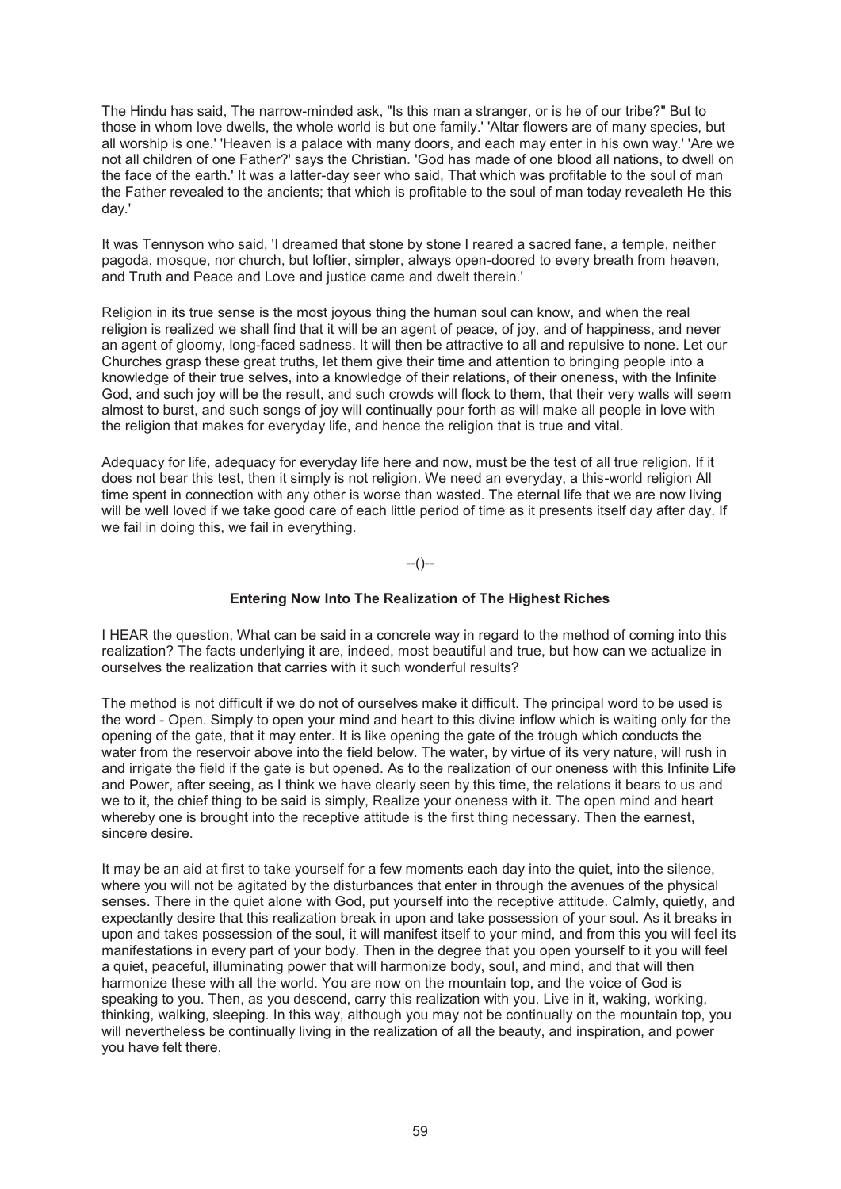The Hindu has said, The narrow-minded ask, "Is this man a stranger, or is he of our tribe?" But to those in whom love dwells, the whole world is but one family.' 'Altar flowers are of many species, but all worship is one.' 'Heaven is a palace with many doors, and each may enter in his own way.' 'Are we not all children of one Father?' says the Christian. 'God has made of one blood all nations, to dwell on the face of the earth.' It was a latter-day seer who said, That which was profitable to the soul of man the Father revealed to the ancients; that which is profitable to the soul of man today revealeth He this day.'

It was Tennyson who said, 'I dreamed that stone by stone I reared a sacred fane, a temple, neither pagoda, mosque, nor church, but loftier, simpler, always open-doored to every breath from heaven, and Truth and Peace and Love and justice came and dwelt therein.'

Religion in its true sense is the most joyous thing the human soul can know, and when the real religion is realized we shall find that it will be an agent of peace, of joy, and of happiness, and never an agent of gloomy, long-faced sadness. It will then be attractive to all and repulsive to none. Let our Churches grasp these great truths, let them give their time and attention to bringing people into a knowledge of their true selves, into a knowledge of their relations, of their oneness, with the Infinite God, and such joy will be the result, and such crowds will flock to them, that their very walls will seem almost to burst, and such songs of joy will continually pour forth as will make all people in love with the religion that makes for everyday life, and hence the religion that is true and vital.

Adequacy for life, adequacy for everyday life here and now, must be the test of all true religion. If it does not bear this test, then it simply is not religion. We need an everyday, a this-world religion All time spent in connection with any other is worse than wasted. The eternal life that we are now living will be well loved if we take good care of each little period of time as it presents itself day after day. If we fail in doing this, we fail in everything.

--()--

## Entering Now Into The Realization of The Highest Riches

I HEAR the question, What can be said in a concrete way in regard to the method of coming into this realization? The facts underlying it are, indeed, most beautiful and true, but how can we actualize in ourselves the realization that carries with it such wonderful results?

The method is not difficult if we do not of ourselves make it difficult. The principal word to be used is the word - Open. Simply to open your mind and heart to this divine inflow which is waiting only for the opening of the gate, that it may enter. It is like opening the gate of the trough which conducts the water from the reservoir above into the field below. The water, by virtue of its very nature, will rush in and irrigate the field if the gate is but opened. As to the realization of our oneness with this Infinite Life and Power, after seeing, as I think we have clearly seen by this time, the relations it bears to us and we to it, the chief thing to be said is simply, Realize your oneness with it. The open mind and heart whereby one is brought into the receptive attitude is the first thing necessary. Then the earnest, sincere desire.

It may be an aid at first to take yourself for a few moments each day into the quiet, into the silence, where you will not be agitated by the disturbances that enter in through the avenues of the physical senses. There in the quiet alone with God, put yourself into the receptive attitude. Calmly, quietly, and expectantly desire that this realization break in upon and take possession of your soul. As it breaks in upon and takes possession of the soul, it will manifest itself to your mind, and from this you will feel its manifestations in every part of your body. Then in the degree that you open yourself to it you will feel a quiet, peaceful, illuminating power that will harmonize body, soul, and mind, and that will then harmonize these with all the world. You are now on the mountain top, and the voice of God is speaking to you. Then, as you descend, carry this realization with you. Live in it, waking, working, thinking, walking, sleeping. In this way, although you may not be continually on the mountain top, you will nevertheless be continually living in the realization of all the beauty, and inspiration, and power you have felt there.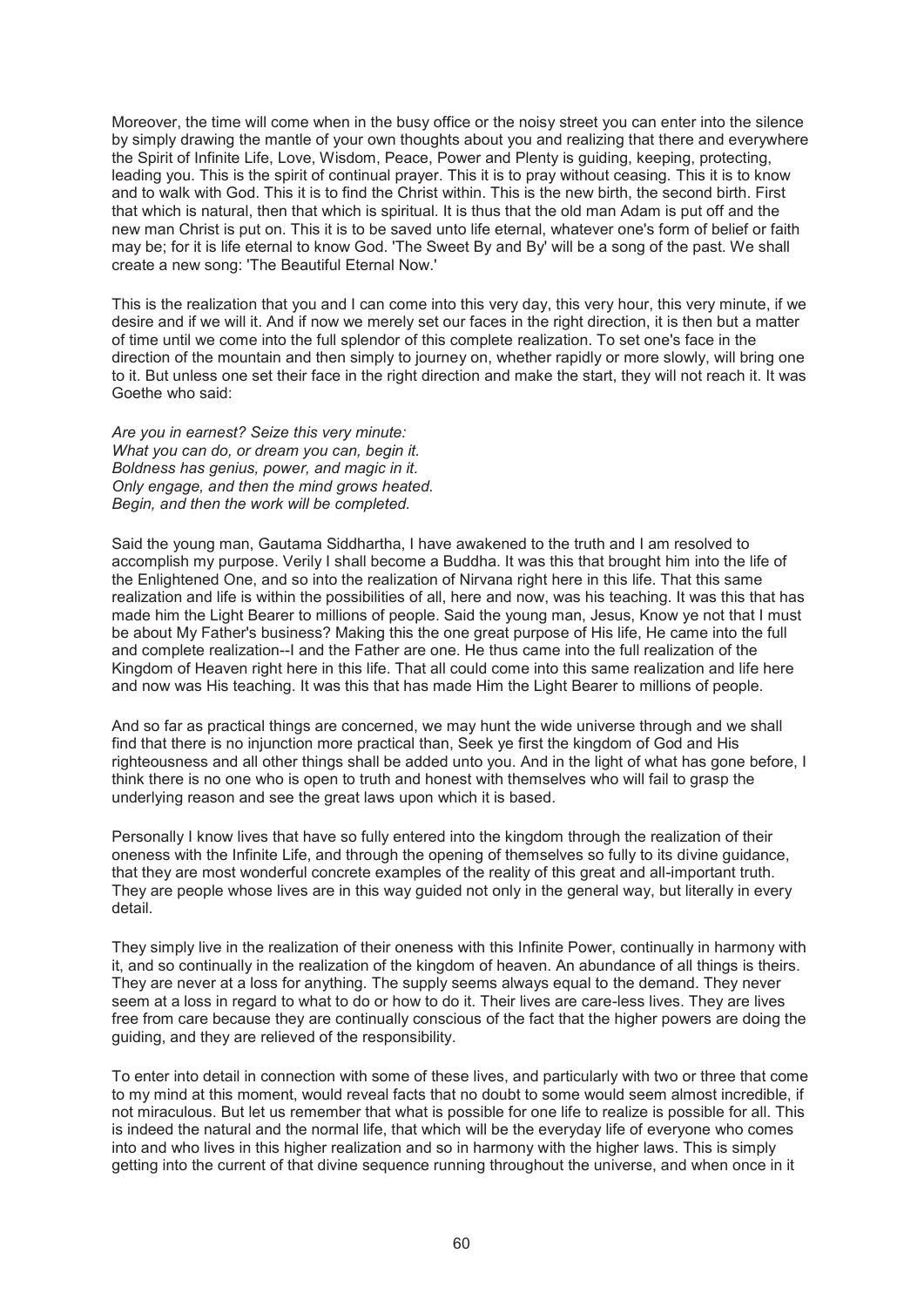Moreover, the time will come when in the busy office or the noisy street you can enter into the silence by simply drawing the mantle of your own thoughts about you and realizing that there and everywhere the Spirit of Infinite Life, Love, Wisdom, Peace, Power and Plenty is guiding, keeping, protecting, leading you. This is the spirit of continual prayer. This it is to pray without ceasing. This it is to know and to walk with God. This it is to find the Christ within. This is the new birth, the second birth. First that which is natural, then that which is spiritual. It is thus that the old man Adam is put off and the new man Christ is put on. This it is to be saved unto life eternal, whatever one's form of belief or faith may be; for it is life eternal to know God. 'The Sweet By and By' will be a song of the past. We shall create a new song: 'The Beautiful Eternal Now.'

This is the realization that you and I can come into this very day, this very hour, this very minute, if we desire and if we will it. And if now we merely set our faces in the right direction, it is then but a matter of time until we come into the full splendor of this complete realization. To set one's face in the direction of the mountain and then simply to journey on, whether rapidly or more slowly, will bring one to it. But unless one set their face in the right direction and make the start, they will not reach it. It was Goethe who said:

*Are you in earnest? Seize this very minute:*
*What you can do, or dream you can, begin it.*
*Boldness has genius, power, and magic in it.*
*Only engage, and then the mind grows heated.*
*Begin, and then the work will be completed.*

Said the young man, Gautama Siddhartha, I have awakened to the truth and I am resolved to accomplish my purpose. Verily I shall become a Buddha. It was this that brought him into the life of the Enlightened One, and so into the realization of Nirvana right here in this life. That this same realization and life is within the possibilities of all, here and now, was his teaching. It was this that has made him the Light Bearer to millions of people. Said the young man, Jesus, Know ye not that I must be about My Father's business? Making this the one great purpose of His life, He came into the full and complete realization--I and the Father are one. He thus came into the full realization of the Kingdom of Heaven right here in this life. That all could come into this same realization and life here and now was His teaching. It was this that has made Him the Light Bearer to millions of people.

And so far as practical things are concerned, we may hunt the wide universe through and we shall find that there is no injunction more practical than, Seek ye first the kingdom of God and His righteousness and all other things shall be added unto you. And in the light of what has gone before, I think there is no one who is open to truth and honest with themselves who will fail to grasp the underlying reason and see the great laws upon which it is based.

Personally I know lives that have so fully entered into the kingdom through the realization of their oneness with the Infinite Life, and through the opening of themselves so fully to its divine guidance, that they are most wonderful concrete examples of the reality of this great and all-important truth. They are people whose lives are in this way guided not only in the general way, but literally in every detail.

They simply live in the realization of their oneness with this Infinite Power, continually in harmony with it, and so continually in the realization of the kingdom of heaven. An abundance of all things is theirs. They are never at a loss for anything. The supply seems always equal to the demand. They never seem at a loss in regard to what to do or how to do it. Their lives are care-less lives. They are lives free from care because they are continually conscious of the fact that the higher powers are doing the guiding, and they are relieved of the responsibility.

To enter into detail in connection with some of these lives, and particularly with two or three that come to my mind at this moment, would reveal facts that no doubt to some would seem almost incredible, if not miraculous. But let us remember that what is possible for one life to realize is possible for all. This is indeed the natural and the normal life, that which will be the everyday life of everyone who comes into and who lives in this higher realization and so in harmony with the higher laws. This is simply getting into the current of that divine sequence running throughout the universe, and when once in it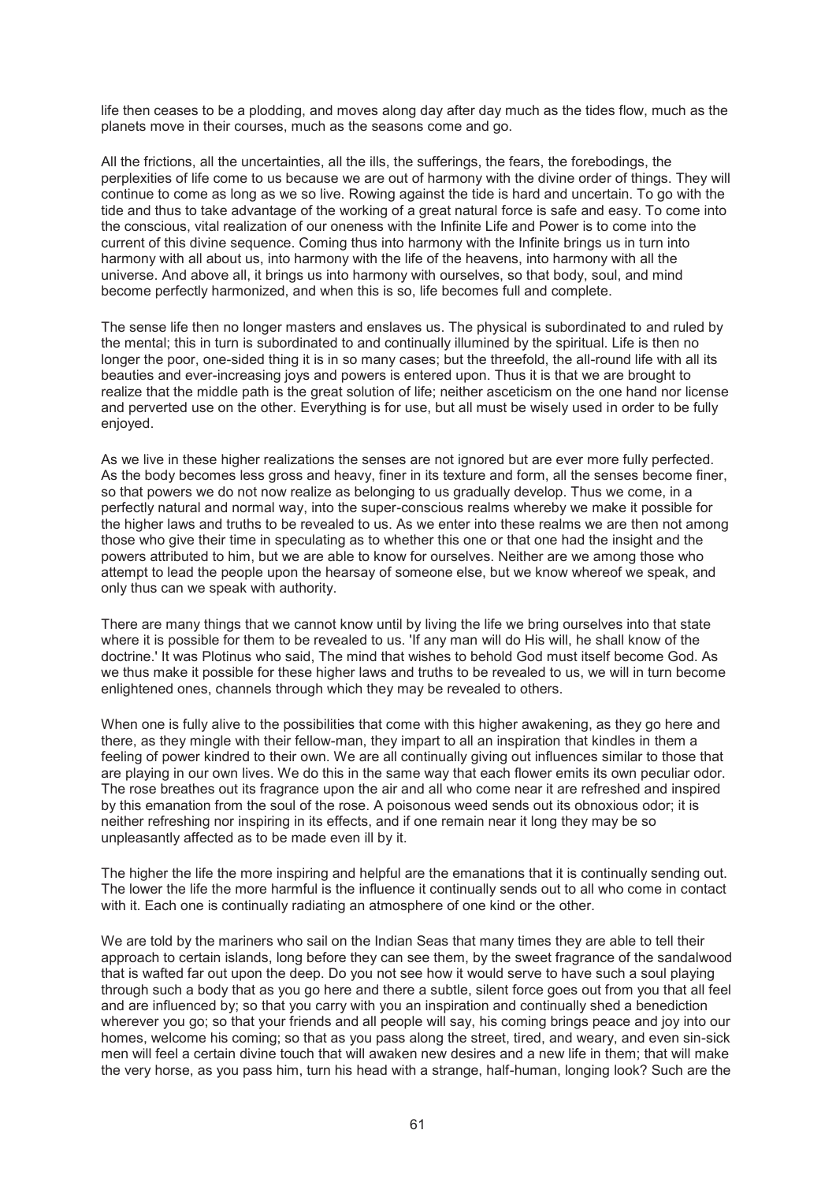life then ceases to be a plodding, and moves along day after day much as the tides flow, much as the planets move in their courses, much as the seasons come and go.

All the frictions, all the uncertainties, all the ills, the sufferings, the fears, the forebodings, the perplexities of life come to us because we are out of harmony with the divine order of things. They will continue to come as long as we so live. Rowing against the tide is hard and uncertain. To go with the tide and thus to take advantage of the working of a great natural force is safe and easy. To come into the conscious, vital realization of our oneness with the Infinite Life and Power is to come into the current of this divine sequence. Coming thus into harmony with the Infinite brings us in turn into harmony with all about us, into harmony with the life of the heavens, into harmony with all the universe. And above all, it brings us into harmony with ourselves, so that body, soul, and mind become perfectly harmonized, and when this is so, life becomes full and complete.

The sense life then no longer masters and enslaves us. The physical is subordinated to and ruled by the mental; this in turn is subordinated to and continually illumined by the spiritual. Life is then no longer the poor, one-sided thing it is in so many cases; but the threefold, the all-round life with all its beauties and ever-increasing joys and powers is entered upon. Thus it is that we are brought to realize that the middle path is the great solution of life; neither asceticism on the one hand nor license and perverted use on the other. Everything is for use, but all must be wisely used in order to be fully enjoyed.

As we live in these higher realizations the senses are not ignored but are ever more fully perfected. As the body becomes less gross and heavy, finer in its texture and form, all the senses become finer, so that powers we do not now realize as belonging to us gradually develop. Thus we come, in a perfectly natural and normal way, into the super-conscious realms whereby we make it possible for the higher laws and truths to be revealed to us. As we enter into these realms we are then not among those who give their time in speculating as to whether this one or that one had the insight and the powers attributed to him, but we are able to know for ourselves. Neither are we among those who attempt to lead the people upon the hearsay of someone else, but we know whereof we speak, and only thus can we speak with authority.

There are many things that we cannot know until by living the life we bring ourselves into that state where it is possible for them to be revealed to us. 'If any man will do His will, he shall know of the doctrine.' It was Plotinus who said, The mind that wishes to behold God must itself become God. As we thus make it possible for these higher laws and truths to be revealed to us, we will in turn become enlightened ones, channels through which they may be revealed to others.

When one is fully alive to the possibilities that come with this higher awakening, as they go here and there, as they mingle with their fellow-man, they impart to all an inspiration that kindles in them a feeling of power kindred to their own. We are all continually giving out influences similar to those that are playing in our own lives. We do this in the same way that each flower emits its own peculiar odor. The rose breathes out its fragrance upon the air and all who come near it are refreshed and inspired by this emanation from the soul of the rose. A poisonous weed sends out its obnoxious odor; it is neither refreshing nor inspiring in its effects, and if one remain near it long they may be so unpleasantly affected as to be made even ill by it.

The higher the life the more inspiring and helpful are the emanations that it is continually sending out. The lower the life the more harmful is the influence it continually sends out to all who come in contact with it. Each one is continually radiating an atmosphere of one kind or the other.

We are told by the mariners who sail on the Indian Seas that many times they are able to tell their approach to certain islands, long before they can see them, by the sweet fragrance of the sandalwood that is wafted far out upon the deep. Do you not see how it would serve to have such a soul playing through such a body that as you go here and there a subtle, silent force goes out from you that all feel and are influenced by; so that you carry with you an inspiration and continually shed a benediction wherever you go; so that your friends and all people will say, his coming brings peace and joy into our homes, welcome his coming; so that as you pass along the street, tired, and weary, and even sin-sick men will feel a certain divine touch that will awaken new desires and a new life in them; that will make the very horse, as you pass him, turn his head with a strange, half-human, longing look? Such are the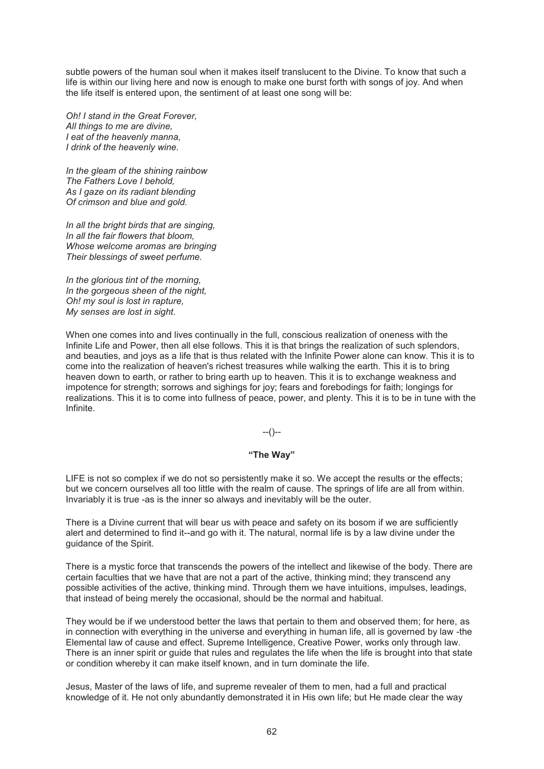subtle powers of the human soul when it makes itself translucent to the Divine. To know that such a life is within our living here and now is enough to make one burst forth with songs of joy. And when the life itself is entered upon, the sentiment of at least one song will be:

*Oh! I stand in the Great Forever,*
*All things to me are divine,*
*I eat of the heavenly manna,*
*I drink of the heavenly wine.*

*In the gleam of the shining rainbow*
*The Fathers Love I behold,*
*As I gaze on its radiant blending*
*Of crimson and blue and gold.*

*In all the bright birds that are singing,*
*In all the fair flowers that bloom,*
*Whose welcome aromas are bringing*
*Their blessings of sweet perfume.*

*In the glorious tint of the morning,*
*In the gorgeous sheen of the night,*
*Oh! my soul is lost in rapture,*
*My senses are lost in sight.*

When one comes into and lives continually in the full, conscious realization of oneness with the Infinite Life and Power, then all else follows. This it is that brings the realization of such splendors, and beauties, and joys as a life that is thus related with the Infinite Power alone can know. This it is to come into the realization of heaven's richest treasures while walking the earth. This it is to bring heaven down to earth, or rather to bring earth up to heaven. This it is to exchange weakness and impotence for strength; sorrows and sighings for joy; fears and forebodings for faith; longings for realizations. This it is to come into fullness of peace, power, and plenty. This it is to be in tune with the Infinite.

--()--

## "The Way"

LIFE is not so complex if we do not so persistently make it so. We accept the results or the effects; but we concern ourselves all too little with the realm of cause. The springs of life are all from within. Invariably it is true -as is the inner so always and inevitably will be the outer.

There is a Divine current that will bear us with peace and safety on its bosom if we are sufficiently alert and determined to find it--and go with it. The natural, normal life is by a law divine under the guidance of the Spirit.

There is a mystic force that transcends the powers of the intellect and likewise of the body. There are certain faculties that we have that are not a part of the active, thinking mind; they transcend any possible activities of the active, thinking mind. Through them we have intuitions, impulses, leadings, that instead of being merely the occasional, should be the normal and habitual.

They would be if we understood better the laws that pertain to them and observed them; for here, as in connection with everything in the universe and everything in human life, all is governed by law -the Elemental law of cause and effect. Supreme Intelligence, Creative Power, works only through law. There is an inner spirit or guide that rules and regulates the life when the life is brought into that state or condition whereby it can make itself known, and in turn dominate the life.

Jesus, Master of the laws of life, and supreme revealer of them to men, had a full and practical knowledge of it. He not only abundantly demonstrated it in His own life; but He made clear the way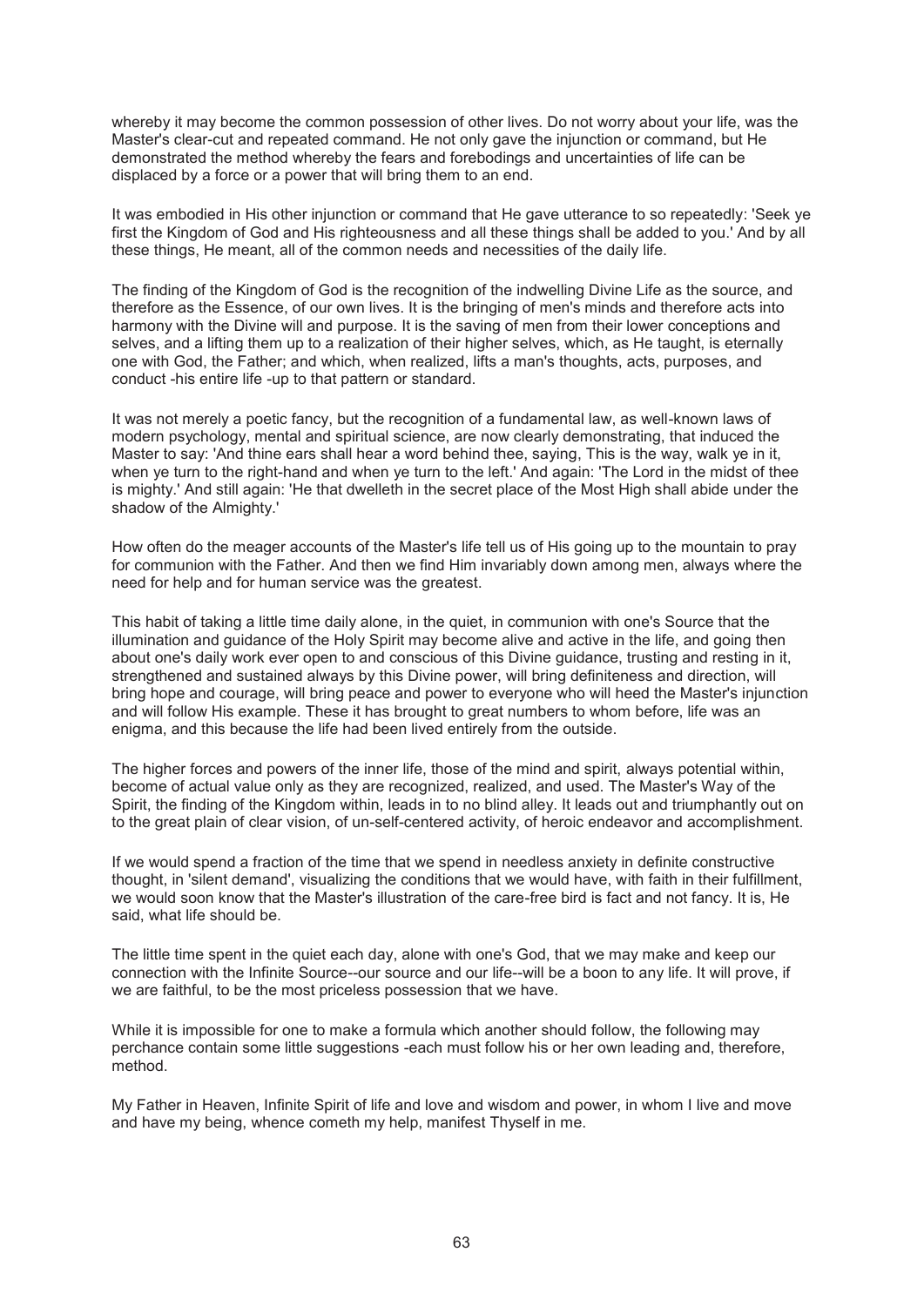whereby it may become the common possession of other lives. Do not worry about your life, was the Master's clear-cut and repeated command. He not only gave the injunction or command, but He demonstrated the method whereby the fears and forebodings and uncertainties of life can be displaced by a force or a power that will bring them to an end.

It was embodied in His other injunction or command that He gave utterance to so repeatedly: 'Seek ye first the Kingdom of God and His righteousness and all these things shall be added to you.' And by all these things, He meant, all of the common needs and necessities of the daily life.

The finding of the Kingdom of God is the recognition of the indwelling Divine Life as the source, and therefore as the Essence, of our own lives. It is the bringing of men's minds and therefore acts into harmony with the Divine will and purpose. It is the saving of men from their lower conceptions and selves, and a lifting them up to a realization of their higher selves, which, as He taught, is eternally one with God, the Father; and which, when realized, lifts a man's thoughts, acts, purposes, and conduct -his entire life -up to that pattern or standard.

It was not merely a poetic fancy, but the recognition of a fundamental law, as well-known laws of modern psychology, mental and spiritual science, are now clearly demonstrating, that induced the Master to say: 'And thine ears shall hear a word behind thee, saying, This is the way, walk ye in it, when ye turn to the right-hand and when ye turn to the left.' And again: 'The Lord in the midst of thee is mighty.' And still again: 'He that dwelleth in the secret place of the Most High shall abide under the shadow of the Almighty.'

How often do the meager accounts of the Master's life tell us of His going up to the mountain to pray for communion with the Father. And then we find Him invariably down among men, always where the need for help and for human service was the greatest.

This habit of taking a little time daily alone, in the quiet, in communion with one's Source that the illumination and guidance of the Holy Spirit may become alive and active in the life, and going then about one's daily work ever open to and conscious of this Divine guidance, trusting and resting in it, strengthened and sustained always by this Divine power, will bring definiteness and direction, will bring hope and courage, will bring peace and power to everyone who will heed the Master's injunction and will follow His example. These it has brought to great numbers to whom before, life was an enigma, and this because the life had been lived entirely from the outside.

The higher forces and powers of the inner life, those of the mind and spirit, always potential within, become of actual value only as they are recognized, realized, and used. The Master's Way of the Spirit, the finding of the Kingdom within, leads in to no blind alley. It leads out and triumphantly out on to the great plain of clear vision, of un-self-centered activity, of heroic endeavor and accomplishment.

If we would spend a fraction of the time that we spend in needless anxiety in definite constructive thought, in 'silent demand', visualizing the conditions that we would have, with faith in their fulfillment, we would soon know that the Master's illustration of the care-free bird is fact and not fancy. It is, He said, what life should be.

The little time spent in the quiet each day, alone with one's God, that we may make and keep our connection with the Infinite Source--our source and our life--will be a boon to any life. It will prove, if we are faithful, to be the most priceless possession that we have.

While it is impossible for one to make a formula which another should follow, the following may perchance contain some little suggestions -each must follow his or her own leading and, therefore, method.

My Father in Heaven, Infinite Spirit of life and love and wisdom and power, in whom I live and move and have my being, whence cometh my help, manifest Thyself in me.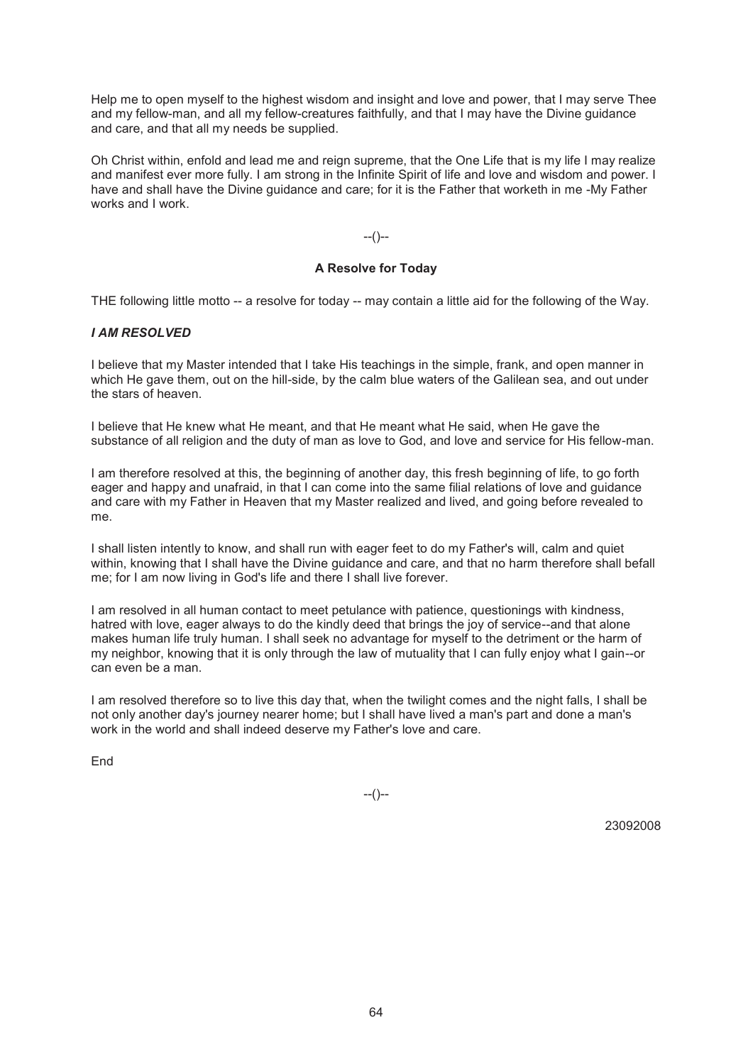Help me to open myself to the highest wisdom and insight and love and power, that I may serve Thee and my fellow-man, and all my fellow-creatures faithfully, and that I may have the Divine guidance and care, and that all my needs be supplied.

Oh Christ within, enfold and lead me and reign supreme, that the One Life that is my life I may realize and manifest ever more fully. I am strong in the Infinite Spirit of life and love and wisdom and power. I have and shall have the Divine guidance and care; for it is the Father that worketh in me -My Father works and I work.

--()--

### A Resolve for Today

THE following little motto -- a resolve for today -- may contain a little aid for the following of the Way.

***I AM RESOLVED***

I believe that my Master intended that I take His teachings in the simple, frank, and open manner in which He gave them, out on the hill-side, by the calm blue waters of the Galilean sea, and out under the stars of heaven.

I believe that He knew what He meant, and that He meant what He said, when He gave the substance of all religion and the duty of man as love to God, and love and service for His fellow-man.

I am therefore resolved at this, the beginning of another day, this fresh beginning of life, to go forth eager and happy and unafraid, in that I can come into the same filial relations of love and guidance and care with my Father in Heaven that my Master realized and lived, and going before revealed to me.

I shall listen intently to know, and shall run with eager feet to do my Father's will, calm and quiet within, knowing that I shall have the Divine guidance and care, and that no harm therefore shall befall me; for I am now living in God's life and there I shall live forever.

I am resolved in all human contact to meet petulance with patience, questionings with kindness, hatred with love, eager always to do the kindly deed that brings the joy of service--and that alone makes human life truly human. I shall seek no advantage for myself to the detriment or the harm of my neighbor, knowing that it is only through the law of mutuality that I can fully enjoy what I gain--or can even be a man.

I am resolved therefore so to live this day that, when the twilight comes and the night falls, I shall be not only another day's journey nearer home; but I shall have lived a man's part and done a man's work in the world and shall indeed deserve my Father's love and care.

End

--()--

23092008